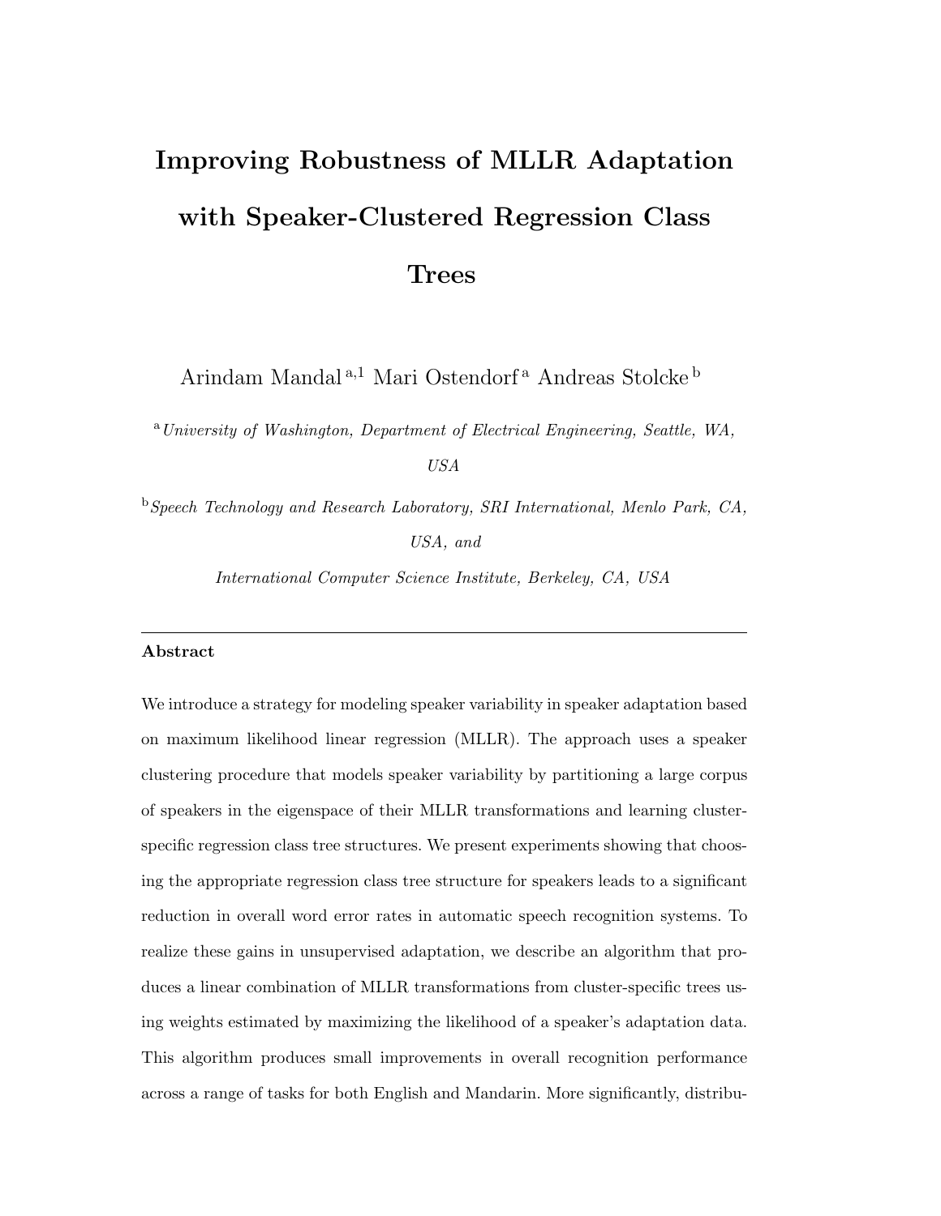# Improving Robustness of MLLR Adaptation with Speaker-Clustered Regression Class Trees

Arindam Mandal [a,1] Mari Ostendorf [a] Andreas Stolcke [b]

[a] *University of Washington, Department of Electrical Engineering, Seattle, WA, USA*

[b] *Speech Technology and Research Laboratory, SRI International, Menlo Park, CA, USA, and*

*International Computer Science Institute, Berkeley, CA, USA*

---

**Abstract**

We introduce a strategy for modeling speaker variability in speaker adaptation based on maximum likelihood linear regression (MLLR). The approach uses a speaker clustering procedure that models speaker variability by partitioning a large corpus of speakers in the eigenspace of their MLLR transformations and learning cluster-specific regression class tree structures. We present experiments showing that choosing the appropriate regression class tree structure for speakers leads to a significant reduction in overall word error rates in automatic speech recognition systems. To realize these gains in unsupervised adaptation, we describe an algorithm that produces a linear combination of MLLR transformations from cluster-specific trees using weights estimated by maximizing the likelihood of a speaker's adaptation data. This algorithm produces small improvements in overall recognition performance across a range of tasks for both English and Mandarin. More significantly, distribu-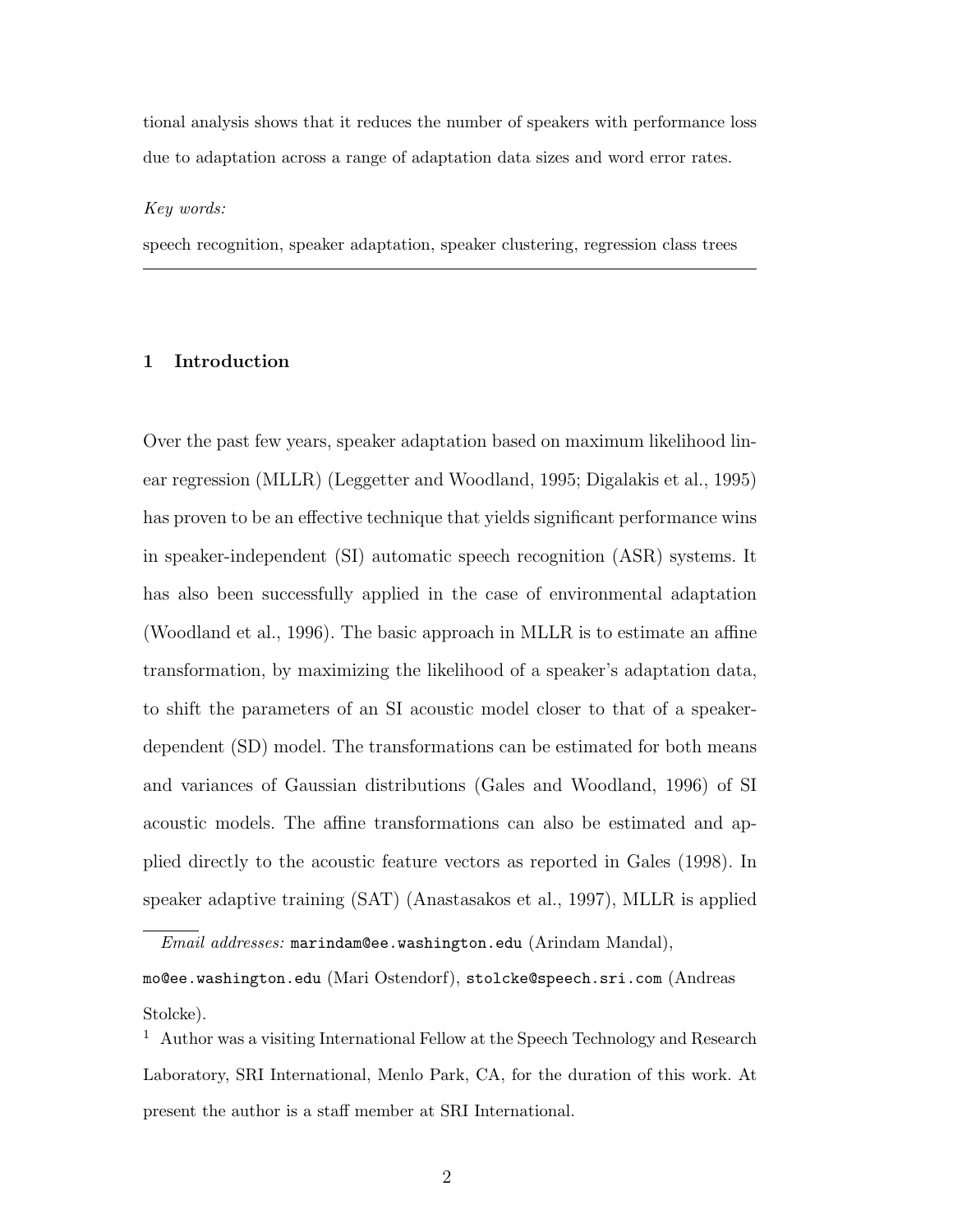tional analysis shows that it reduces the number of speakers with performance loss due to adaptation across a range of adaptation data sizes and word error rates.

*Key words:*

speech recognition, speaker adaptation, speaker clustering, regression class trees

---

## 1 Introduction

Over the past few years, speaker adaptation based on maximum likelihood linear regression (MLLR) (Leggetter and Woodland, 1995; Digalakis et al., 1995) has proven to be an effective technique that yields significant performance wins in speaker-independent (SI) automatic speech recognition (ASR) systems. It has also been successfully applied in the case of environmental adaptation (Woodland et al., 1996). The basic approach in MLLR is to estimate an affine transformation, by maximizing the likelihood of a speaker's adaptation data, to shift the parameters of an SI acoustic model closer to that of a speaker-dependent (SD) model. The transformations can be estimated for both means and variances of Gaussian distributions (Gales and Woodland, 1996) of SI acoustic models. The affine transformations can also be estimated and applied directly to the acoustic feature vectors as reported in Gales (1998). In speaker adaptive training (SAT) (Anastasakos et al., 1997), MLLR is applied

---

*Email addresses:* `marindam@ee.washington.edu` (Arindam Mandal), `mo@ee.washington.edu` (Mari Ostendorf), `stolcke@speech.sri.com` (Andreas Stolcke).

[1] Author was a visiting International Fellow at the Speech Technology and Research Laboratory, SRI International, Menlo Park, CA, for the duration of this work. At present the author is a staff member at SRI International.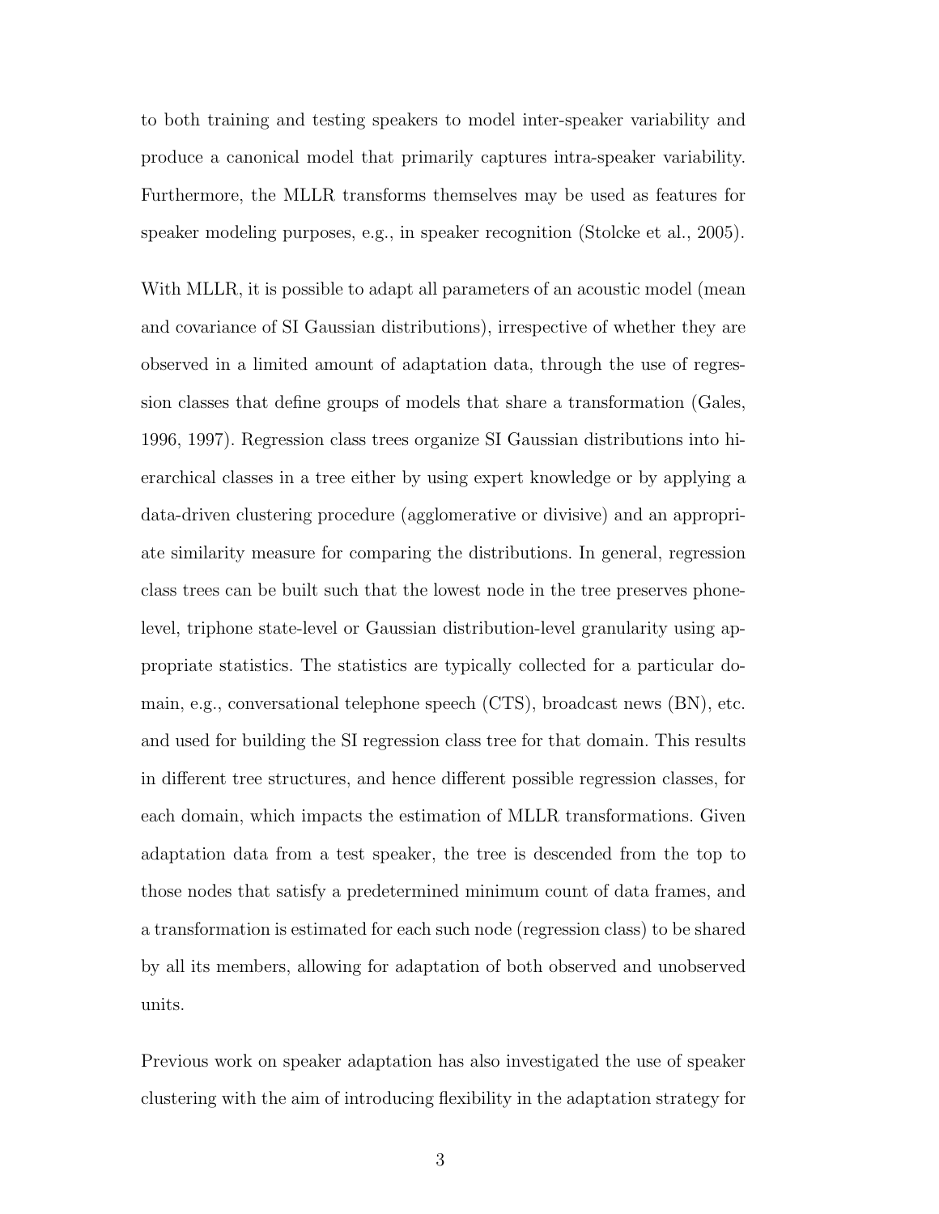to both training and testing speakers to model inter-speaker variability and produce a canonical model that primarily captures intra-speaker variability. Furthermore, the MLLR transforms themselves may be used as features for speaker modeling purposes, e.g., in speaker recognition (Stolcke et al., 2005).

With MLLR, it is possible to adapt all parameters of an acoustic model (mean and covariance of SI Gaussian distributions), irrespective of whether they are observed in a limited amount of adaptation data, through the use of regression classes that define groups of models that share a transformation (Gales, 1996, 1997). Regression class trees organize SI Gaussian distributions into hierarchical classes in a tree either by using expert knowledge or by applying a data-driven clustering procedure (agglomerative or divisive) and an appropriate similarity measure for comparing the distributions. In general, regression class trees can be built such that the lowest node in the tree preserves phone-level, triphone state-level or Gaussian distribution-level granularity using appropriate statistics. The statistics are typically collected for a particular domain, e.g., conversational telephone speech (CTS), broadcast news (BN), etc. and used for building the SI regression class tree for that domain. This results in different tree structures, and hence different possible regression classes, for each domain, which impacts the estimation of MLLR transformations. Given adaptation data from a test speaker, the tree is descended from the top to those nodes that satisfy a predetermined minimum count of data frames, and a transformation is estimated for each such node (regression class) to be shared by all its members, allowing for adaptation of both observed and unobserved units.

Previous work on speaker adaptation has also investigated the use of speaker clustering with the aim of introducing flexibility in the adaptation strategy for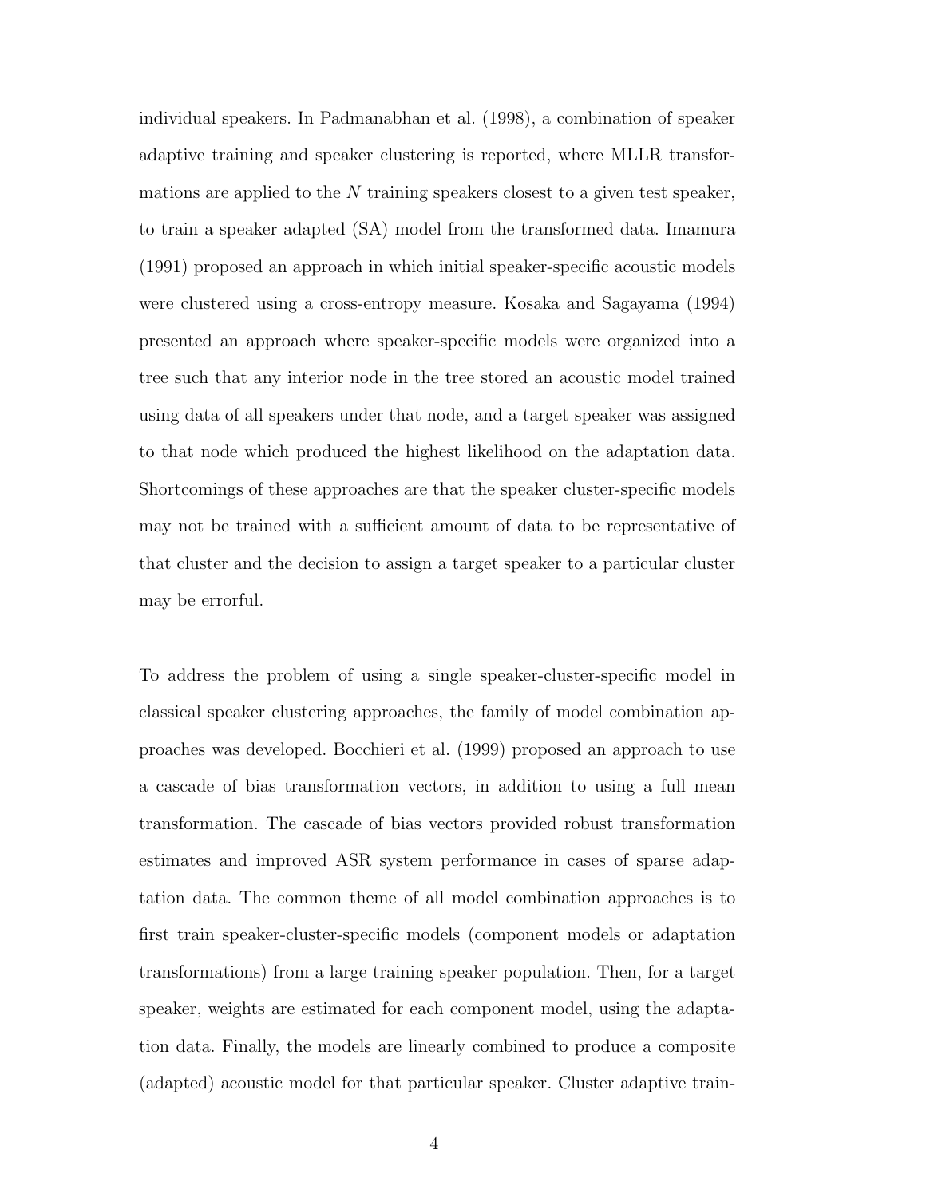individual speakers. In Padmanabhan et al. (1998), a combination of speaker adaptive training and speaker clustering is reported, where MLLR transformations are applied to the $N$ training speakers closest to a given test speaker, to train a speaker adapted (SA) model from the transformed data. Imamura (1991) proposed an approach in which initial speaker-specific acoustic models were clustered using a cross-entropy measure. Kosaka and Sagayama (1994) presented an approach where speaker-specific models were organized into a tree such that any interior node in the tree stored an acoustic model trained using data of all speakers under that node, and a target speaker was assigned to that node which produced the highest likelihood on the adaptation data. Shortcomings of these approaches are that the speaker cluster-specific models may not be trained with a sufficient amount of data to be representative of that cluster and the decision to assign a target speaker to a particular cluster may be errorful.

To address the problem of using a single speaker-cluster-specific model in classical speaker clustering approaches, the family of model combination approaches was developed. Bocchieri et al. (1999) proposed an approach to use a cascade of bias transformation vectors, in addition to using a full mean transformation. The cascade of bias vectors provided robust transformation estimates and improved ASR system performance in cases of sparse adaptation data. The common theme of all model combination approaches is to first train speaker-cluster-specific models (component models or adaptation transformations) from a large training speaker population. Then, for a target speaker, weights are estimated for each component model, using the adaptation data. Finally, the models are linearly combined to produce a composite (adapted) acoustic model for that particular speaker. Cluster adaptive train-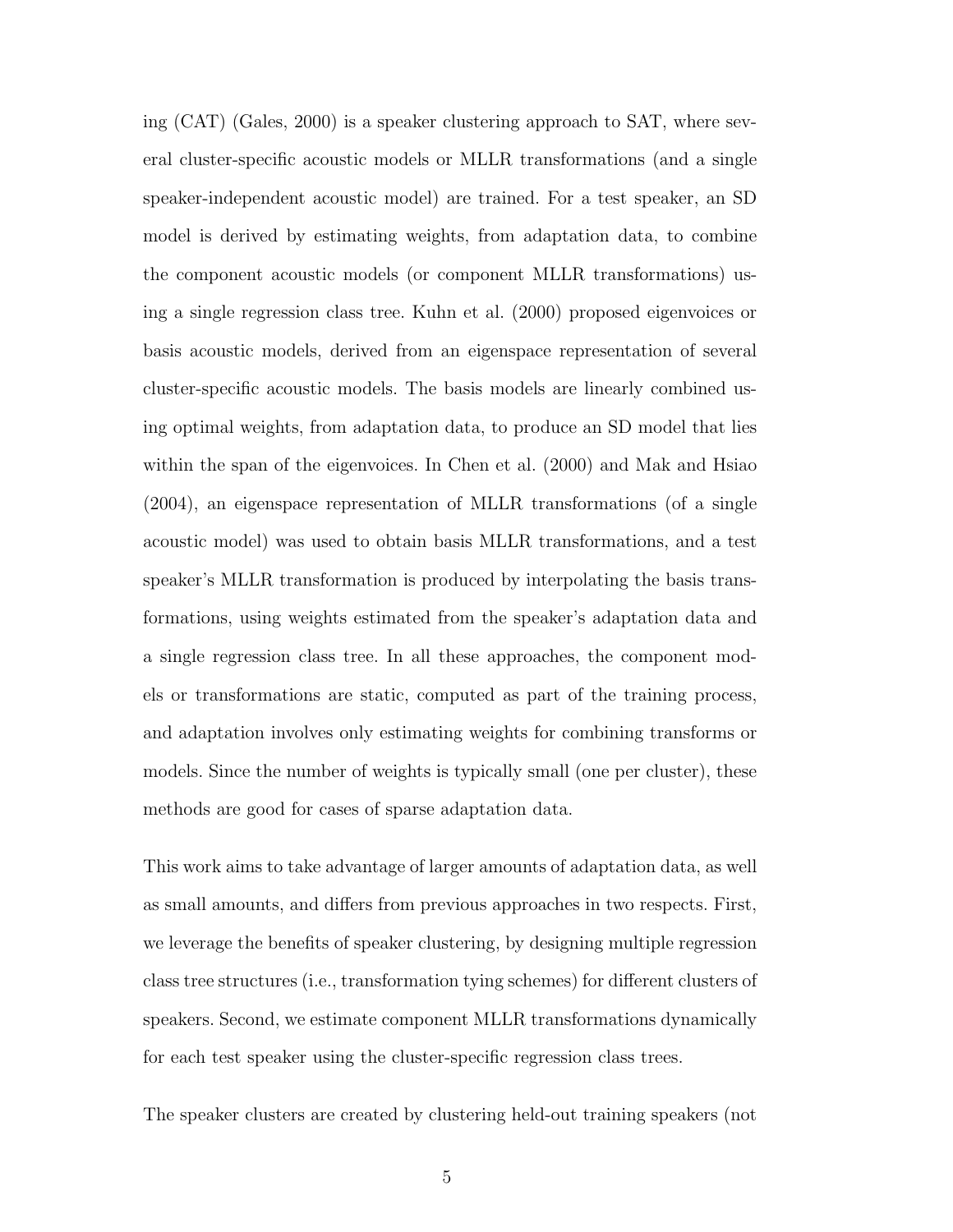ing (CAT) (Gales, 2000) is a speaker clustering approach to SAT, where several cluster-specific acoustic models or MLLR transformations (and a single speaker-independent acoustic model) are trained. For a test speaker, an SD model is derived by estimating weights, from adaptation data, to combine the component acoustic models (or component MLLR transformations) using a single regression class tree. Kuhn et al. (2000) proposed eigenvoices or basis acoustic models, derived from an eigenspace representation of several cluster-specific acoustic models. The basis models are linearly combined using optimal weights, from adaptation data, to produce an SD model that lies within the span of the eigenvoices. In Chen et al. (2000) and Mak and Hsiao (2004), an eigenspace representation of MLLR transformations (of a single acoustic model) was used to obtain basis MLLR transformations, and a test speaker's MLLR transformation is produced by interpolating the basis transformations, using weights estimated from the speaker's adaptation data and a single regression class tree. In all these approaches, the component models or transformations are static, computed as part of the training process, and adaptation involves only estimating weights for combining transforms or models. Since the number of weights is typically small (one per cluster), these methods are good for cases of sparse adaptation data.

This work aims to take advantage of larger amounts of adaptation data, as well as small amounts, and differs from previous approaches in two respects. First, we leverage the benefits of speaker clustering, by designing multiple regression class tree structures (i.e., transformation tying schemes) for different clusters of speakers. Second, we estimate component MLLR transformations dynamically for each test speaker using the cluster-specific regression class trees.

The speaker clusters are created by clustering held-out training speakers (not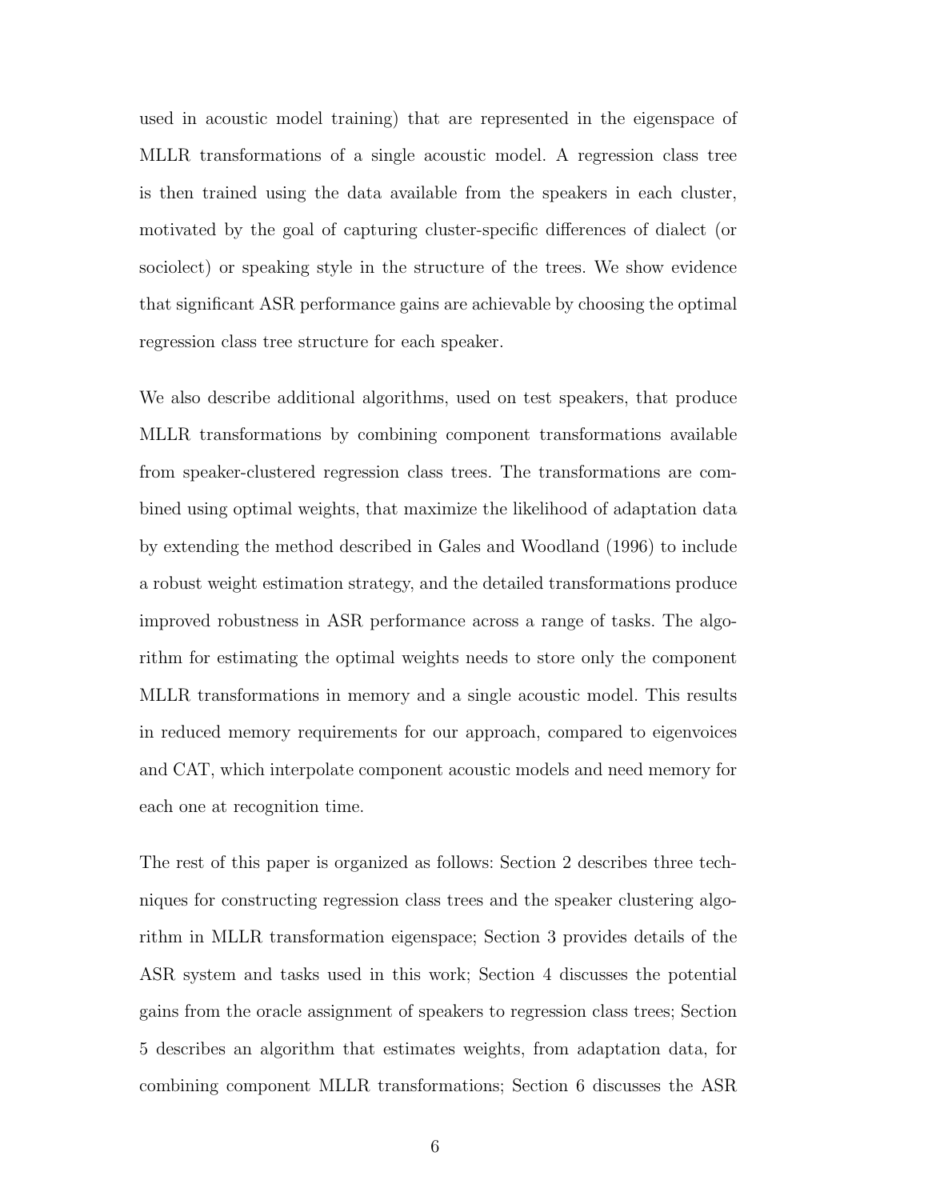used in acoustic model training) that are represented in the eigenspace of MLLR transformations of a single acoustic model. A regression class tree is then trained using the data available from the speakers in each cluster, motivated by the goal of capturing cluster-specific differences of dialect (or sociolect) or speaking style in the structure of the trees. We show evidence that significant ASR performance gains are achievable by choosing the optimal regression class tree structure for each speaker.

We also describe additional algorithms, used on test speakers, that produce MLLR transformations by combining component transformations available from speaker-clustered regression class trees. The transformations are combined using optimal weights, that maximize the likelihood of adaptation data by extending the method described in Gales and Woodland (1996) to include a robust weight estimation strategy, and the detailed transformations produce improved robustness in ASR performance across a range of tasks. The algorithm for estimating the optimal weights needs to store only the component MLLR transformations in memory and a single acoustic model. This results in reduced memory requirements for our approach, compared to eigenvoices and CAT, which interpolate component acoustic models and need memory for each one at recognition time.

The rest of this paper is organized as follows: Section 2 describes three techniques for constructing regression class trees and the speaker clustering algorithm in MLLR transformation eigenspace; Section 3 provides details of the ASR system and tasks used in this work; Section 4 discusses the potential gains from the oracle assignment of speakers to regression class trees; Section 5 describes an algorithm that estimates weights, from adaptation data, for combining component MLLR transformations; Section 6 discusses the ASR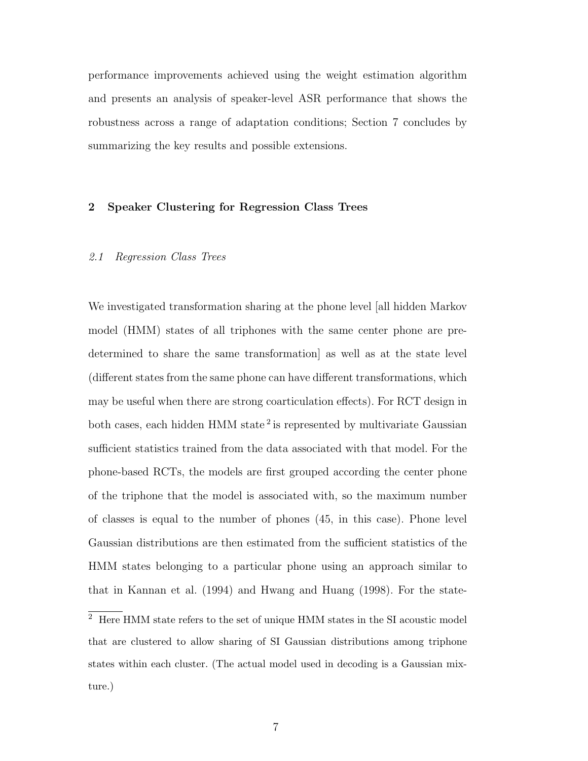performance improvements achieved using the weight estimation algorithm and presents an analysis of speaker-level ASR performance that shows the robustness across a range of adaptation conditions; Section 7 concludes by summarizing the key results and possible extensions.

## 2 Speaker Clustering for Regression Class Trees

### *2.1 Regression Class Trees*

We investigated transformation sharing at the phone level [all hidden Markov model (HMM) states of all triphones with the same center phone are predetermined to share the same transformation] as well as at the state level (different states from the same phone can have different transformations, which may be useful when there are strong coarticulation effects). For RCT design in both cases, each hidden HMM state [2] is represented by multivariate Gaussian sufficient statistics trained from the data associated with that model. For the phone-based RCTs, the models are first grouped according the center phone of the triphone that the model is associated with, so the maximum number of classes is equal to the number of phones (45, in this case). Phone level Gaussian distributions are then estimated from the sufficient statistics of the HMM states belonging to a particular phone using an approach similar to that in Kannan et al. (1994) and Hwang and Huang (1998). For the state-

[2] Here HMM state refers to the set of unique HMM states in the SI acoustic model that are clustered to allow sharing of SI Gaussian distributions among triphone states within each cluster. (The actual model used in decoding is a Gaussian mixture.)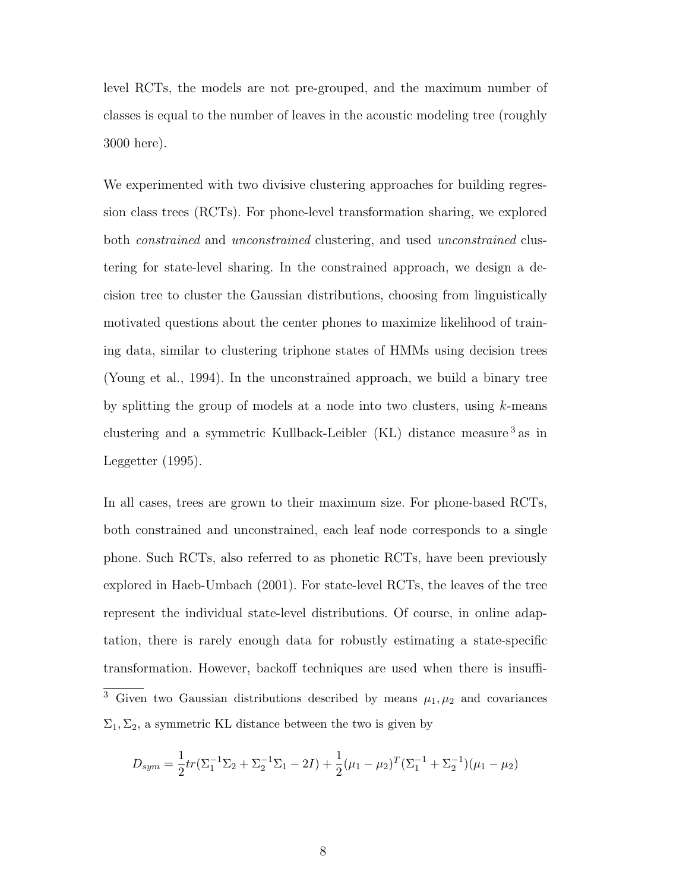level RCTs, the models are not pre-grouped, and the maximum number of classes is equal to the number of leaves in the acoustic modeling tree (roughly 3000 here).

We experimented with two divisive clustering approaches for building regression class trees (RCTs). For phone-level transformation sharing, we explored both *constrained* and *unconstrained* clustering, and used *unconstrained* clustering for state-level sharing. In the constrained approach, we design a decision tree to cluster the Gaussian distributions, choosing from linguistically motivated questions about the center phones to maximize likelihood of training data, similar to clustering triphone states of HMMs using decision trees (Young et al., 1994). In the unconstrained approach, we build a binary tree by splitting the group of models at a node into two clusters, using $k$-means clustering and a symmetric Kullback-Leibler (KL) distance measure[3] as in Leggetter (1995).

In all cases, trees are grown to their maximum size. For phone-based RCTs, both constrained and unconstrained, each leaf node corresponds to a single phone. Such RCTs, also referred to as phonetic RCTs, have been previously explored in Haeb-Umbach (2001). For state-level RCTs, the leaves of the tree represent the individual state-level distributions. Of course, in online adaptation, there is rarely enough data for robustly estimating a state-specific transformation. However, backoff techniques are used when there is insuffi-

[3] Given two Gaussian distributions described by means $\mu_1, \mu_2$ and covariances $\Sigma_1, \Sigma_2$, a symmetric KL distance between the two is given by

$$D_{sym} = \frac{1}{2}tr(\Sigma_1^{-1}\Sigma_2 + \Sigma_2^{-1}\Sigma_1 - 2I) + \frac{1}{2}(\mu_1 - \mu_2)^T(\Sigma_1^{-1} + \Sigma_2^{-1})(\mu_1 - \mu_2)$$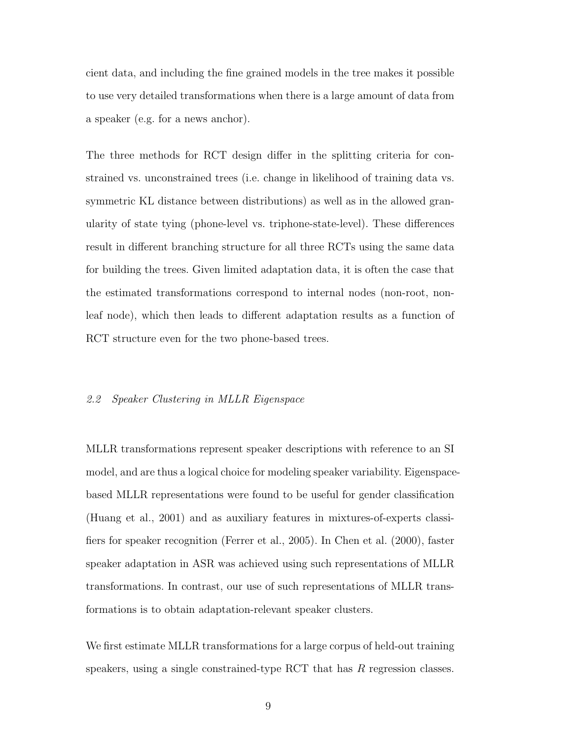cient data, and including the fine grained models in the tree makes it possible to use very detailed transformations when there is a large amount of data from a speaker (e.g. for a news anchor).

The three methods for RCT design differ in the splitting criteria for constrained vs. unconstrained trees (i.e. change in likelihood of training data vs. symmetric KL distance between distributions) as well as in the allowed granularity of state tying (phone-level vs. triphone-state-level). These differences result in different branching structure for all three RCTs using the same data for building the trees. Given limited adaptation data, it is often the case that the estimated transformations correspond to internal nodes (non-root, non-leaf node), which then leads to different adaptation results as a function of RCT structure even for the two phone-based trees.

### *2.2 Speaker Clustering in MLLR Eigenspace*

MLLR transformations represent speaker descriptions with reference to an SI model, and are thus a logical choice for modeling speaker variability. Eigenspace-based MLLR representations were found to be useful for gender classification (Huang et al., 2001) and as auxiliary features in mixtures-of-experts classifiers for speaker recognition (Ferrer et al., 2005). In Chen et al. (2000), faster speaker adaptation in ASR was achieved using such representations of MLLR transformations. In contrast, our use of such representations of MLLR transformations is to obtain adaptation-relevant speaker clusters.

We first estimate MLLR transformations for a large corpus of held-out training speakers, using a single constrained-type RCT that has $R$ regression classes.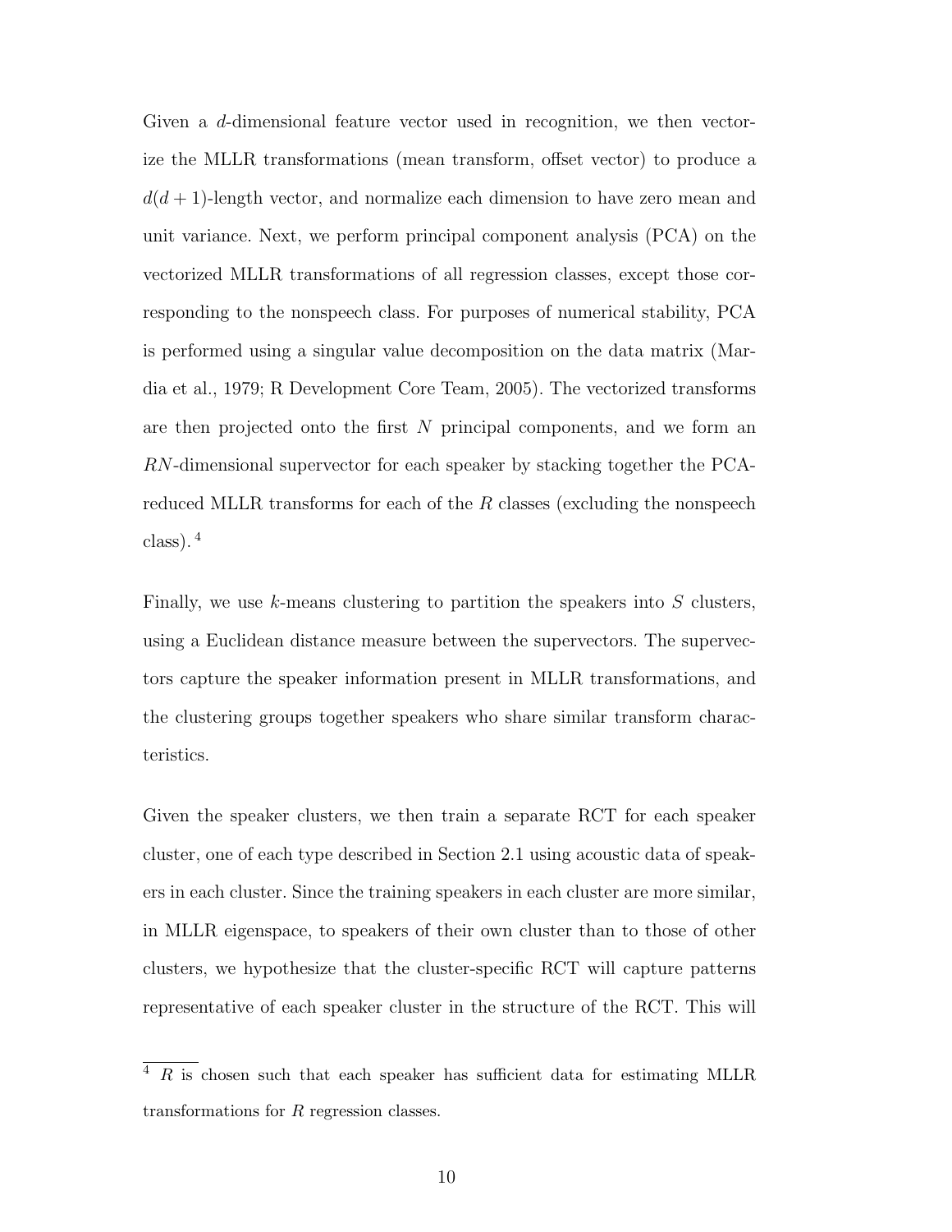Given a $d$-dimensional feature vector used in recognition, we then vectorize the MLLR transformations (mean transform, offset vector) to produce a $d(d+1)$-length vector, and normalize each dimension to have zero mean and unit variance. Next, we perform principal component analysis (PCA) on the vectorized MLLR transformations of all regression classes, except those corresponding to the nonspeech class. For purposes of numerical stability, PCA is performed using a singular value decomposition on the data matrix (Mardia et al., 1979; R Development Core Team, 2005). The vectorized transforms are then projected onto the first $N$ principal components, and we form an $RN$-dimensional supervector for each speaker by stacking together the PCA-reduced MLLR transforms for each of the $R$ classes (excluding the nonspeech class). [4]

Finally, we use $k$-means clustering to partition the speakers into $S$ clusters, using a Euclidean distance measure between the supervectors. The supervectors capture the speaker information present in MLLR transformations, and the clustering groups together speakers who share similar transform characteristics.

Given the speaker clusters, we then train a separate RCT for each speaker cluster, one of each type described in Section 2.1 using acoustic data of speakers in each cluster. Since the training speakers in each cluster are more similar, in MLLR eigenspace, to speakers of their own cluster than to those of other clusters, we hypothesize that the cluster-specific RCT will capture patterns representative of each speaker cluster in the structure of the RCT. This will

[4] $R$ is chosen such that each speaker has sufficient data for estimating MLLR transformations for $R$ regression classes.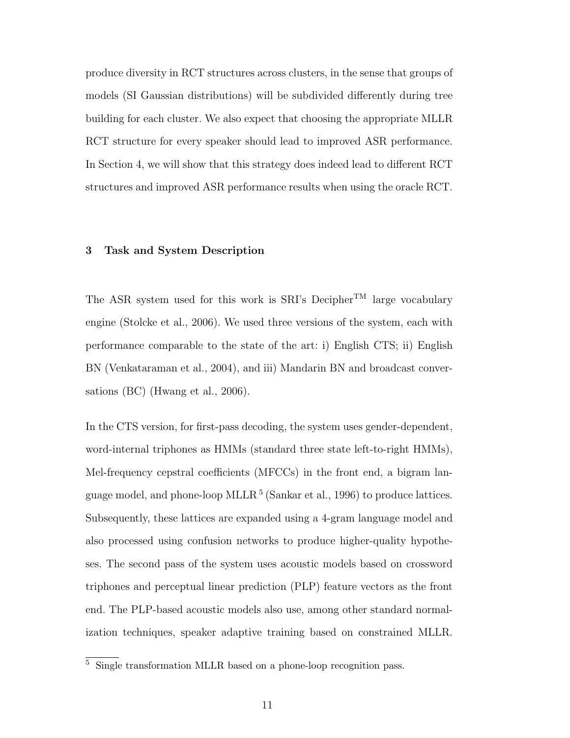produce diversity in RCT structures across clusters, in the sense that groups of models (SI Gaussian distributions) will be subdivided differently during tree building for each cluster. We also expect that choosing the appropriate MLLR RCT structure for every speaker should lead to improved ASR performance. In Section 4, we will show that this strategy does indeed lead to different RCT structures and improved ASR performance results when using the oracle RCT.

## 3 Task and System Description

The ASR system used for this work is SRI's Decipher™ large vocabulary engine (Stolcke et al., 2006). We used three versions of the system, each with performance comparable to the state of the art: i) English CTS; ii) English BN (Venkataraman et al., 2004), and iii) Mandarin BN and broadcast conversations (BC) (Hwang et al., 2006).

In the CTS version, for first-pass decoding, the system uses gender-dependent, word-internal triphones as HMMs (standard three state left-to-right HMMs), Mel-frequency cepstral coefficients (MFCCs) in the front end, a bigram language model, and phone-loop MLLR [5] (Sankar et al., 1996) to produce lattices. Subsequently, these lattices are expanded using a 4-gram language model and also processed using confusion networks to produce higher-quality hypotheses. The second pass of the system uses acoustic models based on crossword triphones and perceptual linear prediction (PLP) feature vectors as the front end. The PLP-based acoustic models also use, among other standard normalization techniques, speaker adaptive training based on constrained MLLR.

[5] Single transformation MLLR based on a phone-loop recognition pass.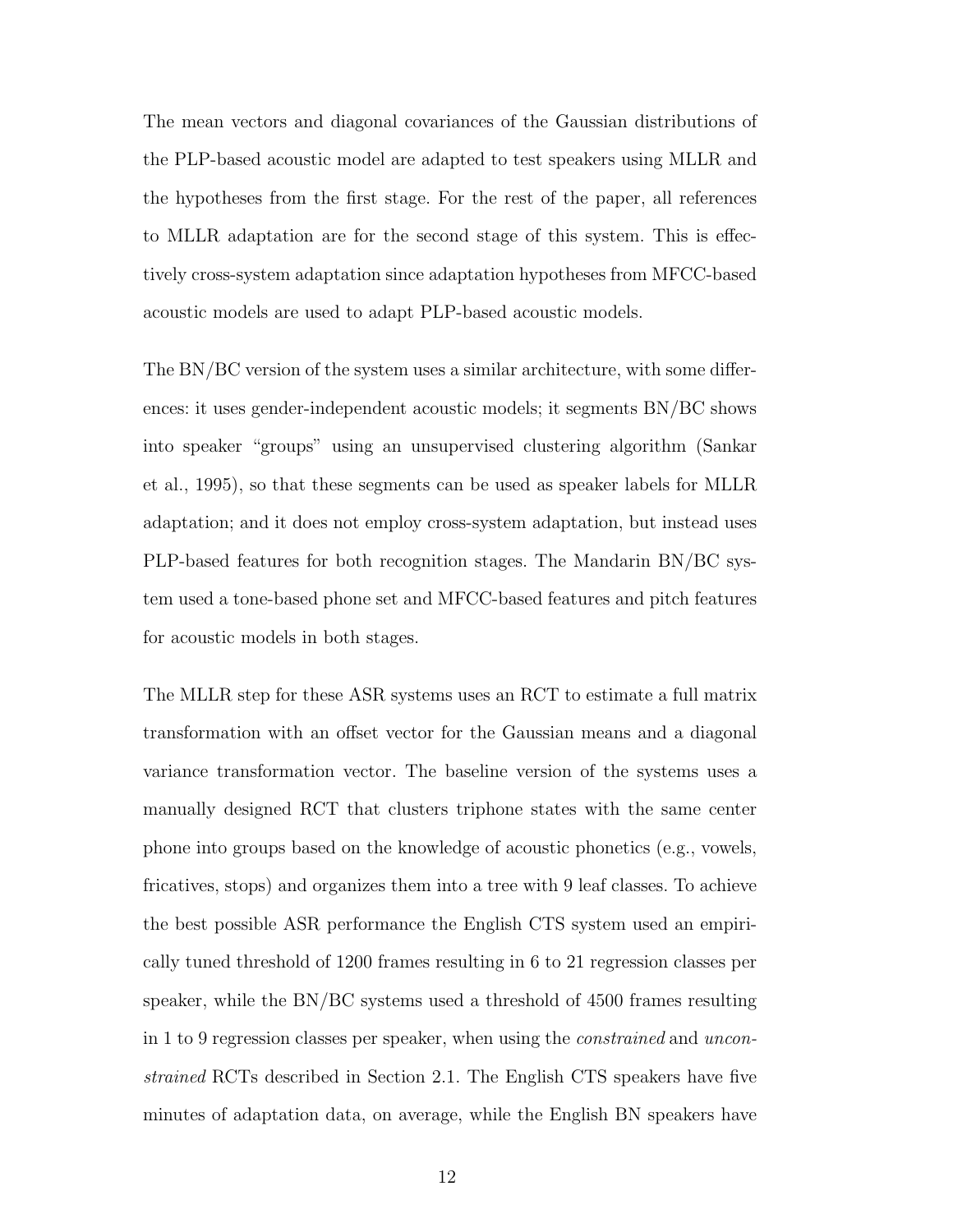The mean vectors and diagonal covariances of the Gaussian distributions of the PLP-based acoustic model are adapted to test speakers using MLLR and the hypotheses from the first stage. For the rest of the paper, all references to MLLR adaptation are for the second stage of this system. This is effectively cross-system adaptation since adaptation hypotheses from MFCC-based acoustic models are used to adapt PLP-based acoustic models.

The BN/BC version of the system uses a similar architecture, with some differences: it uses gender-independent acoustic models; it segments BN/BC shows into speaker "groups" using an unsupervised clustering algorithm (Sankar et al., 1995), so that these segments can be used as speaker labels for MLLR adaptation; and it does not employ cross-system adaptation, but instead uses PLP-based features for both recognition stages. The Mandarin BN/BC system used a tone-based phone set and MFCC-based features and pitch features for acoustic models in both stages.

The MLLR step for these ASR systems uses an RCT to estimate a full matrix transformation with an offset vector for the Gaussian means and a diagonal variance transformation vector. The baseline version of the systems uses a manually designed RCT that clusters triphone states with the same center phone into groups based on the knowledge of acoustic phonetics (e.g., vowels, fricatives, stops) and organizes them into a tree with 9 leaf classes. To achieve the best possible ASR performance the English CTS system used an empirically tuned threshold of 1200 frames resulting in 6 to 21 regression classes per speaker, while the BN/BC systems used a threshold of 4500 frames resulting in 1 to 9 regression classes per speaker, when using the *constrained* and *unconstrained* RCTs described in Section 2.1. The English CTS speakers have five minutes of adaptation data, on average, while the English BN speakers have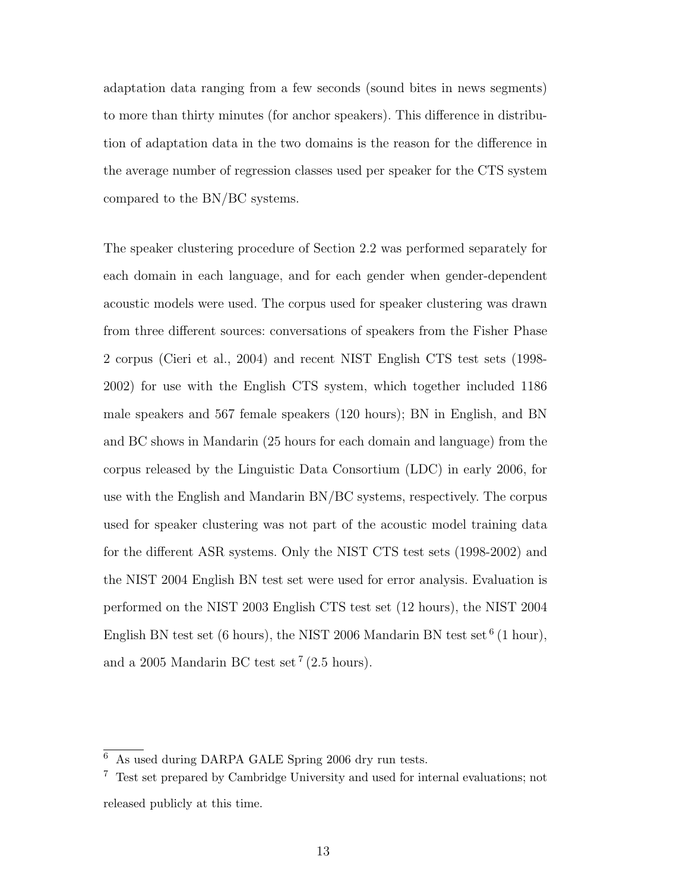adaptation data ranging from a few seconds (sound bites in news segments) to more than thirty minutes (for anchor speakers). This difference in distribution of adaptation data in the two domains is the reason for the difference in the average number of regression classes used per speaker for the CTS system compared to the BN/BC systems.

The speaker clustering procedure of Section 2.2 was performed separately for each domain in each language, and for each gender when gender-dependent acoustic models were used. The corpus used for speaker clustering was drawn from three different sources: conversations of speakers from the Fisher Phase 2 corpus (Cieri et al., 2004) and recent NIST English CTS test sets (1998-2002) for use with the English CTS system, which together included 1186 male speakers and 567 female speakers (120 hours); BN in English, and BN and BC shows in Mandarin (25 hours for each domain and language) from the corpus released by the Linguistic Data Consortium (LDC) in early 2006, for use with the English and Mandarin BN/BC systems, respectively. The corpus used for speaker clustering was not part of the acoustic model training data for the different ASR systems. Only the NIST CTS test sets (1998-2002) and the NIST 2004 English BN test set were used for error analysis. Evaluation is performed on the NIST 2003 English CTS test set (12 hours), the NIST 2004 English BN test set (6 hours), the NIST 2006 Mandarin BN test set [6] (1 hour), and a 2005 Mandarin BC test set [7] (2.5 hours).

[6] As used during DARPA GALE Spring 2006 dry run tests.

[7] Test set prepared by Cambridge University and used for internal evaluations; not released publicly at this time.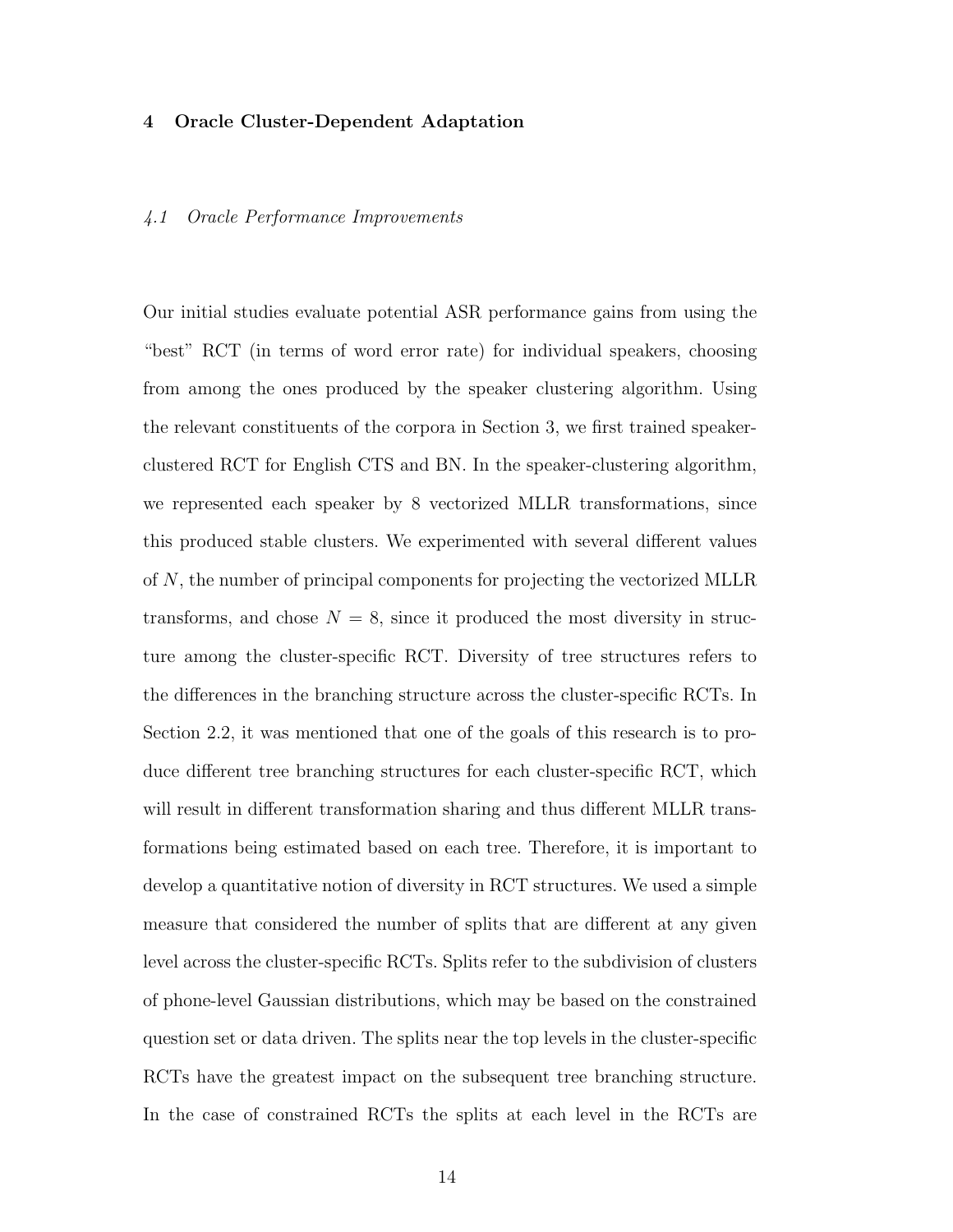## 4 Oracle Cluster-Dependent Adaptation

### 4.1 Oracle Performance Improvements

Our initial studies evaluate potential ASR performance gains from using the "best" RCT (in terms of word error rate) for individual speakers, choosing from among the ones produced by the speaker clustering algorithm. Using the relevant constituents of the corpora in Section 3, we first trained speaker-clustered RCT for English CTS and BN. In the speaker-clustering algorithm, we represented each speaker by 8 vectorized MLLR transformations, since this produced stable clusters. We experimented with several different values of $N$, the number of principal components for projecting the vectorized MLLR transforms, and chose $N = 8$, since it produced the most diversity in structure among the cluster-specific RCT. Diversity of tree structures refers to the differences in the branching structure across the cluster-specific RCTs. In Section 2.2, it was mentioned that one of the goals of this research is to produce different tree branching structures for each cluster-specific RCT, which will result in different transformation sharing and thus different MLLR transformations being estimated based on each tree. Therefore, it is important to develop a quantitative notion of diversity in RCT structures. We used a simple measure that considered the number of splits that are different at any given level across the cluster-specific RCTs. Splits refer to the subdivision of clusters of phone-level Gaussian distributions, which may be based on the constrained question set or data driven. The splits near the top levels in the cluster-specific RCTs have the greatest impact on the subsequent tree branching structure. In the case of constrained RCTs the splits at each level in the RCTs are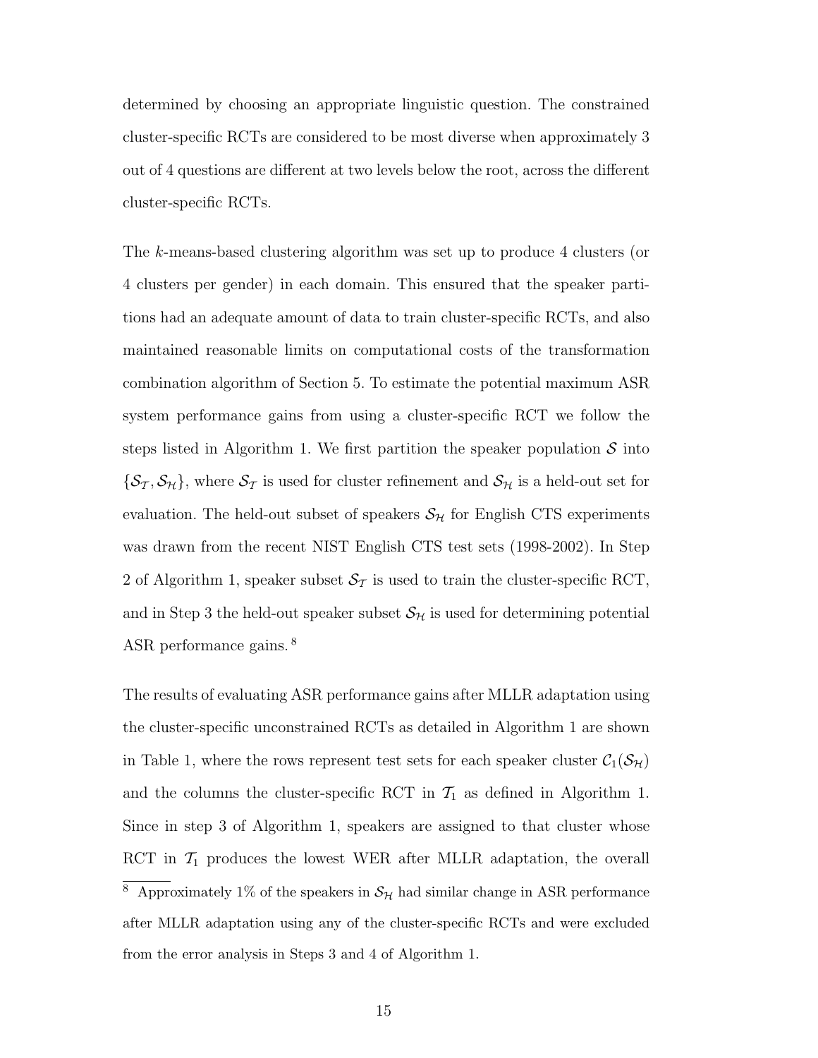determined by choosing an appropriate linguistic question. The constrained cluster-specific RCTs are considered to be most diverse when approximately 3 out of 4 questions are different at two levels below the root, across the different cluster-specific RCTs.

The $k$-means-based clustering algorithm was set up to produce 4 clusters (or 4 clusters per gender) in each domain. This ensured that the speaker partitions had an adequate amount of data to train cluster-specific RCTs, and also maintained reasonable limits on computational costs of the transformation combination algorithm of Section 5. To estimate the potential maximum ASR system performance gains from using a cluster-specific RCT we follow the steps listed in Algorithm 1. We first partition the speaker population $\mathcal{S}$ into $\{\mathcal{S}_{\mathcal{T}}, \mathcal{S}_{\mathcal{H}}\}$, where $\mathcal{S}_{\mathcal{T}}$ is used for cluster refinement and $\mathcal{S}_{\mathcal{H}}$ is a held-out set for evaluation. The held-out subset of speakers $\mathcal{S}_{\mathcal{H}}$ for English CTS experiments was drawn from the recent NIST English CTS test sets (1998-2002). In Step 2 of Algorithm 1, speaker subset $\mathcal{S}_{\mathcal{T}}$ is used to train the cluster-specific RCT, and in Step 3 the held-out speaker subset $\mathcal{S}_{\mathcal{H}}$ is used for determining potential ASR performance gains. [8]

The results of evaluating ASR performance gains after MLLR adaptation using the cluster-specific unconstrained RCTs as detailed in Algorithm 1 are shown in Table 1, where the rows represent test sets for each speaker cluster $\mathcal{C}_1(\mathcal{S}_{\mathcal{H}})$ and the columns the cluster-specific RCT in $\mathcal{T}_1$ as defined in Algorithm 1. Since in step 3 of Algorithm 1, speakers are assigned to that cluster whose RCT in $\mathcal{T}_1$ produces the lowest WER after MLLR adaptation, the overall

[8] Approximately 1% of the speakers in $\mathcal{S}_{\mathcal{H}}$ had similar change in ASR performance after MLLR adaptation using any of the cluster-specific RCTs and were excluded from the error analysis in Steps 3 and 4 of Algorithm 1.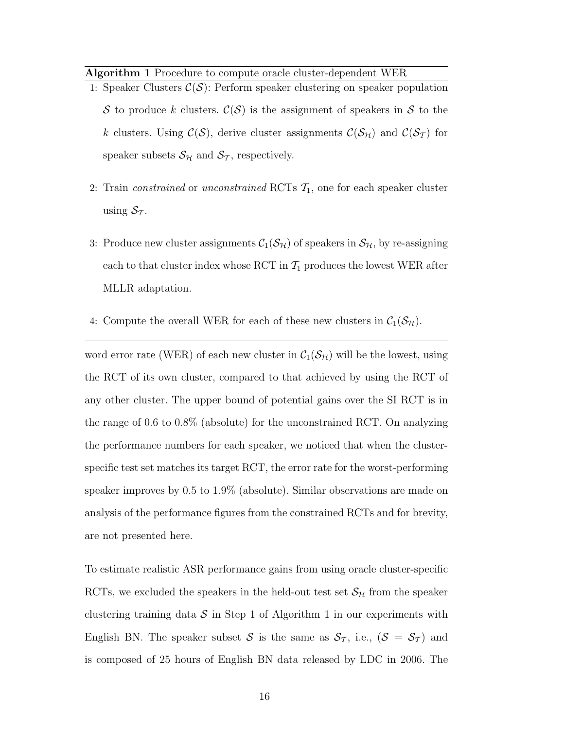**Algorithm 1** Procedure to compute oracle cluster-dependent WER

1: Speaker Clusters $\mathcal{C}(\mathcal{S})$: Perform speaker clustering on speaker population $\mathcal{S}$ to produce $k$ clusters. $\mathcal{C}(\mathcal{S})$ is the assignment of speakers in $\mathcal{S}$ to the $k$ clusters. Using $\mathcal{C}(\mathcal{S})$, derive cluster assignments $\mathcal{C}(\mathcal{S}_\mathcal{H})$ and $\mathcal{C}(\mathcal{S}_\mathcal{T})$ for speaker subsets $\mathcal{S}_\mathcal{H}$ and $\mathcal{S}_\mathcal{T}$, respectively.

2: Train *constrained* or *unconstrained* RCTs $\mathcal{T}_1$, one for each speaker cluster using $\mathcal{S}_\mathcal{T}$.

3: Produce new cluster assignments $\mathcal{C}_1(\mathcal{S}_\mathcal{H})$ of speakers in $\mathcal{S}_\mathcal{H}$, by re-assigning each to that cluster index whose RCT in $\mathcal{T}_1$ produces the lowest WER after MLLR adaptation.

4: Compute the overall WER for each of these new clusters in $\mathcal{C}_1(\mathcal{S}_\mathcal{H})$.

---

word error rate (WER) of each new cluster in $\mathcal{C}_1(\mathcal{S}_\mathcal{H})$ will be the lowest, using the RCT of its own cluster, compared to that achieved by using the RCT of any other cluster. The upper bound of potential gains over the SI RCT is in the range of 0.6 to 0.8% (absolute) for the unconstrained RCT. On analyzing the performance numbers for each speaker, we noticed that when the cluster-specific test set matches its target RCT, the error rate for the worst-performing speaker improves by 0.5 to 1.9% (absolute). Similar observations are made on analysis of the performance figures from the constrained RCTs and for brevity, are not presented here.

To estimate realistic ASR performance gains from using oracle cluster-specific RCTs, we excluded the speakers in the held-out test set $\mathcal{S}_\mathcal{H}$ from the speaker clustering training data $\mathcal{S}$ in Step 1 of Algorithm 1 in our experiments with English BN. The speaker subset $\mathcal{S}$ is the same as $\mathcal{S}_\mathcal{T}$, i.e., ($\mathcal{S} = \mathcal{S}_\mathcal{T}$) and is composed of 25 hours of English BN data released by LDC in 2006. The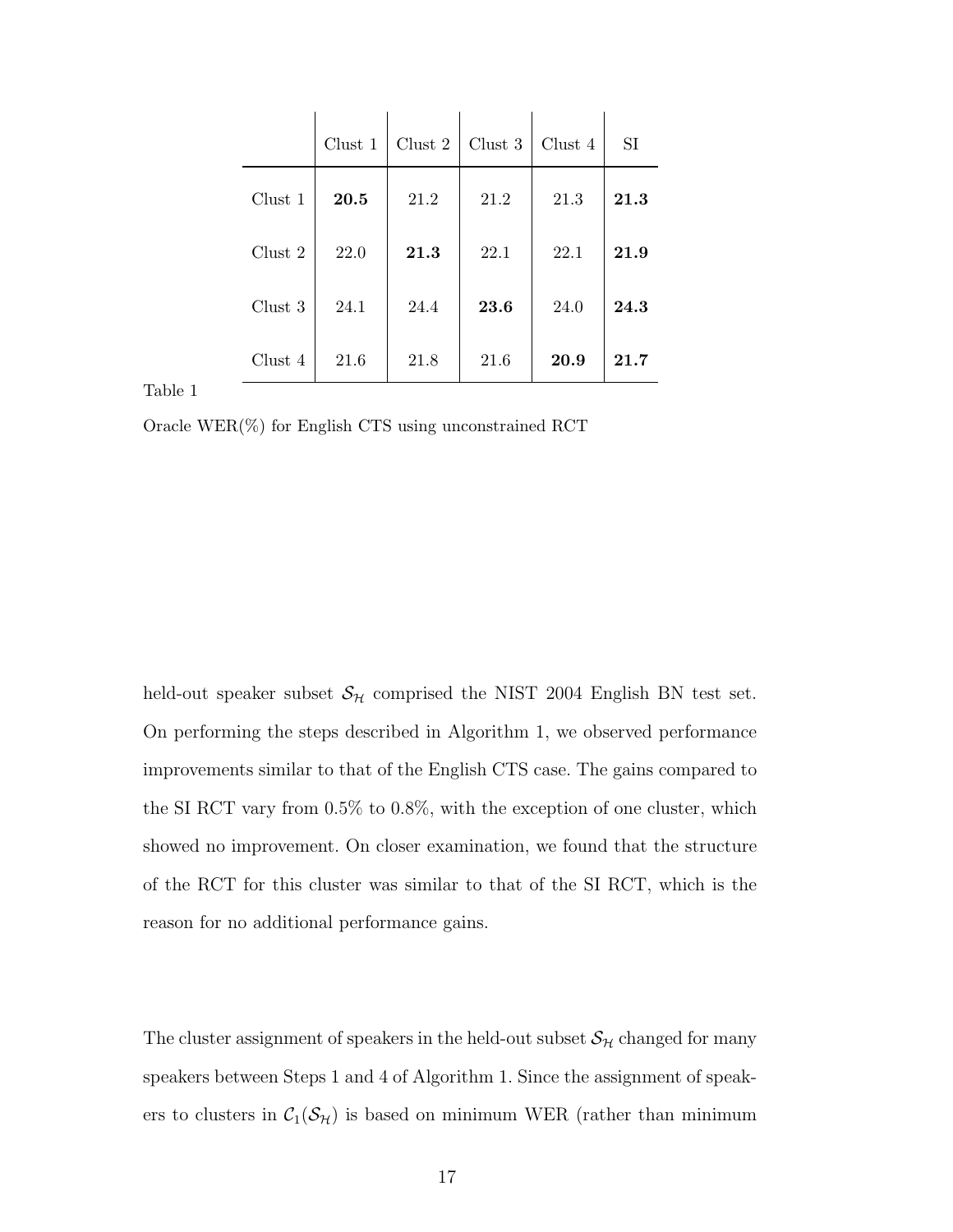| | Clust 1 | Clust 2 | Clust 3 | Clust 4 | SI |
|---|---|---|---|---|---|
| Clust 1 | **20.5** | 21.2 | 21.2 | 21.3 | **21.3** |
| Clust 2 | 22.0 | **21.3** | 22.1 | 22.1 | **21.9** |
| Clust 3 | 24.1 | 24.4 | **23.6** | 24.0 | **24.3** |
| Clust 4 | 21.6 | 21.8 | 21.6 | **20.9** | **21.7** |

Table 1

Oracle WER(%) for English CTS using unconstrained RCT

held-out speaker subset $\mathcal{S}_{\mathcal{H}}$ comprised the NIST 2004 English BN test set. On performing the steps described in Algorithm 1, we observed performance improvements similar to that of the English CTS case. The gains compared to the SI RCT vary from 0.5% to 0.8%, with the exception of one cluster, which showed no improvement. On closer examination, we found that the structure of the RCT for this cluster was similar to that of the SI RCT, which is the reason for no additional performance gains.

The cluster assignment of speakers in the held-out subset $\mathcal{S}_{\mathcal{H}}$ changed for many speakers between Steps 1 and 4 of Algorithm 1. Since the assignment of speakers to clusters in $\mathcal{C}_1(\mathcal{S}_{\mathcal{H}})$ is based on minimum WER (rather than minimum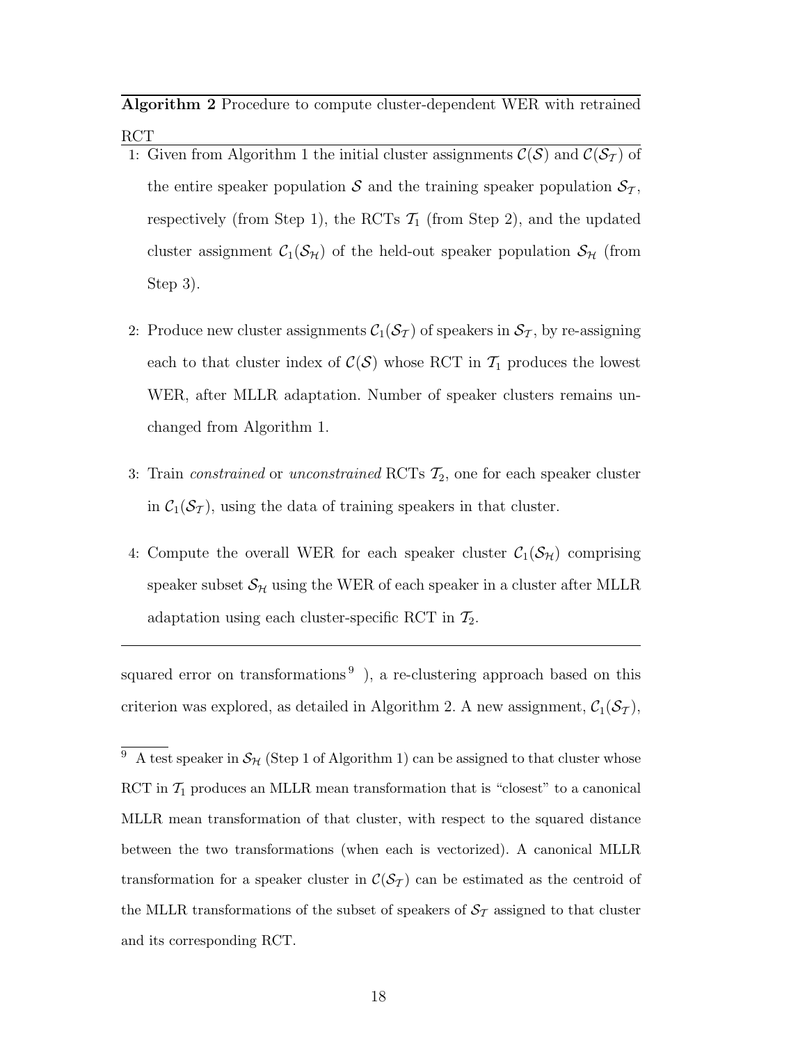**Algorithm 2** Procedure to compute cluster-dependent WER with retrained RCT

1: Given from Algorithm 1 the initial cluster assignments $\mathcal{C}(\mathcal{S})$ and $\mathcal{C}(\mathcal{S}_\mathcal{T})$ of the entire speaker population $\mathcal{S}$ and the training speaker population $\mathcal{S}_\mathcal{T}$, respectively (from Step 1), the RCTs $\mathcal{T}_1$ (from Step 2), and the updated cluster assignment $\mathcal{C}_1(\mathcal{S}_\mathcal{H})$ of the held-out speaker population $\mathcal{S}_\mathcal{H}$ (from Step 3).

2: Produce new cluster assignments $\mathcal{C}_1(\mathcal{S}_\mathcal{T})$ of speakers in $\mathcal{S}_\mathcal{T}$, by re-assigning each to that cluster index of $\mathcal{C}(\mathcal{S})$ whose RCT in $\mathcal{T}_1$ produces the lowest WER, after MLLR adaptation. Number of speaker clusters remains unchanged from Algorithm 1.

3: Train *constrained* or *unconstrained* RCTs $\mathcal{T}_2$, one for each speaker cluster in $\mathcal{C}_1(\mathcal{S}_\mathcal{T})$, using the data of training speakers in that cluster.

4: Compute the overall WER for each speaker cluster $\mathcal{C}_1(\mathcal{S}_\mathcal{H})$ comprising speaker subset $\mathcal{S}_\mathcal{H}$ using the WER of each speaker in a cluster after MLLR adaptation using each cluster-specific RCT in $\mathcal{T}_2$.

---

squared error on transformations [9] ), a re-clustering approach based on this criterion was explored, as detailed in Algorithm 2. A new assignment, $\mathcal{C}_1(\mathcal{S}_\mathcal{T})$,

[9] A test speaker in $\mathcal{S}_\mathcal{H}$ (Step 1 of Algorithm 1) can be assigned to that cluster whose RCT in $\mathcal{T}_1$ produces an MLLR mean transformation that is "closest" to a canonical MLLR mean transformation of that cluster, with respect to the squared distance between the two transformations (when each is vectorized). A canonical MLLR transformation for a speaker cluster in $\mathcal{C}(\mathcal{S}_\mathcal{T})$ can be estimated as the centroid of the MLLR transformations of the subset of speakers of $\mathcal{S}_\mathcal{T}$ assigned to that cluster and its corresponding RCT.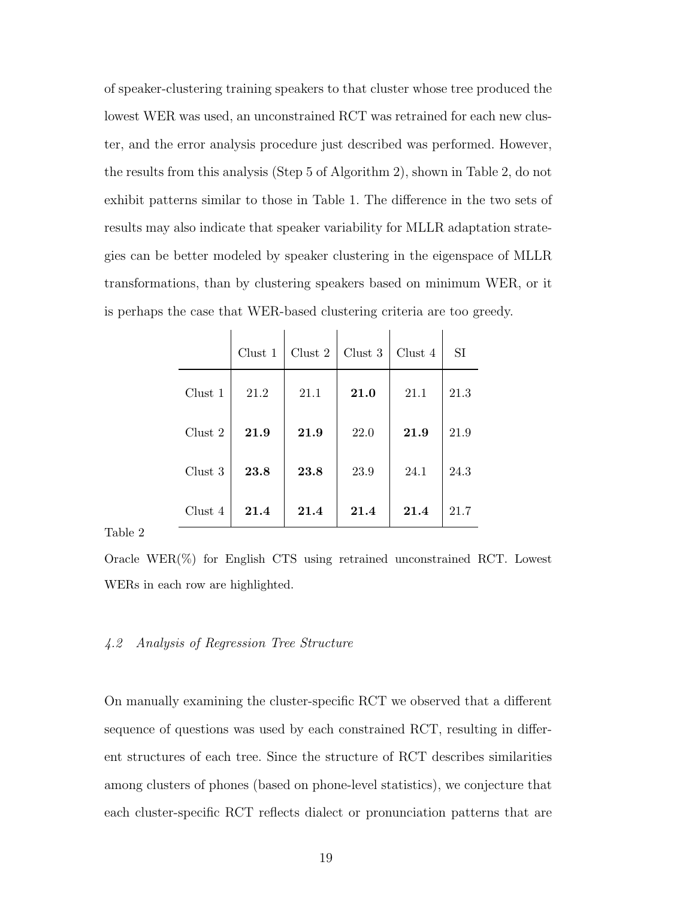of speaker-clustering training speakers to that cluster whose tree produced the lowest WER was used, an unconstrained RCT was retrained for each new cluster, and the error analysis procedure just described was performed. However, the results from this analysis (Step 5 of Algorithm 2), shown in Table 2, do not exhibit patterns similar to those in Table 1. The difference in the two sets of results may also indicate that speaker variability for MLLR adaptation strategies can be better modeled by speaker clustering in the eigenspace of MLLR transformations, than by clustering speakers based on minimum WER, or it is perhaps the case that WER-based clustering criteria are too greedy.

| | Clust 1 | Clust 2 | Clust 3 | Clust 4 | SI |
|---|---|---|---|---|---|
| Clust 1 | 21.2 | 21.1 | **21.0** | 21.1 | 21.3 |
| Clust 2 | **21.9** | **21.9** | 22.0 | **21.9** | 21.9 |
| Clust 3 | **23.8** | **23.8** | 23.9 | 24.1 | 24.3 |
| Clust 4 | **21.4** | **21.4** | **21.4** | **21.4** | 21.7 |

Table 2

Oracle WER(%) for English CTS using retrained unconstrained RCT. Lowest WERs in each row are highlighted.

### *4.2 Analysis of Regression Tree Structure*

On manually examining the cluster-specific RCT we observed that a different sequence of questions was used by each constrained RCT, resulting in different structures of each tree. Since the structure of RCT describes similarities among clusters of phones (based on phone-level statistics), we conjecture that each cluster-specific RCT reflects dialect or pronunciation patterns that are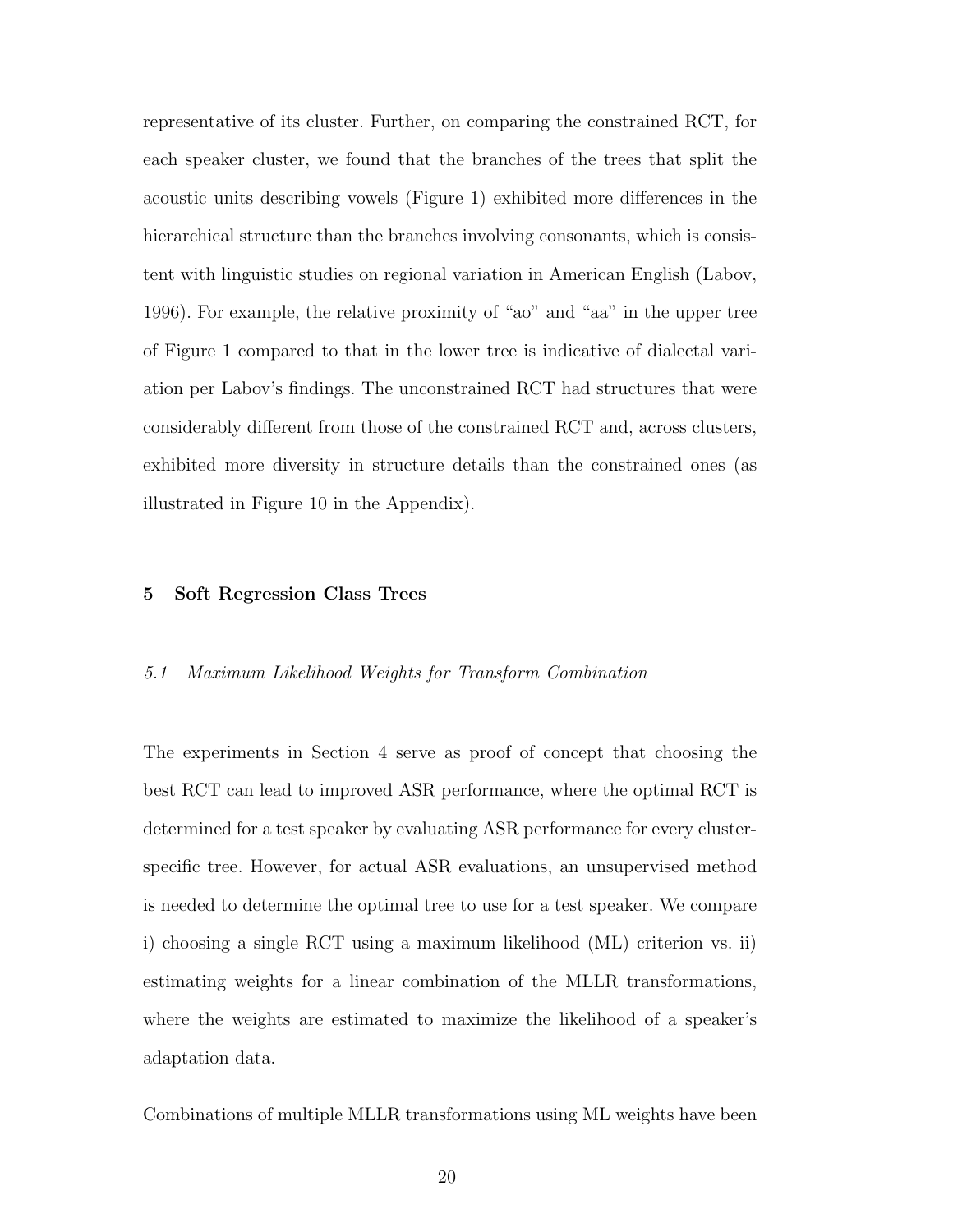representative of its cluster. Further, on comparing the constrained RCT, for each speaker cluster, we found that the branches of the trees that split the acoustic units describing vowels (Figure 1) exhibited more differences in the hierarchical structure than the branches involving consonants, which is consistent with linguistic studies on regional variation in American English (Labov, 1996). For example, the relative proximity of "ao" and "aa" in the upper tree of Figure 1 compared to that in the lower tree is indicative of dialectal variation per Labov's findings. The unconstrained RCT had structures that were considerably different from those of the constrained RCT and, across clusters, exhibited more diversity in structure details than the constrained ones (as illustrated in Figure 10 in the Appendix).

## 5 Soft Regression Class Trees

### *5.1 Maximum Likelihood Weights for Transform Combination*

The experiments in Section 4 serve as proof of concept that choosing the best RCT can lead to improved ASR performance, where the optimal RCT is determined for a test speaker by evaluating ASR performance for every cluster-specific tree. However, for actual ASR evaluations, an unsupervised method is needed to determine the optimal tree to use for a test speaker. We compare i) choosing a single RCT using a maximum likelihood (ML) criterion vs. ii) estimating weights for a linear combination of the MLLR transformations, where the weights are estimated to maximize the likelihood of a speaker's adaptation data.

Combinations of multiple MLLR transformations using ML weights have been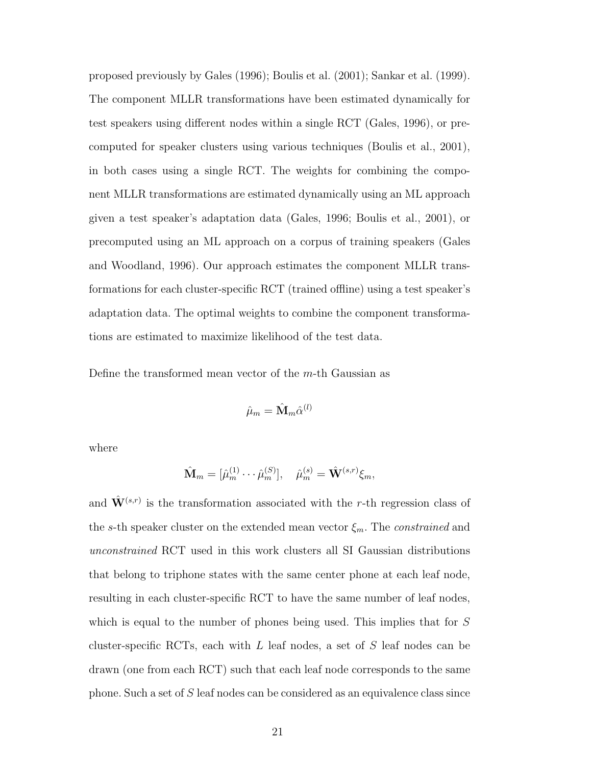proposed previously by Gales (1996); Boulis et al. (2001); Sankar et al. (1999). The component MLLR transformations have been estimated dynamically for test speakers using different nodes within a single RCT (Gales, 1996), or precomputed for speaker clusters using various techniques (Boulis et al., 2001), in both cases using a single RCT. The weights for combining the component MLLR transformations are estimated dynamically using an ML approach given a test speaker's adaptation data (Gales, 1996; Boulis et al., 2001), or precomputed using an ML approach on a corpus of training speakers (Gales and Woodland, 1996). Our approach estimates the component MLLR transformations for each cluster-specific RCT (trained offline) using a test speaker's adaptation data. The optimal weights to combine the component transformations are estimated to maximize likelihood of the test data.

Define the transformed mean vector of the $m$-th Gaussian as

$$\hat{\mu}_m = \hat{\mathbf{M}}_m \hat{\alpha}^{(l)}$$

where

$$\hat{\mathbf{M}}_m = [\hat{\mu}_m^{(1)} \cdots \hat{\mu}_m^{(S)}], \quad \hat{\mu}_m^{(s)} = \hat{\mathbf{W}}^{(s,r)} \xi_m,$$

and $\hat{\mathbf{W}}^{(s,r)}$ is the transformation associated with the $r$-th regression class of the $s$-th speaker cluster on the extended mean vector $\xi_m$. The *constrained* and *unconstrained* RCT used in this work clusters all SI Gaussian distributions that belong to triphone states with the same center phone at each leaf node, resulting in each cluster-specific RCT to have the same number of leaf nodes, which is equal to the number of phones being used. This implies that for $S$ cluster-specific RCTs, each with $L$ leaf nodes, a set of $S$ leaf nodes can be drawn (one from each RCT) such that each leaf node corresponds to the same phone. Such a set of $S$ leaf nodes can be considered as an equivalence class since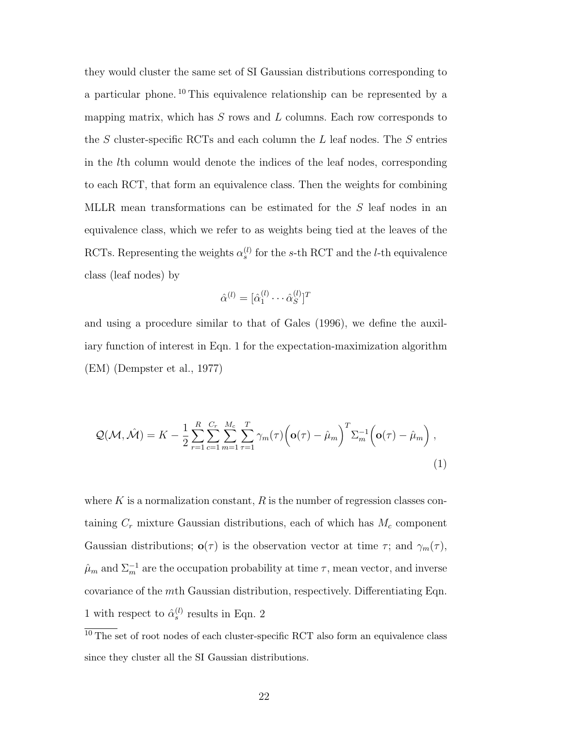they would cluster the same set of SI Gaussian distributions corresponding to a particular phone.[10] This equivalence relationship can be represented by a mapping matrix, which has $S$ rows and $L$ columns. Each row corresponds to the $S$ cluster-specific RCTs and each column the $L$ leaf nodes. The $S$ entries in the $l$th column would denote the indices of the leaf nodes, corresponding to each RCT, that form an equivalence class. Then the weights for combining MLLR mean transformations can be estimated for the $S$ leaf nodes in an equivalence class, which we refer to as weights being tied at the leaves of the RCTs. Representing the weights $\alpha_s^{(l)}$ for the $s$-th RCT and the $l$-th equivalence class (leaf nodes) by

$$\hat{\alpha}^{(l)} = [\hat{\alpha}_1^{(l)} \cdots \hat{\alpha}_S^{(l)}]^T$$

and using a procedure similar to that of Gales (1996), we define the auxiliary function of interest in Eqn. 1 for the expectation-maximization algorithm (EM) (Dempster et al., 1977)

$$\mathcal{Q}(\mathcal{M}, \hat{\mathcal{M}}) = K - \frac{1}{2} \sum_{r=1}^{R} \sum_{c=1}^{C_r} \sum_{m=1}^{M_c} \sum_{\tau=1}^{T} \gamma_m(\tau) \Big( \mathbf{o}(\tau) - \hat{\mu}_m \Big)^T \Sigma_m^{-1} \Big( \mathbf{o}(\tau) - \hat{\mu}_m \Big) \,, \tag{1}$$

where $K$ is a normalization constant, $R$ is the number of regression classes containing $C_r$ mixture Gaussian distributions, each of which has $M_c$ component Gaussian distributions; $\mathbf{o}(\tau)$ is the observation vector at time $\tau$; and $\gamma_m(\tau)$, $\hat{\mu}_m$ and $\Sigma_m^{-1}$ are the occupation probability at time $\tau$, mean vector, and inverse covariance of the $m$th Gaussian distribution, respectively. Differentiating Eqn. 1 with respect to $\hat{\alpha}_s^{(l)}$ results in Eqn. 2

[10] The set of root nodes of each cluster-specific RCT also form an equivalence class since they cluster all the SI Gaussian distributions.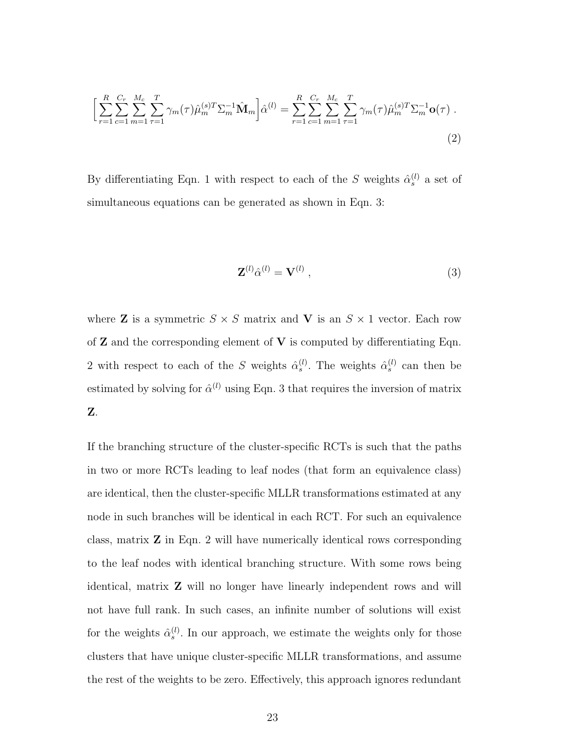$$\Big[\sum_{r=1}^{R}\sum_{c=1}^{C_r}\sum_{m=1}^{M_c}\sum_{\tau=1}^{T}\gamma_m(\tau)\hat{\mu}_m^{(s)T}\Sigma_m^{-1}\hat{\mathbf{M}}_m\Big]\hat{\alpha}^{(l)} = \sum_{r=1}^{R}\sum_{c=1}^{C_r}\sum_{m=1}^{M_c}\sum_{\tau=1}^{T}\gamma_m(\tau)\hat{\mu}_m^{(s)T}\Sigma_m^{-1}\mathbf{o}(\tau)\ . \tag{2}$$

By differentiating Eqn. 1 with respect to each of the $S$ weights $\hat{\alpha}_s^{(l)}$ a set of simultaneous equations can be generated as shown in Eqn. 3:

$$\mathbf{Z}^{(l)}\hat{\alpha}^{(l)} = \mathbf{V}^{(l)}\ , \tag{3}$$

where $\mathbf{Z}$ is a symmetric $S \times S$ matrix and $\mathbf{V}$ is an $S \times 1$ vector. Each row of $\mathbf{Z}$ and the corresponding element of $\mathbf{V}$ is computed by differentiating Eqn. 2 with respect to each of the $S$ weights $\hat{\alpha}_s^{(l)}$. The weights $\hat{\alpha}_s^{(l)}$ can then be estimated by solving for $\hat{\alpha}^{(l)}$ using Eqn. 3 that requires the inversion of matrix $\mathbf{Z}$.

If the branching structure of the cluster-specific RCTs is such that the paths in two or more RCTs leading to leaf nodes (that form an equivalence class) are identical, then the cluster-specific MLLR transformations estimated at any node in such branches will be identical in each RCT. For such an equivalence class, matrix $\mathbf{Z}$ in Eqn. 2 will have numerically identical rows corresponding to the leaf nodes with identical branching structure. With some rows being identical, matrix $\mathbf{Z}$ will no longer have linearly independent rows and will not have full rank. In such cases, an infinite number of solutions will exist for the weights $\hat{\alpha}_s^{(l)}$. In our approach, we estimate the weights only for those clusters that have unique cluster-specific MLLR transformations, and assume the rest of the weights to be zero. Effectively, this approach ignores redundant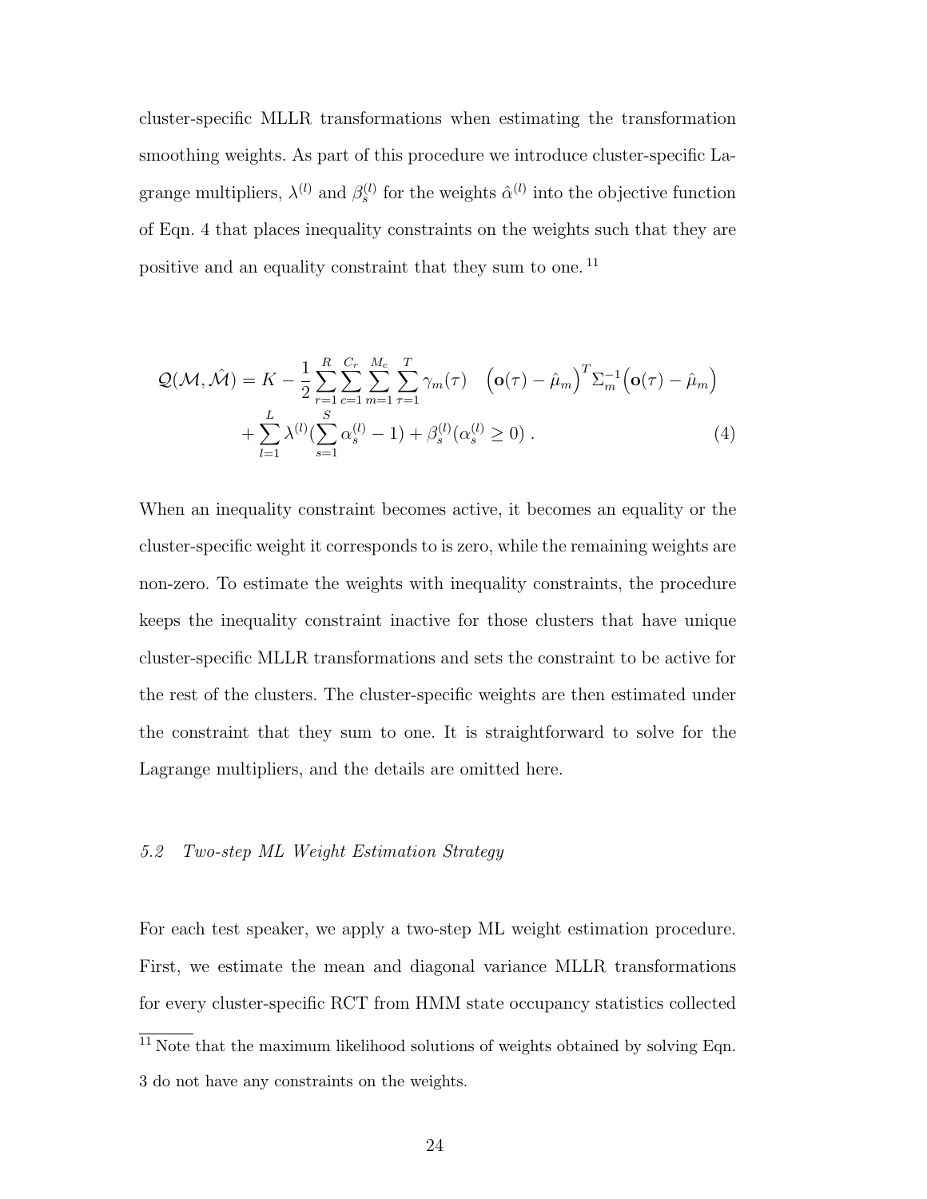cluster-specific MLLR transformations when estimating the transformation smoothing weights. As part of this procedure we introduce cluster-specific Lagrange multipliers, $\lambda^{(l)}$ and $\beta_s^{(l)}$ for the weights $\hat{\alpha}^{(l)}$ into the objective function of Eqn. 4 that places inequality constraints on the weights such that they are positive and an equality constraint that they sum to one. [11]

$$
\begin{aligned}
\mathcal{Q}(\mathcal{M}, \hat{\mathcal{M}}) = K - \frac{1}{2} \sum_{r=1}^{R} \sum_{c=1}^{C_r} \sum_{m=1}^{M_c} \sum_{\tau=1}^{T} \gamma_m(\tau) \quad \Big(\mathbf{o}(\tau) - \hat{\mu}_m\Big)^T \Sigma_m^{-1} \Big(\mathbf{o}(\tau) - \hat{\mu}_m\Big) \\
+ \sum_{l=1}^{L} \lambda^{(l)} (\sum_{s=1}^{S} \alpha_s^{(l)} - 1) + \beta_s^{(l)} (\alpha_s^{(l)} \geq 0) \; .
\end{aligned}
\tag{4}
$$

When an inequality constraint becomes active, it becomes an equality or the cluster-specific weight it corresponds to is zero, while the remaining weights are non-zero. To estimate the weights with inequality constraints, the procedure keeps the inequality constraint inactive for those clusters that have unique cluster-specific MLLR transformations and sets the constraint to be active for the rest of the clusters. The cluster-specific weights are then estimated under the constraint that they sum to one. It is straightforward to solve for the Lagrange multipliers, and the details are omitted here.

### *5.2 Two-step ML Weight Estimation Strategy*

For each test speaker, we apply a two-step ML weight estimation procedure. First, we estimate the mean and diagonal variance MLLR transformations for every cluster-specific RCT from HMM state occupancy statistics collected

[11] Note that the maximum likelihood solutions of weights obtained by solving Eqn. 3 do not have any constraints on the weights.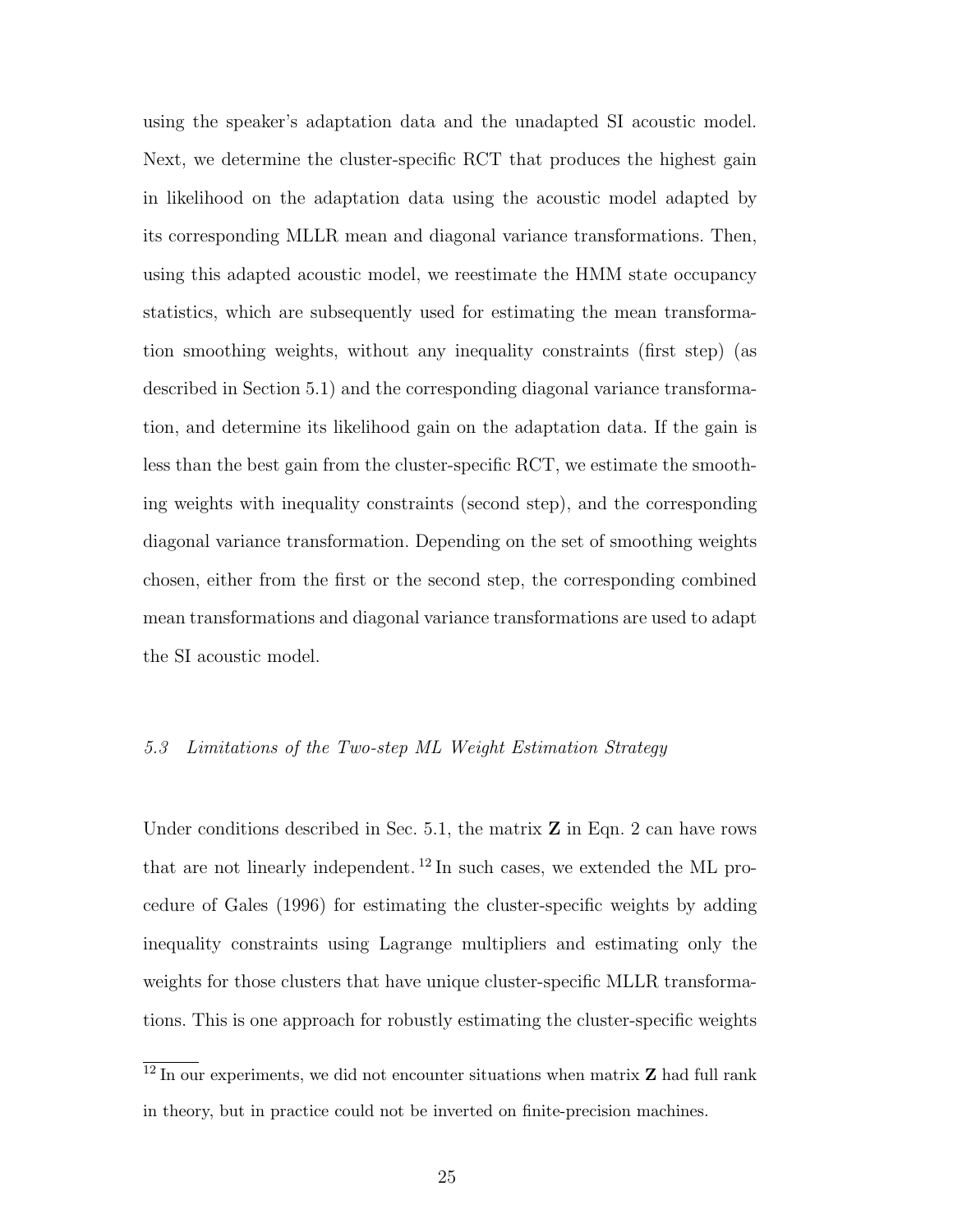using the speaker's adaptation data and the unadapted SI acoustic model. Next, we determine the cluster-specific RCT that produces the highest gain in likelihood on the adaptation data using the acoustic model adapted by its corresponding MLLR mean and diagonal variance transformations. Then, using this adapted acoustic model, we reestimate the HMM state occupancy statistics, which are subsequently used for estimating the mean transformation smoothing weights, without any inequality constraints (first step) (as described in Section 5.1) and the corresponding diagonal variance transformation, and determine its likelihood gain on the adaptation data. If the gain is less than the best gain from the cluster-specific RCT, we estimate the smoothing weights with inequality constraints (second step), and the corresponding diagonal variance transformation. Depending on the set of smoothing weights chosen, either from the first or the second step, the corresponding combined mean transformations and diagonal variance transformations are used to adapt the SI acoustic model.

### *5.3 Limitations of the Two-step ML Weight Estimation Strategy*

Under conditions described in Sec. 5.1, the matrix $\mathbf{Z}$ in Eqn. 2 can have rows that are not linearly independent.[12] In such cases, we extended the ML procedure of Gales (1996) for estimating the cluster-specific weights by adding inequality constraints using Lagrange multipliers and estimating only the weights for those clusters that have unique cluster-specific MLLR transformations. This is one approach for robustly estimating the cluster-specific weights

[12] In our experiments, we did not encounter situations when matrix $\mathbf{Z}$ had full rank in theory, but in practice could not be inverted on finite-precision machines.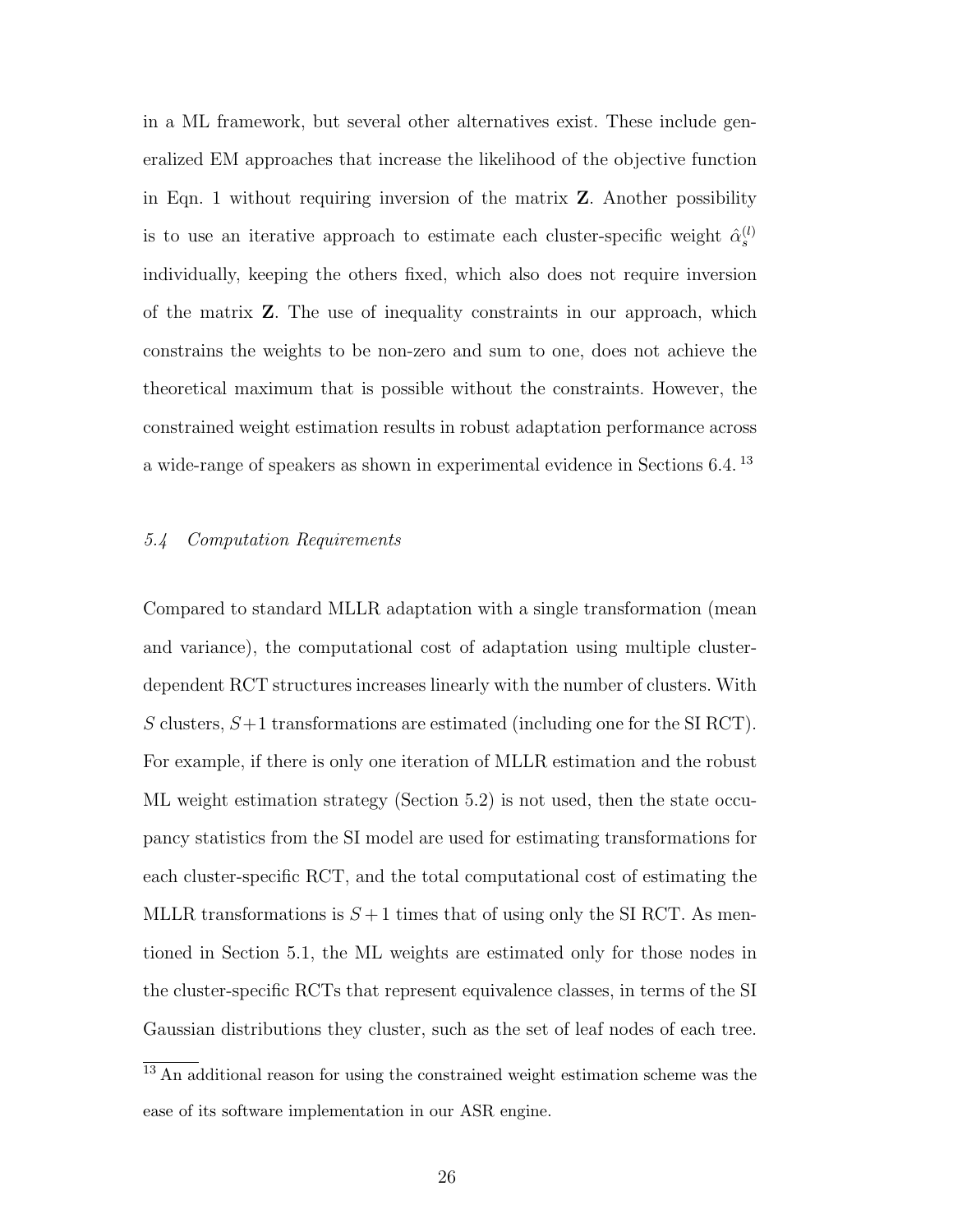in a ML framework, but several other alternatives exist. These include generalized EM approaches that increase the likelihood of the objective function in Eqn. 1 without requiring inversion of the matrix $\mathbf{Z}$. Another possibility is to use an iterative approach to estimate each cluster-specific weight $\hat{\alpha}_s^{(l)}$ individually, keeping the others fixed, which also does not require inversion of the matrix $\mathbf{Z}$. The use of inequality constraints in our approach, which constrains the weights to be non-zero and sum to one, does not achieve the theoretical maximum that is possible without the constraints. However, the constrained weight estimation results in robust adaptation performance across a wide-range of speakers as shown in experimental evidence in Sections 6.4. [13]

### *5.4 Computation Requirements*

Compared to standard MLLR adaptation with a single transformation (mean and variance), the computational cost of adaptation using multiple cluster-dependent RCT structures increases linearly with the number of clusters. With $S$ clusters, $S+1$ transformations are estimated (including one for the SI RCT). For example, if there is only one iteration of MLLR estimation and the robust ML weight estimation strategy (Section 5.2) is not used, then the state occupancy statistics from the SI model are used for estimating transformations for each cluster-specific RCT, and the total computational cost of estimating the MLLR transformations is $S+1$ times that of using only the SI RCT. As mentioned in Section 5.1, the ML weights are estimated only for those nodes in the cluster-specific RCTs that represent equivalence classes, in terms of the SI Gaussian distributions they cluster, such as the set of leaf nodes of each tree.

[13] An additional reason for using the constrained weight estimation scheme was the ease of its software implementation in our ASR engine.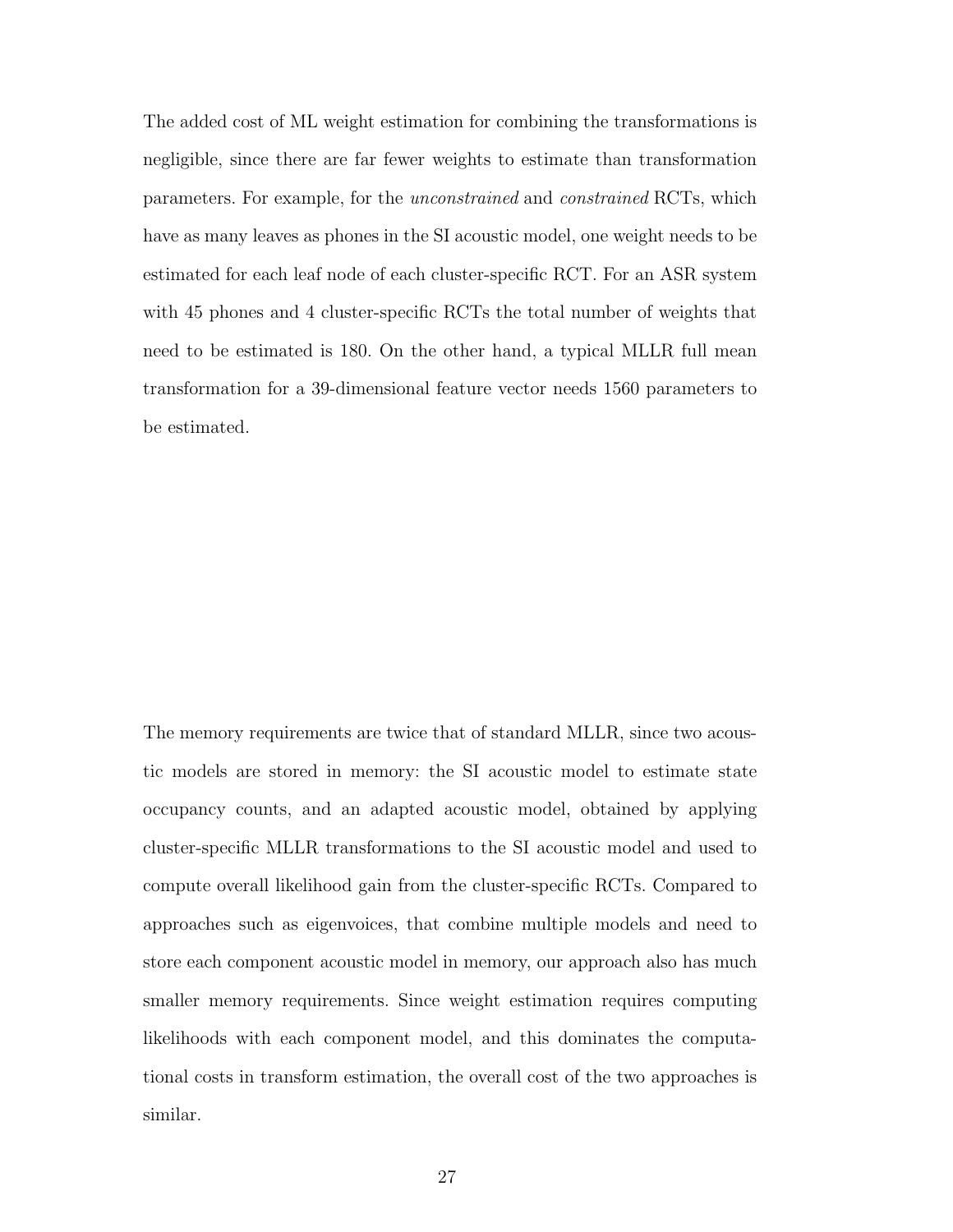The added cost of ML weight estimation for combining the transformations is negligible, since there are far fewer weights to estimate than transformation parameters. For example, for the *unconstrained* and *constrained* RCTs, which have as many leaves as phones in the SI acoustic model, one weight needs to be estimated for each leaf node of each cluster-specific RCT. For an ASR system with 45 phones and 4 cluster-specific RCTs the total number of weights that need to be estimated is 180. On the other hand, a typical MLLR full mean transformation for a 39-dimensional feature vector needs 1560 parameters to be estimated.

The memory requirements are twice that of standard MLLR, since two acoustic models are stored in memory: the SI acoustic model to estimate state occupancy counts, and an adapted acoustic model, obtained by applying cluster-specific MLLR transformations to the SI acoustic model and used to compute overall likelihood gain from the cluster-specific RCTs. Compared to approaches such as eigenvoices, that combine multiple models and need to store each component acoustic model in memory, our approach also has much smaller memory requirements. Since weight estimation requires computing likelihoods with each component model, and this dominates the computational costs in transform estimation, the overall cost of the two approaches is similar.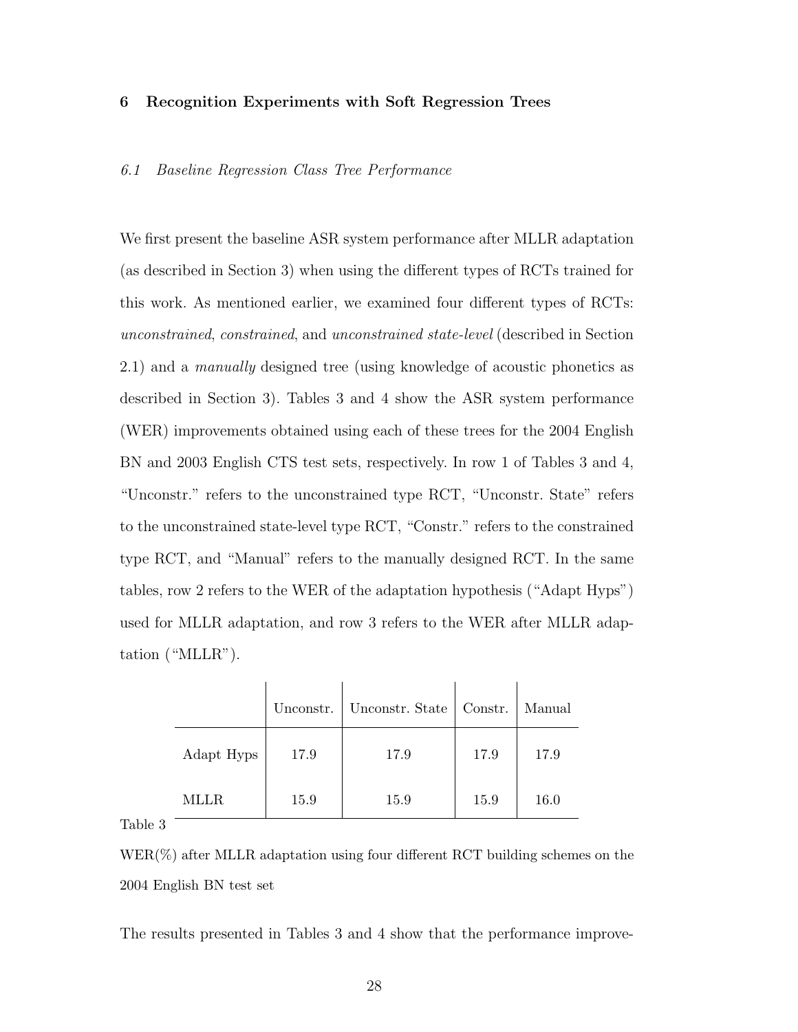## 6 Recognition Experiments with Soft Regression Trees

### 6.1 Baseline Regression Class Tree Performance

We first present the baseline ASR system performance after MLLR adaptation (as described in Section 3) when using the different types of RCTs trained for this work. As mentioned earlier, we examined four different types of RCTs: *unconstrained*, *constrained*, and *unconstrained state-level* (described in Section 2.1) and a *manually* designed tree (using knowledge of acoustic phonetics as described in Section 3). Tables 3 and 4 show the ASR system performance (WER) improvements obtained using each of these trees for the 2004 English BN and 2003 English CTS test sets, respectively. In row 1 of Tables 3 and 4, "Unconstr." refers to the unconstrained type RCT, "Unconstr. State" refers to the unconstrained state-level type RCT, "Constr." refers to the constrained type RCT, and "Manual" refers to the manually designed RCT. In the same tables, row 2 refers to the WER of the adaptation hypothesis ("Adapt Hyps") used for MLLR adaptation, and row 3 refers to the WER after MLLR adaptation ("MLLR").

| | Unconstr. | Unconstr. State | Constr. | Manual |
|---|---|---|---|---|
| Adapt Hyps | 17.9 | 17.9 | 17.9 | 17.9 |
| MLLR | 15.9 | 15.9 | 15.9 | 16.0 |

Table 3

WER(%) after MLLR adaptation using four different RCT building schemes on the 2004 English BN test set

The results presented in Tables 3 and 4 show that the performance improve-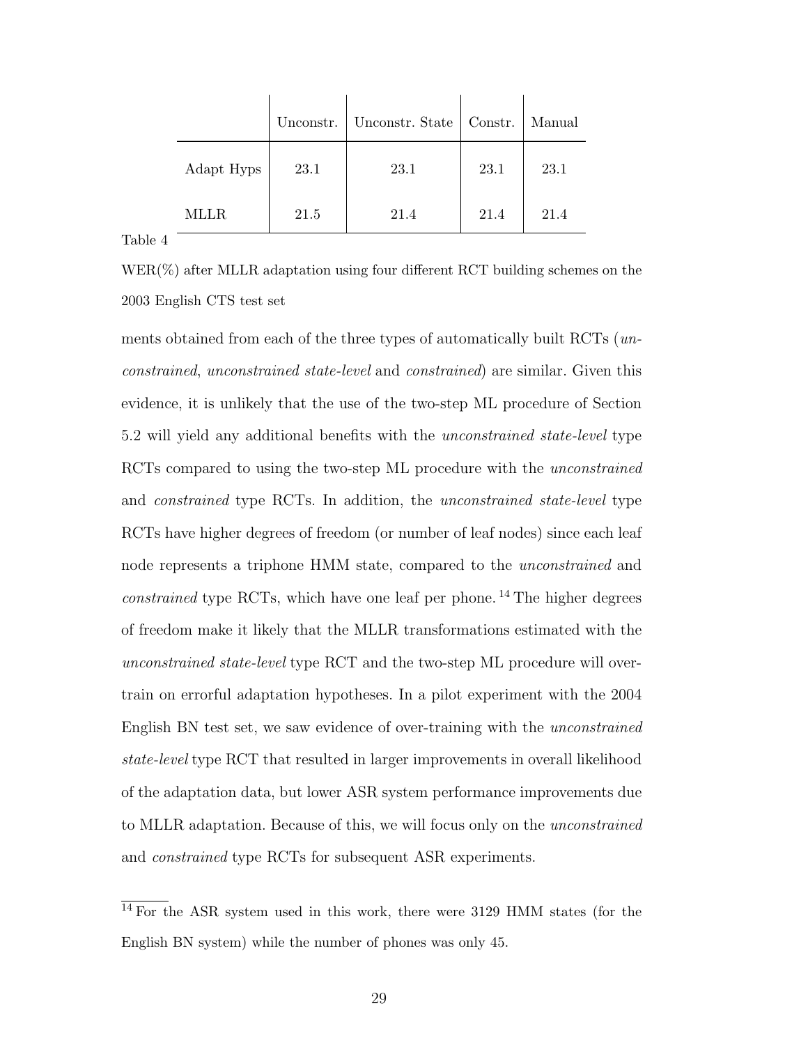|  | Unconstr. | Unconstr. State | Constr. | Manual |
|---|---|---|---|---|
| Adapt Hyps | 23.1 | 23.1 | 23.1 | 23.1 |
| MLLR | 21.5 | 21.4 | 21.4 | 21.4 |

Table 4

WER(%) after MLLR adaptation using four different RCT building schemes on the 2003 English CTS test set

ments obtained from each of the three types of automatically built RCTs (*unconstrained*, *unconstrained state-level* and *constrained*) are similar. Given this evidence, it is unlikely that the use of the two-step ML procedure of Section 5.2 will yield any additional benefits with the *unconstrained state-level* type RCTs compared to using the two-step ML procedure with the *unconstrained* and *constrained* type RCTs. In addition, the *unconstrained state-level* type RCTs have higher degrees of freedom (or number of leaf nodes) since each leaf node represents a triphone HMM state, compared to the *unconstrained* and *constrained* type RCTs, which have one leaf per phone. [14] The higher degrees of freedom make it likely that the MLLR transformations estimated with the *unconstrained state-level* type RCT and the two-step ML procedure will over-train on errorful adaptation hypotheses. In a pilot experiment with the 2004 English BN test set, we saw evidence of over-training with the *unconstrained state-level* type RCT that resulted in larger improvements in overall likelihood of the adaptation data, but lower ASR system performance improvements due to MLLR adaptation. Because of this, we will focus only on the *unconstrained* and *constrained* type RCTs for subsequent ASR experiments.

[14] For the ASR system used in this work, there were 3129 HMM states (for the English BN system) while the number of phones was only 45.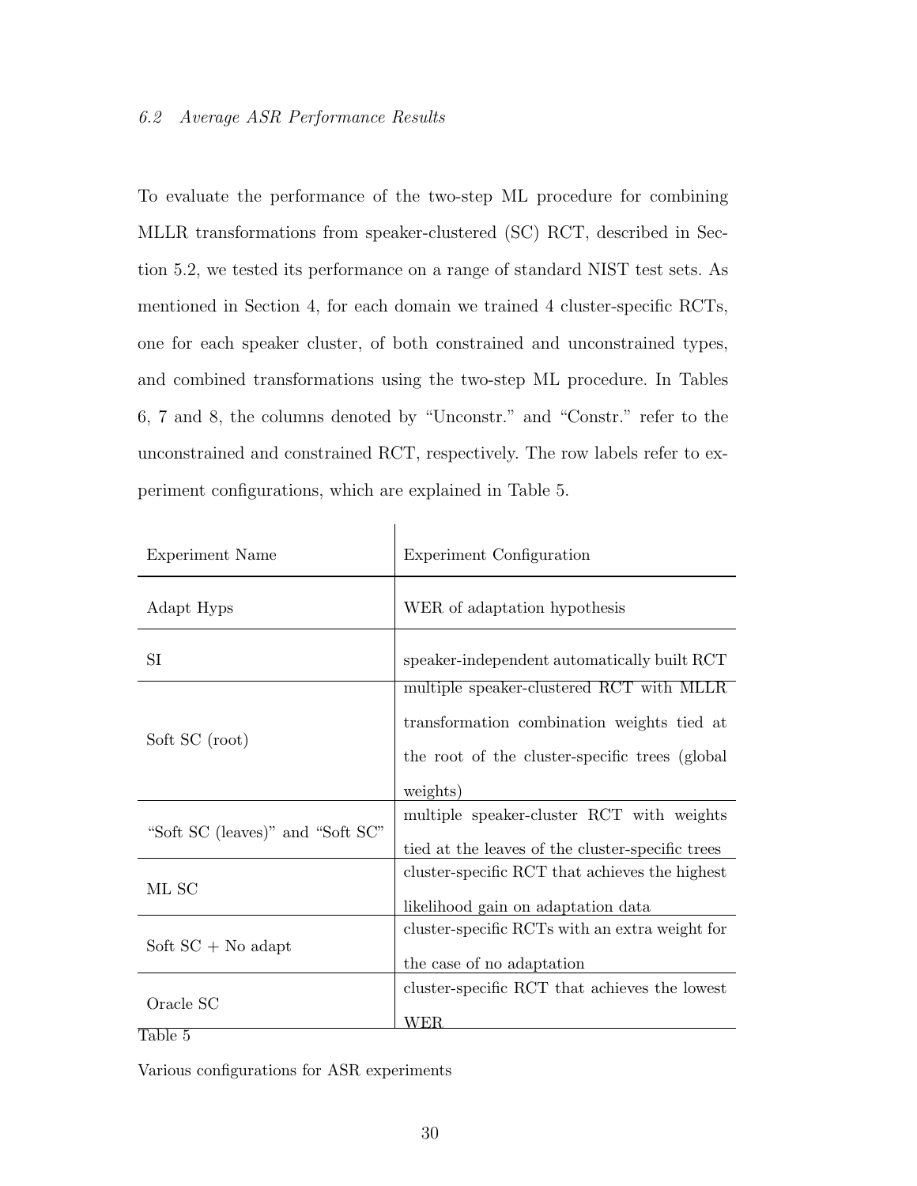### 6.2 Average ASR Performance Results

To evaluate the performance of the two-step ML procedure for combining MLLR transformations from speaker-clustered (SC) RCT, described in Section 5.2, we tested its performance on a range of standard NIST test sets. As mentioned in Section 4, for each domain we trained 4 cluster-specific RCTs, one for each speaker cluster, of both constrained and unconstrained types, and combined transformations using the two-step ML procedure. In Tables 6, 7 and 8, the columns denoted by "Unconstr." and "Constr." refer to the unconstrained and constrained RCT, respectively. The row labels refer to experiment configurations, which are explained in Table 5.

| Experiment Name | Experiment Configuration |
|---|---|
| Adapt Hyps | WER of adaptation hypothesis |
| SI | speaker-independent automatically built RCT |
| Soft SC (root) | multiple speaker-clustered RCT with MLLR transformation combination weights tied at the root of the cluster-specific trees (global weights) |
| "Soft SC (leaves)" and "Soft SC" | multiple speaker-cluster RCT with weights tied at the leaves of the cluster-specific trees |
| ML SC | cluster-specific RCT that achieves the highest likelihood gain on adaptation data |
| Soft SC + No adapt | cluster-specific RCTs with an extra weight for the case of no adaptation |
| Oracle SC | cluster-specific RCT that achieves the lowest WER |

Table 5

Various configurations for ASR experiments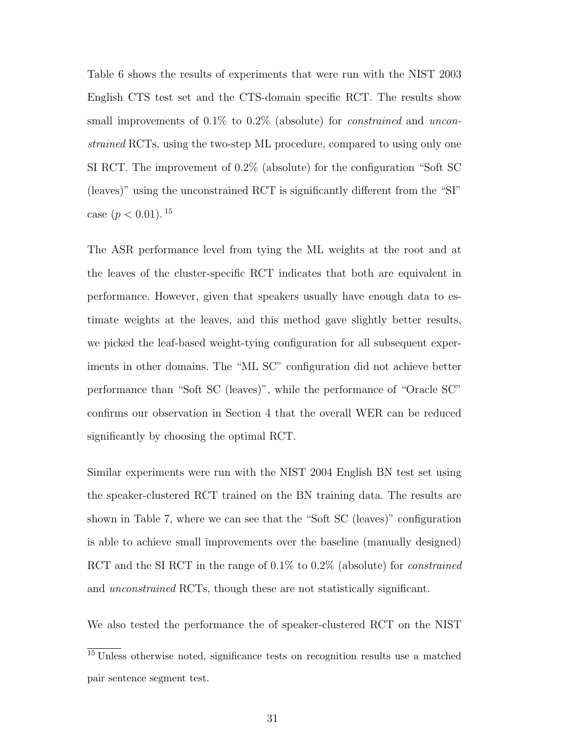Table 6 shows the results of experiments that were run with the NIST 2003 English CTS test set and the CTS-domain specific RCT. The results show small improvements of 0.1% to 0.2% (absolute) for *constrained* and *unconstrained* RCTs, using the two-step ML procedure, compared to using only one SI RCT. The improvement of 0.2% (absolute) for the configuration "Soft SC (leaves)" using the unconstrained RCT is significantly different from the "SI" case ($p < 0.01$). [15]

The ASR performance level from tying the ML weights at the root and at the leaves of the cluster-specific RCT indicates that both are equivalent in performance. However, given that speakers usually have enough data to estimate weights at the leaves, and this method gave slightly better results, we picked the leaf-based weight-tying configuration for all subsequent experiments in other domains. The "ML SC" configuration did not achieve better performance than "Soft SC (leaves)", while the performance of "Oracle SC" confirms our observation in Section 4 that the overall WER can be reduced significantly by choosing the optimal RCT.

Similar experiments were run with the NIST 2004 English BN test set using the speaker-clustered RCT trained on the BN training data. The results are shown in Table 7, where we can see that the "Soft SC (leaves)" configuration is able to achieve small improvements over the baseline (manually designed) RCT and the SI RCT in the range of 0.1% to 0.2% (absolute) for *constrained* and *unconstrained* RCTs, though these are not statistically significant.

We also tested the performance the of speaker-clustered RCT on the NIST

[15] Unless otherwise noted, significance tests on recognition results use a matched pair sentence segment test.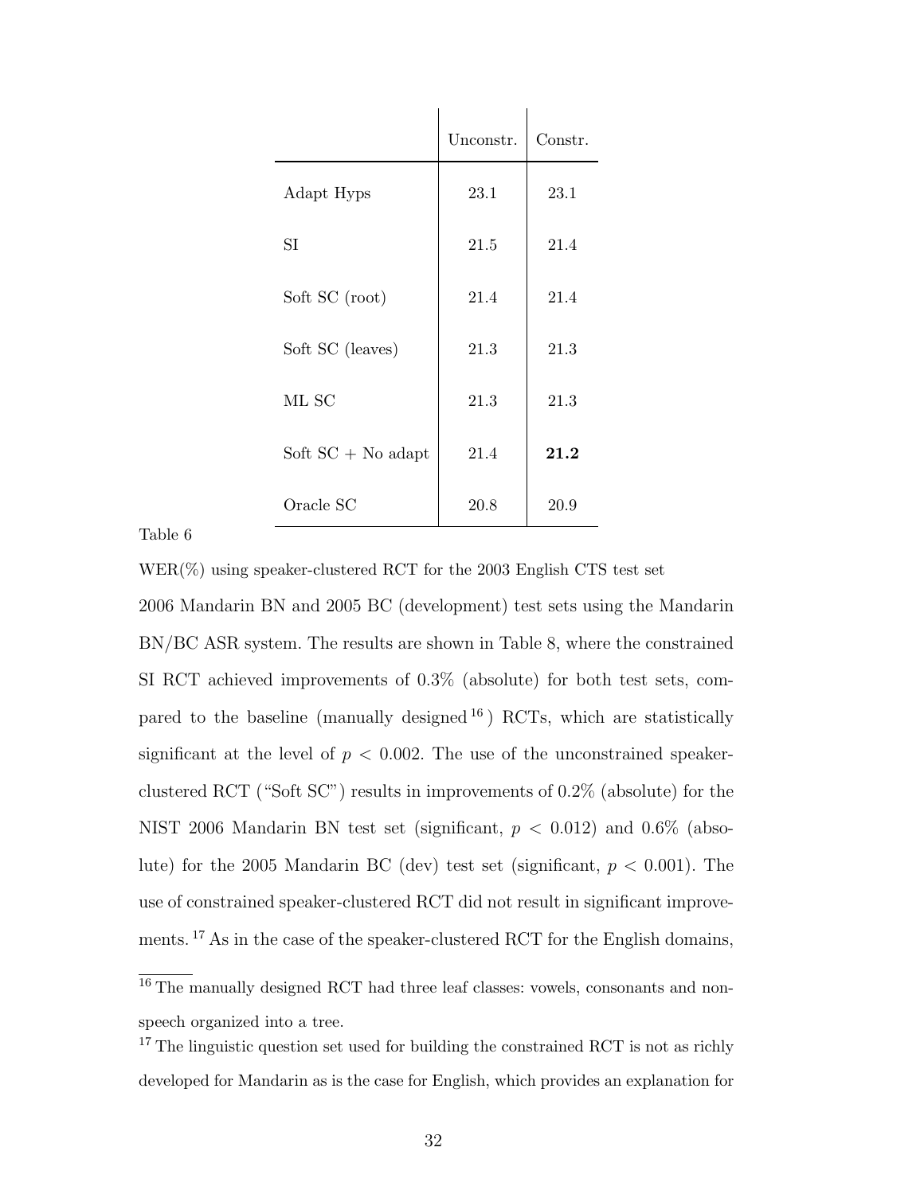| | Unconstr. | Constr. |
|---|---|---|
| Adapt Hyps | 23.1 | 23.1 |
| SI | 21.5 | 21.4 |
| Soft SC (root) | 21.4 | 21.4 |
| Soft SC (leaves) | 21.3 | 21.3 |
| ML SC | 21.3 | 21.3 |
| Soft SC + No adapt | 21.4 | **21.2** |
| Oracle SC | 20.8 | 20.9 |

Table 6

WER(%) using speaker-clustered RCT for the 2003 English CTS test set

2006 Mandarin BN and 2005 BC (development) test sets using the Mandarin BN/BC ASR system. The results are shown in Table 8, where the constrained SI RCT achieved improvements of 0.3% (absolute) for both test sets, compared to the baseline (manually designed [16]) RCTs, which are statistically significant at the level of $p < 0.002$. The use of the unconstrained speaker-clustered RCT ("Soft SC") results in improvements of 0.2% (absolute) for the NIST 2006 Mandarin BN test set (significant, $p < 0.012$) and 0.6% (absolute) for the 2005 Mandarin BC (dev) test set (significant, $p < 0.001$). The use of constrained speaker-clustered RCT did not result in significant improvements. [17] As in the case of the speaker-clustered RCT for the English domains,

[16] The manually designed RCT had three leaf classes: vowels, consonants and non-speech organized into a tree.

[17] The linguistic question set used for building the constrained RCT is not as richly developed for Mandarin as is the case for English, which provides an explanation for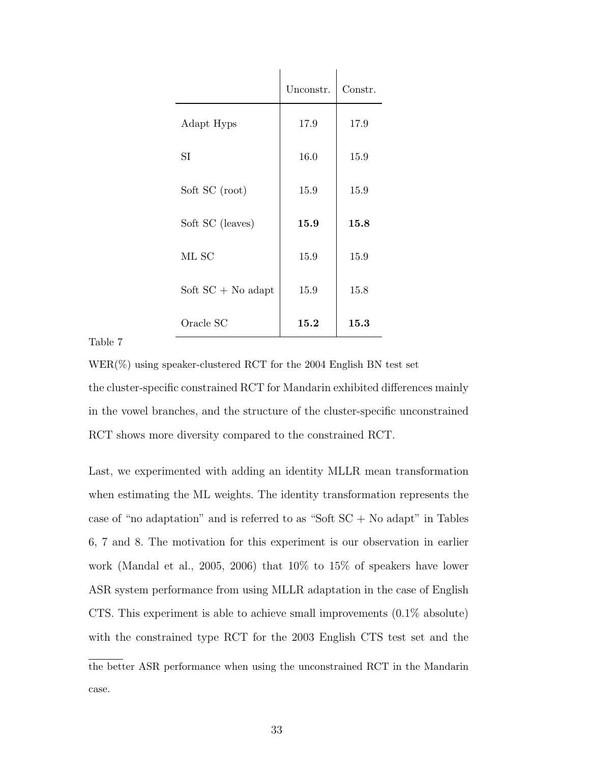| | Unconstr. | Constr. |
|---|---|---|
| Adapt Hyps | 17.9 | 17.9 |
| SI | 16.0 | 15.9 |
| Soft SC (root) | 15.9 | 15.9 |
| Soft SC (leaves) | **15.9** | **15.8** |
| ML SC | 15.9 | 15.9 |
| Soft SC + No adapt | 15.9 | 15.8 |
| Oracle SC | **15.2** | **15.3** |

Table 7

WER(%) using speaker-clustered RCT for the 2004 English BN test set

the cluster-specific constrained RCT for Mandarin exhibited differences mainly in the vowel branches, and the structure of the cluster-specific unconstrained RCT shows more diversity compared to the constrained RCT.

Last, we experimented with adding an identity MLLR mean transformation when estimating the ML weights. The identity transformation represents the case of "no adaptation" and is referred to as "Soft SC + No adapt" in Tables 6, 7 and 8. The motivation for this experiment is our observation in earlier work (Mandal et al., 2005, 2006) that 10% to 15% of speakers have lower ASR system performance from using MLLR adaptation in the case of English CTS. This experiment is able to achieve small improvements (0.1% absolute) with the constrained type RCT for the 2003 English CTS test set and the

---

the better ASR performance when using the unconstrained RCT in the Mandarin case.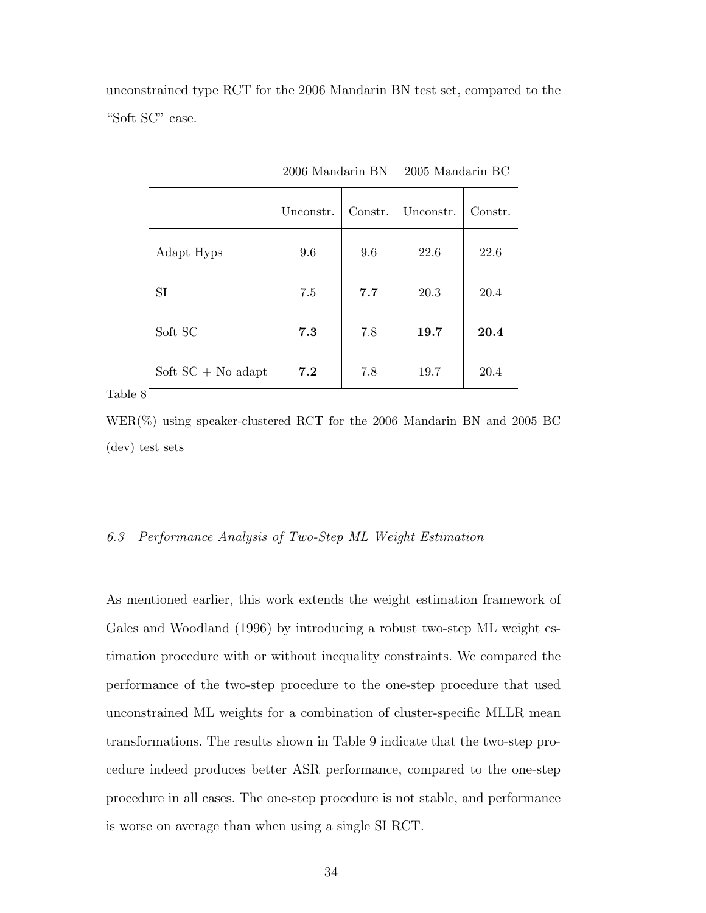unconstrained type RCT for the 2006 Mandarin BN test set, compared to the "Soft SC" case.

| | 2006 Mandarin BN | | 2005 Mandarin BC | |
|---|---|---|---|---|
| | Unconstr. | Constr. | Unconstr. | Constr. |
| Adapt Hyps | 9.6 | 9.6 | 22.6 | 22.6 |
| SI | 7.5 | **7.7** | 20.3 | 20.4 |
| Soft SC | **7.3** | 7.8 | **19.7** | **20.4** |
| Soft SC + No adapt | **7.2** | 7.8 | 19.7 | 20.4 |

Table 8

WER(%) using speaker-clustered RCT for the 2006 Mandarin BN and 2005 BC (dev) test sets

### *6.3 Performance Analysis of Two-Step ML Weight Estimation*

As mentioned earlier, this work extends the weight estimation framework of Gales and Woodland (1996) by introducing a robust two-step ML weight estimation procedure with or without inequality constraints. We compared the performance of the two-step procedure to the one-step procedure that used unconstrained ML weights for a combination of cluster-specific MLLR mean transformations. The results shown in Table 9 indicate that the two-step procedure indeed produces better ASR performance, compared to the one-step procedure in all cases. The one-step procedure is not stable, and performance is worse on average than when using a single SI RCT.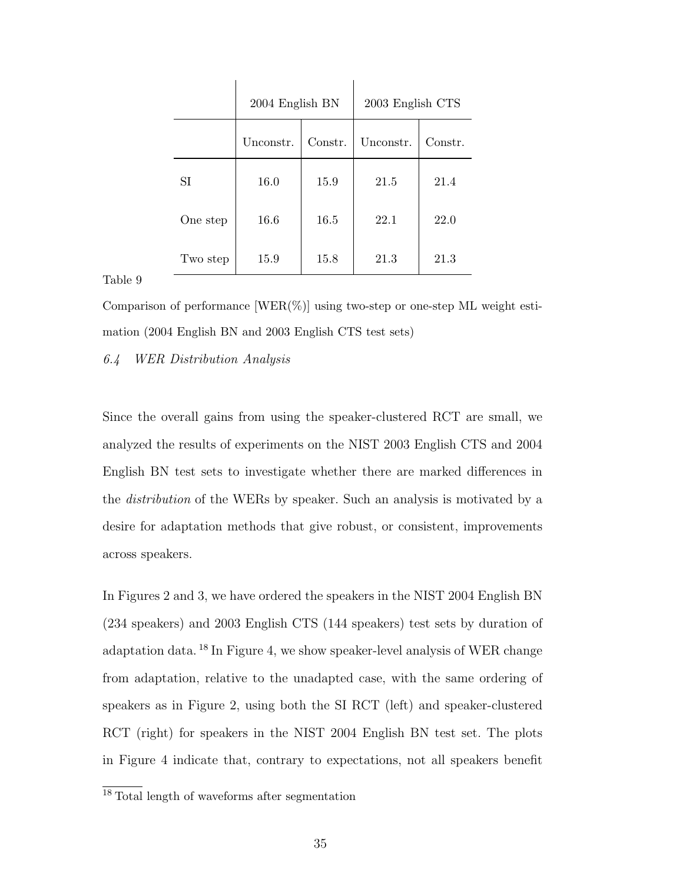| | 2004 English BN | | 2003 English CTS | |
|---|---|---|---|---|
| | Unconstr. | Constr. | Unconstr. | Constr. |
| SI | 16.0 | 15.9 | 21.5 | 21.4 |
| One step | 16.6 | 16.5 | 22.1 | 22.0 |
| Two step | 15.9 | 15.8 | 21.3 | 21.3 |

Table 9

Comparison of performance [WER(%)] using two-step or one-step ML weight estimation (2004 English BN and 2003 English CTS test sets)

### *6.4 WER Distribution Analysis*

Since the overall gains from using the speaker-clustered RCT are small, we analyzed the results of experiments on the NIST 2003 English CTS and 2004 English BN test sets to investigate whether there are marked differences in the *distribution* of the WERs by speaker. Such an analysis is motivated by a desire for adaptation methods that give robust, or consistent, improvements across speakers.

In Figures 2 and 3, we have ordered the speakers in the NIST 2004 English BN (234 speakers) and 2003 English CTS (144 speakers) test sets by duration of adaptation data. [18] In Figure 4, we show speaker-level analysis of WER change from adaptation, relative to the unadapted case, with the same ordering of speakers as in Figure 2, using both the SI RCT (left) and speaker-clustered RCT (right) for speakers in the NIST 2004 English BN test set. The plots in Figure 4 indicate that, contrary to expectations, not all speakers benefit

[18] Total length of waveforms after segmentation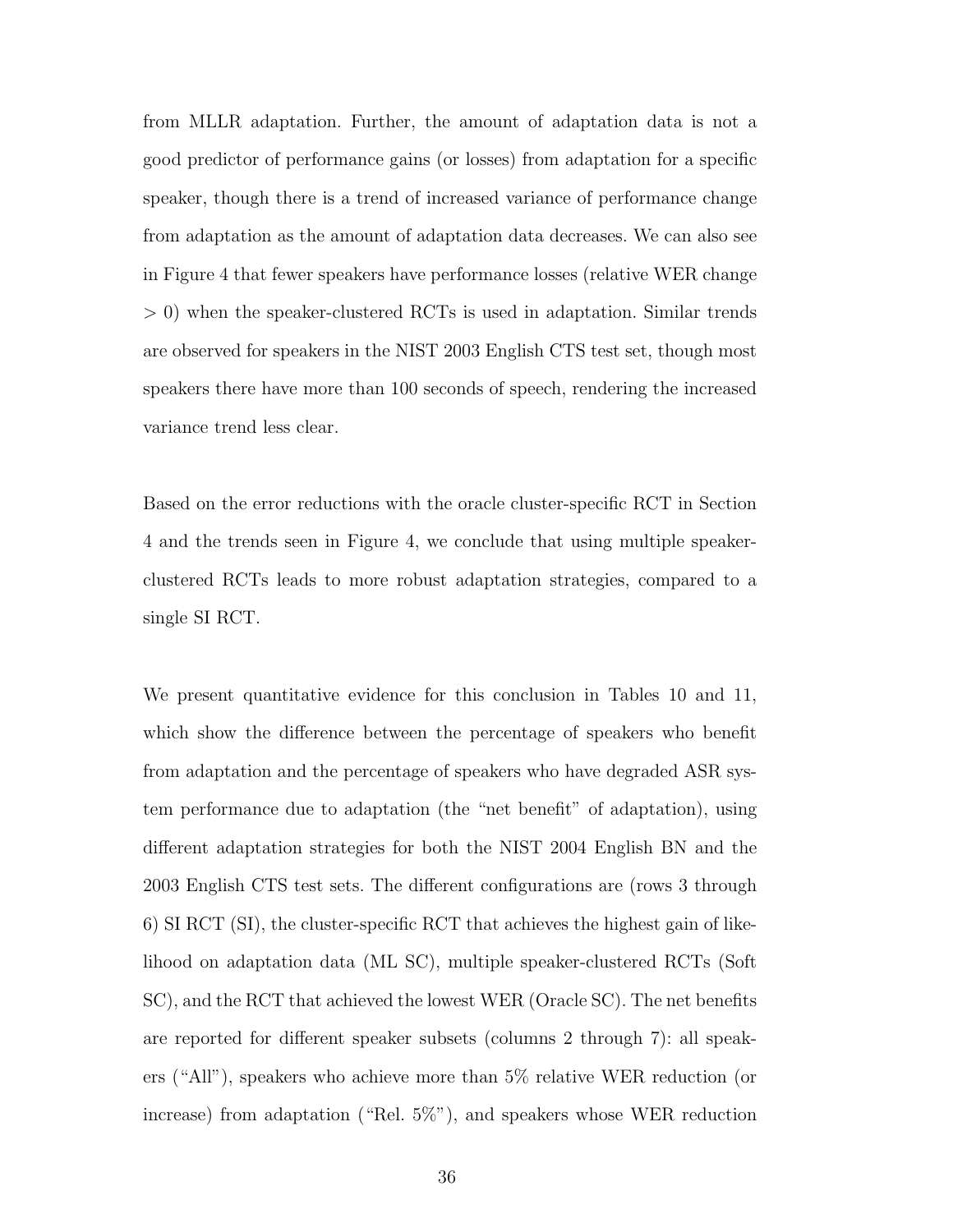from MLLR adaptation. Further, the amount of adaptation data is not a good predictor of performance gains (or losses) from adaptation for a specific speaker, though there is a trend of increased variance of performance change from adaptation as the amount of adaptation data decreases. We can also see in Figure 4 that fewer speakers have performance losses (relative WER change $> 0$) when the speaker-clustered RCTs is used in adaptation. Similar trends are observed for speakers in the NIST 2003 English CTS test set, though most speakers there have more than 100 seconds of speech, rendering the increased variance trend less clear.

Based on the error reductions with the oracle cluster-specific RCT in Section 4 and the trends seen in Figure 4, we conclude that using multiple speaker-clustered RCTs leads to more robust adaptation strategies, compared to a single SI RCT.

We present quantitative evidence for this conclusion in Tables 10 and 11, which show the difference between the percentage of speakers who benefit from adaptation and the percentage of speakers who have degraded ASR system performance due to adaptation (the "net benefit" of adaptation), using different adaptation strategies for both the NIST 2004 English BN and the 2003 English CTS test sets. The different configurations are (rows 3 through 6) SI RCT (SI), the cluster-specific RCT that achieves the highest gain of likelihood on adaptation data (ML SC), multiple speaker-clustered RCTs (Soft SC), and the RCT that achieved the lowest WER (Oracle SC). The net benefits are reported for different speaker subsets (columns 2 through 7): all speakers ("All"), speakers who achieve more than 5% relative WER reduction (or increase) from adaptation ("Rel. 5%"), and speakers whose WER reduction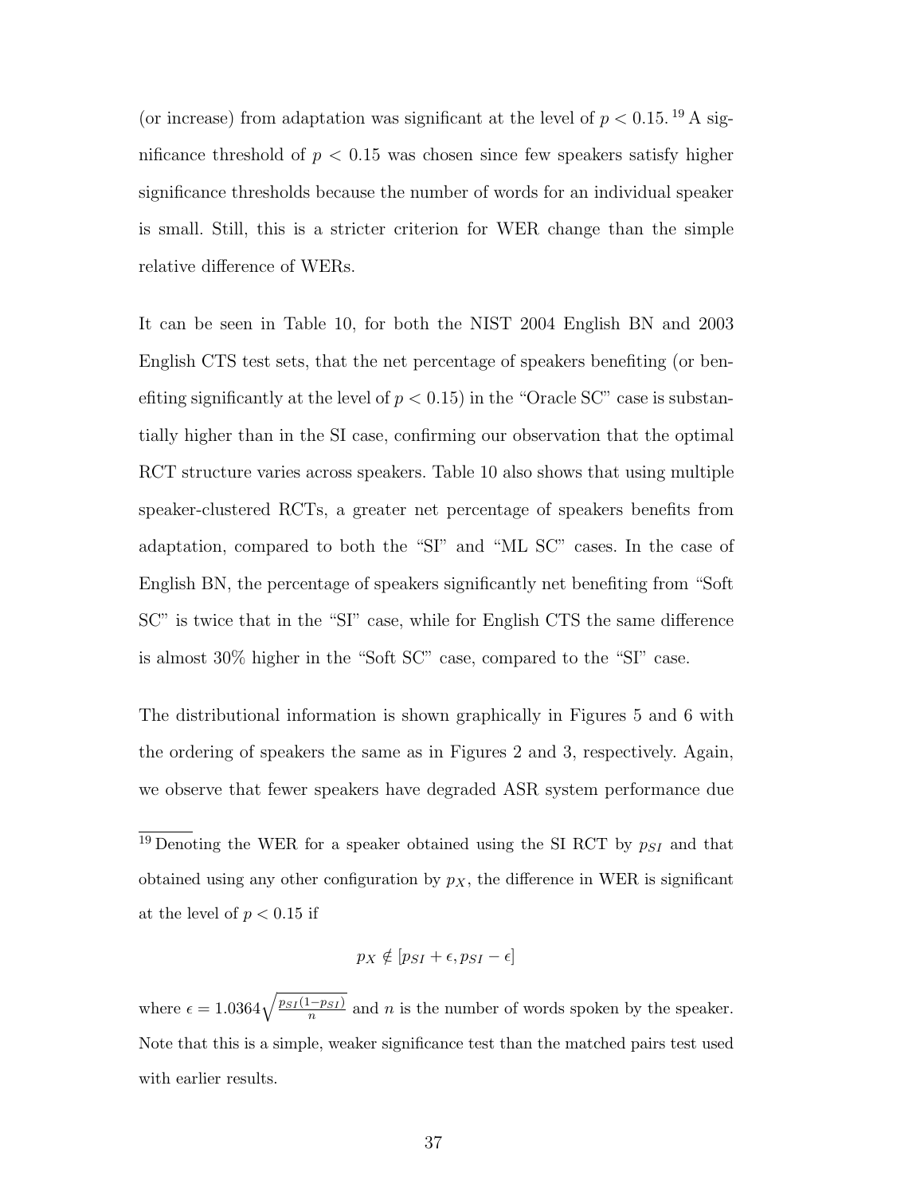(or increase) from adaptation was significant at the level of $p < 0.15$.[19] A significance threshold of $p < 0.15$ was chosen since few speakers satisfy higher significance thresholds because the number of words for an individual speaker is small. Still, this is a stricter criterion for WER change than the simple relative difference of WERs.

It can be seen in Table 10, for both the NIST 2004 English BN and 2003 English CTS test sets, that the net percentage of speakers benefiting (or benefiting significantly at the level of $p < 0.15$) in the "Oracle SC" case is substantially higher than in the SI case, confirming our observation that the optimal RCT structure varies across speakers. Table 10 also shows that using multiple speaker-clustered RCTs, a greater net percentage of speakers benefits from adaptation, compared to both the "SI" and "ML SC" cases. In the case of English BN, the percentage of speakers significantly net benefiting from "Soft SC" is twice that in the "SI" case, while for English CTS the same difference is almost 30% higher in the "Soft SC" case, compared to the "SI" case.

The distributional information is shown graphically in Figures 5 and 6 with the ordering of speakers the same as in Figures 2 and 3, respectively. Again, we observe that fewer speakers have degraded ASR system performance due

[19] Denoting the WER for a speaker obtained using the SI RCT by $p_{SI}$ and that obtained using any other configuration by $p_X$, the difference in WER is significant at the level of $p < 0.15$ if

$$p_X \notin [p_{SI} + \epsilon, p_{SI} - \epsilon]$$

where $\epsilon = 1.0364\sqrt{\frac{p_{SI}(1-p_{SI})}{n}}$ and $n$ is the number of words spoken by the speaker. Note that this is a simple, weaker significance test than the matched pairs test used with earlier results.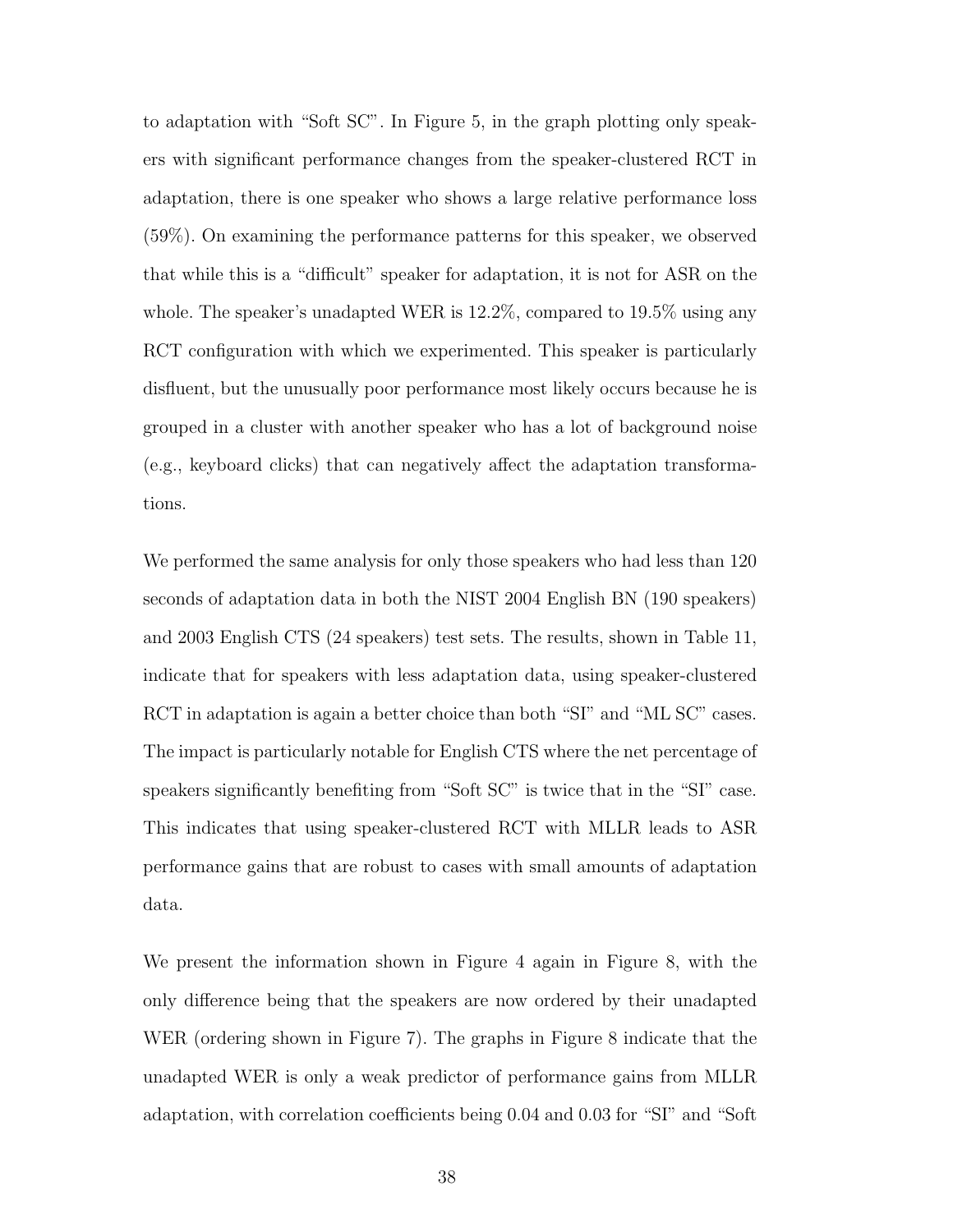to adaptation with "Soft SC". In Figure 5, in the graph plotting only speakers with significant performance changes from the speaker-clustered RCT in adaptation, there is one speaker who shows a large relative performance loss (59%). On examining the performance patterns for this speaker, we observed that while this is a "difficult" speaker for adaptation, it is not for ASR on the whole. The speaker's unadapted WER is 12.2%, compared to 19.5% using any RCT configuration with which we experimented. This speaker is particularly disfluent, but the unusually poor performance most likely occurs because he is grouped in a cluster with another speaker who has a lot of background noise (e.g., keyboard clicks) that can negatively affect the adaptation transformations.

We performed the same analysis for only those speakers who had less than 120 seconds of adaptation data in both the NIST 2004 English BN (190 speakers) and 2003 English CTS (24 speakers) test sets. The results, shown in Table 11, indicate that for speakers with less adaptation data, using speaker-clustered RCT in adaptation is again a better choice than both "SI" and "ML SC" cases. The impact is particularly notable for English CTS where the net percentage of speakers significantly benefiting from "Soft SC" is twice that in the "SI" case. This indicates that using speaker-clustered RCT with MLLR leads to ASR performance gains that are robust to cases with small amounts of adaptation data.

We present the information shown in Figure 4 again in Figure 8, with the only difference being that the speakers are now ordered by their unadapted WER (ordering shown in Figure 7). The graphs in Figure 8 indicate that the unadapted WER is only a weak predictor of performance gains from MLLR adaptation, with correlation coefficients being 0.04 and 0.03 for "SI" and "Soft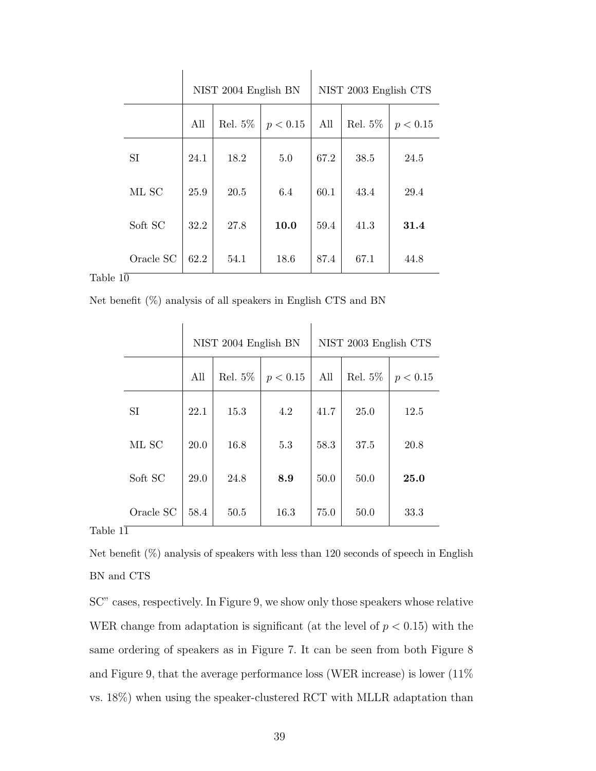| | NIST 2004 English BN | | | NIST 2003 English CTS | | |
|---|---|---|---|---|---|---|
| | All | Rel. 5% | $p < 0.15$ | All | Rel. 5% | $p < 0.15$ |
| SI | 24.1 | 18.2 | 5.0 | 67.2 | 38.5 | 24.5 |
| ML SC | 25.9 | 20.5 | 6.4 | 60.1 | 43.4 | 29.4 |
| Soft SC | 32.2 | 27.8 | **10.0** | 59.4 | 41.3 | **31.4** |
| Oracle SC | 62.2 | 54.1 | 18.6 | 87.4 | 67.1 | 44.8 |

Table 10

Net benefit (%) analysis of all speakers in English CTS and BN

| | NIST 2004 English BN | | | NIST 2003 English CTS | | |
|---|---|---|---|---|---|---|
| | All | Rel. 5% | $p < 0.15$ | All | Rel. 5% | $p < 0.15$ |
| SI | 22.1 | 15.3 | 4.2 | 41.7 | 25.0 | 12.5 |
| ML SC | 20.0 | 16.8 | 5.3 | 58.3 | 37.5 | 20.8 |
| Soft SC | 29.0 | 24.8 | **8.9** | 50.0 | 50.0 | **25.0** |
| Oracle SC | 58.4 | 50.5 | 16.3 | 75.0 | 50.0 | 33.3 |

Table 11

Net benefit (%) analysis of speakers with less than 120 seconds of speech in English BN and CTS

SC" cases, respectively. In Figure 9, we show only those speakers whose relative WER change from adaptation is significant (at the level of $p < 0.15$) with the same ordering of speakers as in Figure 7. It can be seen from both Figure 8 and Figure 9, that the average performance loss (WER increase) is lower (11% vs. 18%) when using the speaker-clustered RCT with MLLR adaptation than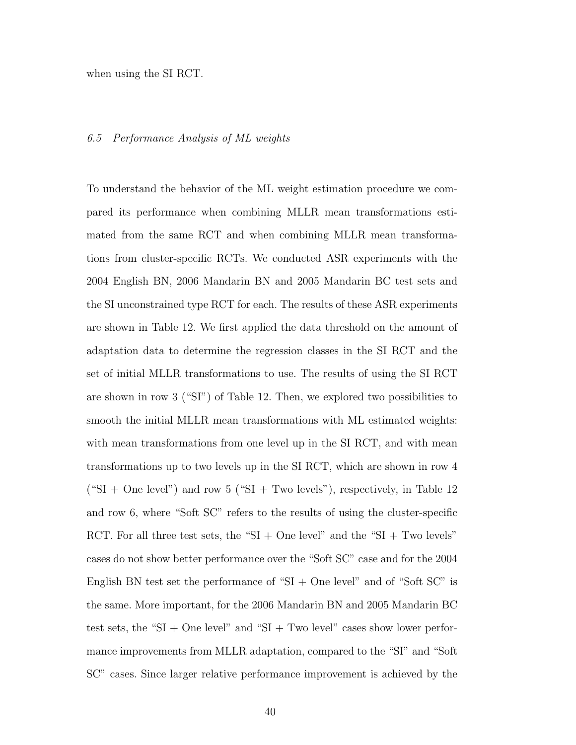when using the SI RCT.

### *6.5 Performance Analysis of ML weights*

To understand the behavior of the ML weight estimation procedure we compared its performance when combining MLLR mean transformations estimated from the same RCT and when combining MLLR mean transformations from cluster-specific RCTs. We conducted ASR experiments with the 2004 English BN, 2006 Mandarin BN and 2005 Mandarin BC test sets and the SI unconstrained type RCT for each. The results of these ASR experiments are shown in Table 12. We first applied the data threshold on the amount of adaptation data to determine the regression classes in the SI RCT and the set of initial MLLR transformations to use. The results of using the SI RCT are shown in row 3 ("SI") of Table 12. Then, we explored two possibilities to smooth the initial MLLR mean transformations with ML estimated weights: with mean transformations from one level up in the SI RCT, and with mean transformations up to two levels up in the SI RCT, which are shown in row 4 ("SI + One level") and row 5 ("SI + Two levels"), respectively, in Table 12 and row 6, where "Soft SC" refers to the results of using the cluster-specific RCT. For all three test sets, the "SI + One level" and the "SI + Two levels" cases do not show better performance over the "Soft SC" case and for the 2004 English BN test set the performance of "SI + One level" and of "Soft SC" is the same. More important, for the 2006 Mandarin BN and 2005 Mandarin BC test sets, the "SI + One level" and "SI + Two level" cases show lower performance improvements from MLLR adaptation, compared to the "SI" and "Soft SC" cases. Since larger relative performance improvement is achieved by the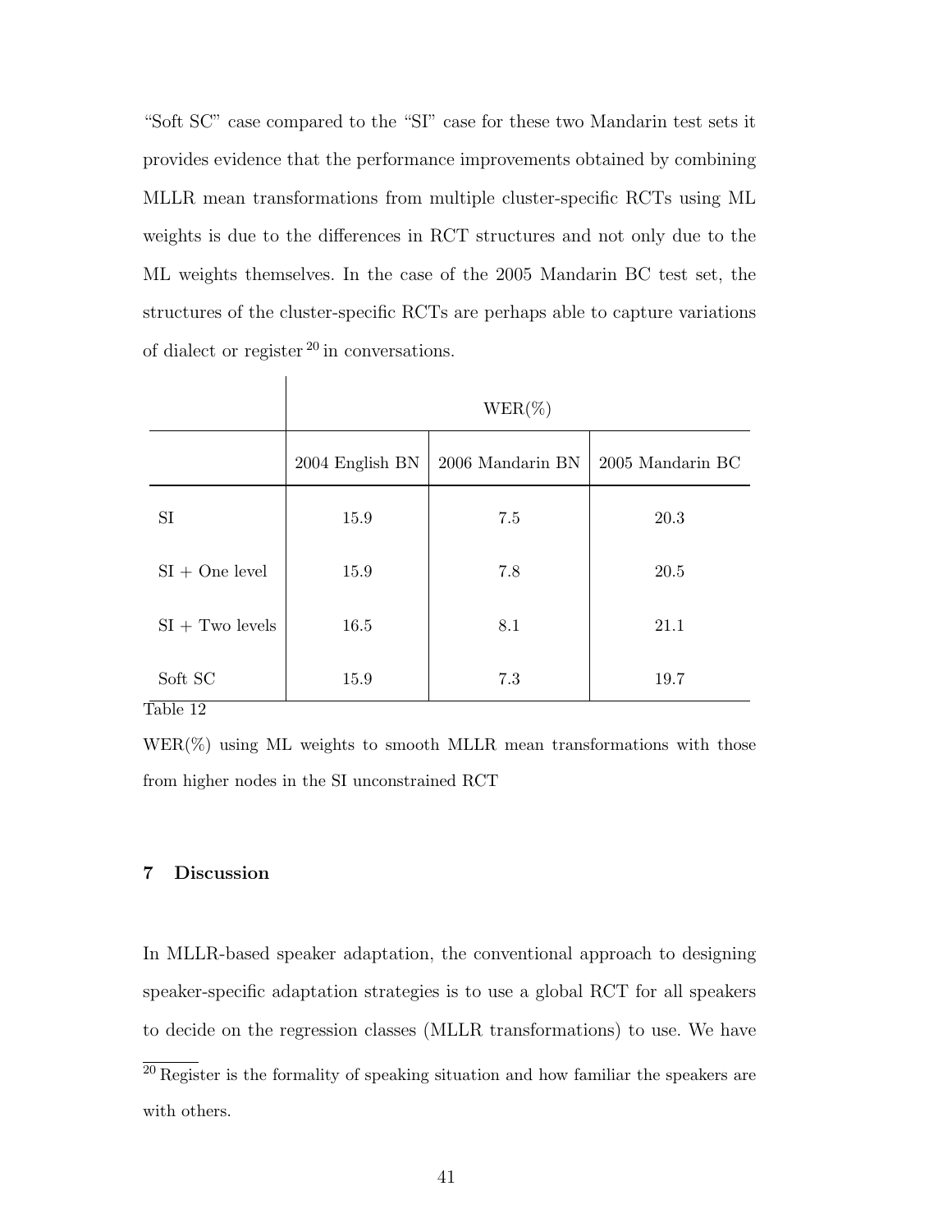"Soft SC" case compared to the "SI" case for these two Mandarin test sets it provides evidence that the performance improvements obtained by combining MLLR mean transformations from multiple cluster-specific RCTs using ML weights is due to the differences in RCT structures and not only due to the ML weights themselves. In the case of the 2005 Mandarin BC test set, the structures of the cluster-specific RCTs are perhaps able to capture variations of dialect or register [20] in conversations.

| | WER(%) | | |
|---|---|---|---|
| | 2004 English BN | 2006 Mandarin BN | 2005 Mandarin BC |
| SI | 15.9 | 7.5 | 20.3 |
| SI + One level | 15.9 | 7.8 | 20.5 |
| SI + Two levels | 16.5 | 8.1 | 21.1 |
| Soft SC | 15.9 | 7.3 | 19.7 |

Table 12

WER(%) using ML weights to smooth MLLR mean transformations with those from higher nodes in the SI unconstrained RCT

## 7 Discussion

In MLLR-based speaker adaptation, the conventional approach to designing speaker-specific adaptation strategies is to use a global RCT for all speakers to decide on the regression classes (MLLR transformations) to use. We have

[20] Register is the formality of speaking situation and how familiar the speakers are with others.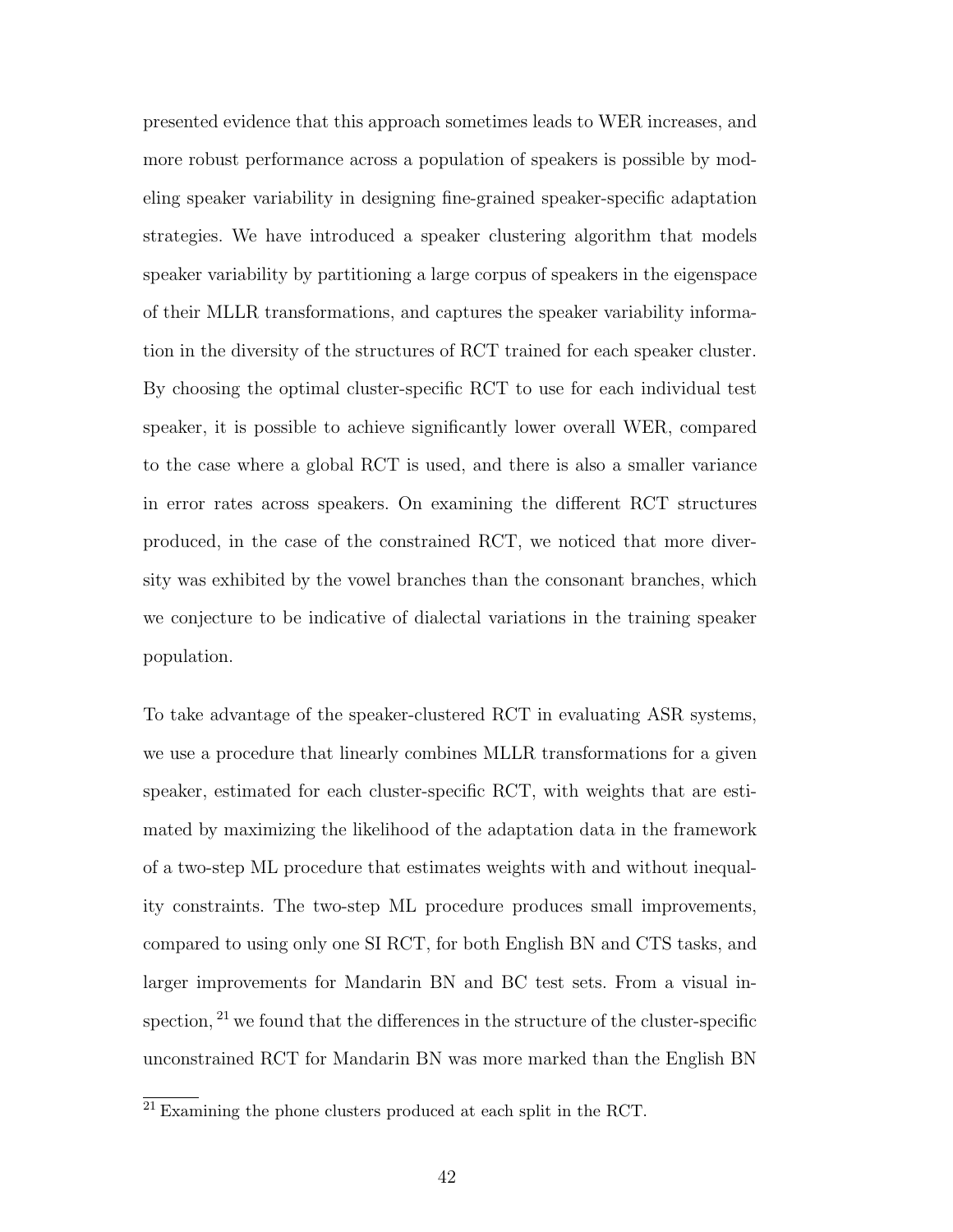presented evidence that this approach sometimes leads to WER increases, and more robust performance across a population of speakers is possible by modeling speaker variability in designing fine-grained speaker-specific adaptation strategies. We have introduced a speaker clustering algorithm that models speaker variability by partitioning a large corpus of speakers in the eigenspace of their MLLR transformations, and captures the speaker variability information in the diversity of the structures of RCT trained for each speaker cluster. By choosing the optimal cluster-specific RCT to use for each individual test speaker, it is possible to achieve significantly lower overall WER, compared to the case where a global RCT is used, and there is also a smaller variance in error rates across speakers. On examining the different RCT structures produced, in the case of the constrained RCT, we noticed that more diversity was exhibited by the vowel branches than the consonant branches, which we conjecture to be indicative of dialectal variations in the training speaker population.

To take advantage of the speaker-clustered RCT in evaluating ASR systems, we use a procedure that linearly combines MLLR transformations for a given speaker, estimated for each cluster-specific RCT, with weights that are estimated by maximizing the likelihood of the adaptation data in the framework of a two-step ML procedure that estimates weights with and without inequality constraints. The two-step ML procedure produces small improvements, compared to using only one SI RCT, for both English BN and CTS tasks, and larger improvements for Mandarin BN and BC test sets. From a visual inspection,[21] we found that the differences in the structure of the cluster-specific unconstrained RCT for Mandarin BN was more marked than the English BN

[21] Examining the phone clusters produced at each split in the RCT.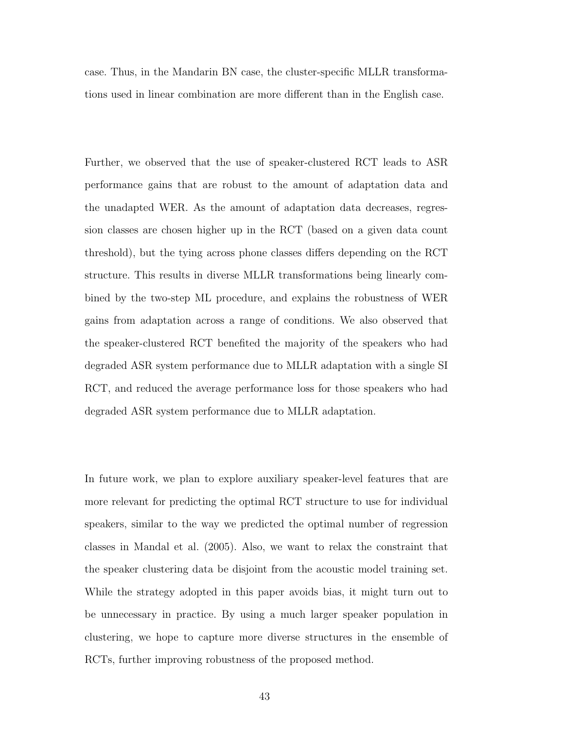case. Thus, in the Mandarin BN case, the cluster-specific MLLR transformations used in linear combination are more different than in the English case.

Further, we observed that the use of speaker-clustered RCT leads to ASR performance gains that are robust to the amount of adaptation data and the unadapted WER. As the amount of adaptation data decreases, regression classes are chosen higher up in the RCT (based on a given data count threshold), but the tying across phone classes differs depending on the RCT structure. This results in diverse MLLR transformations being linearly combined by the two-step ML procedure, and explains the robustness of WER gains from adaptation across a range of conditions. We also observed that the speaker-clustered RCT benefited the majority of the speakers who had degraded ASR system performance due to MLLR adaptation with a single SI RCT, and reduced the average performance loss for those speakers who had degraded ASR system performance due to MLLR adaptation.

In future work, we plan to explore auxiliary speaker-level features that are more relevant for predicting the optimal RCT structure to use for individual speakers, similar to the way we predicted the optimal number of regression classes in Mandal et al. (2005). Also, we want to relax the constraint that the speaker clustering data be disjoint from the acoustic model training set. While the strategy adopted in this paper avoids bias, it might turn out to be unnecessary in practice. By using a much larger speaker population in clustering, we hope to capture more diverse structures in the ensemble of RCTs, further improving robustness of the proposed method.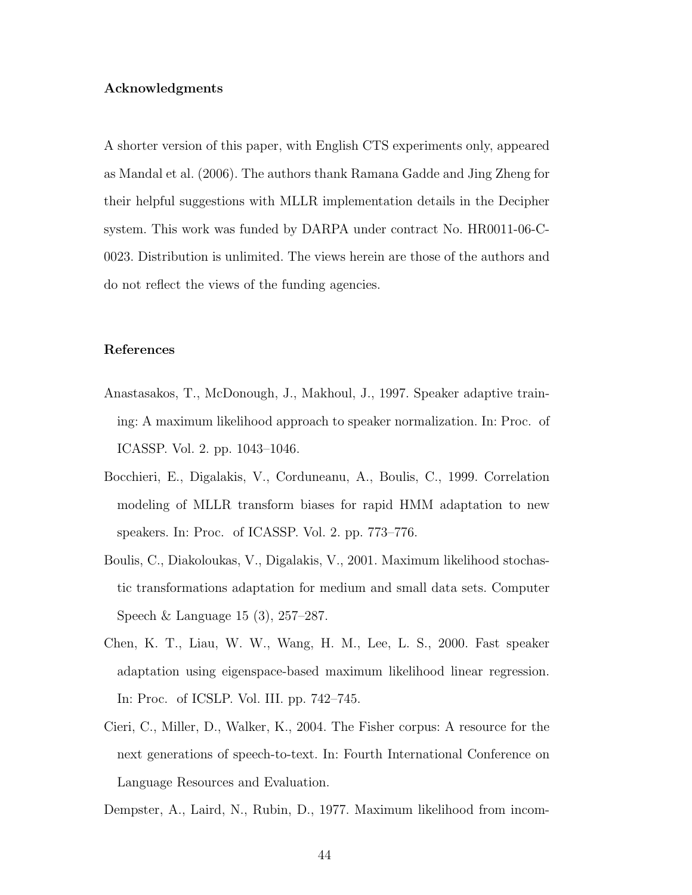### Acknowledgments

A shorter version of this paper, with English CTS experiments only, appeared as Mandal et al. (2006). The authors thank Ramana Gadde and Jing Zheng for their helpful suggestions with MLLR implementation details in the Decipher system. This work was funded by DARPA under contract No. HR0011-06-C-0023. Distribution is unlimited. The views herein are those of the authors and do not reflect the views of the funding agencies.

### References

Anastasakos, T., McDonough, J., Makhoul, J., 1997. Speaker adaptive training: A maximum likelihood approach to speaker normalization. In: Proc. of ICASSP. Vol. 2. pp. 1043–1046.

Bocchieri, E., Digalakis, V., Corduneanu, A., Boulis, C., 1999. Correlation modeling of MLLR transform biases for rapid HMM adaptation to new speakers. In: Proc. of ICASSP. Vol. 2. pp. 773–776.

Boulis, C., Diakoloukas, V., Digalakis, V., 2001. Maximum likelihood stochastic transformations adaptation for medium and small data sets. Computer Speech & Language 15 (3), 257–287.

Chen, K. T., Liau, W. W., Wang, H. M., Lee, L. S., 2000. Fast speaker adaptation using eigenspace-based maximum likelihood linear regression. In: Proc. of ICSLP. Vol. III. pp. 742–745.

Cieri, C., Miller, D., Walker, K., 2004. The Fisher corpus: A resource for the next generations of speech-to-text. In: Fourth International Conference on Language Resources and Evaluation.

Dempster, A., Laird, N., Rubin, D., 1977. Maximum likelihood from incom-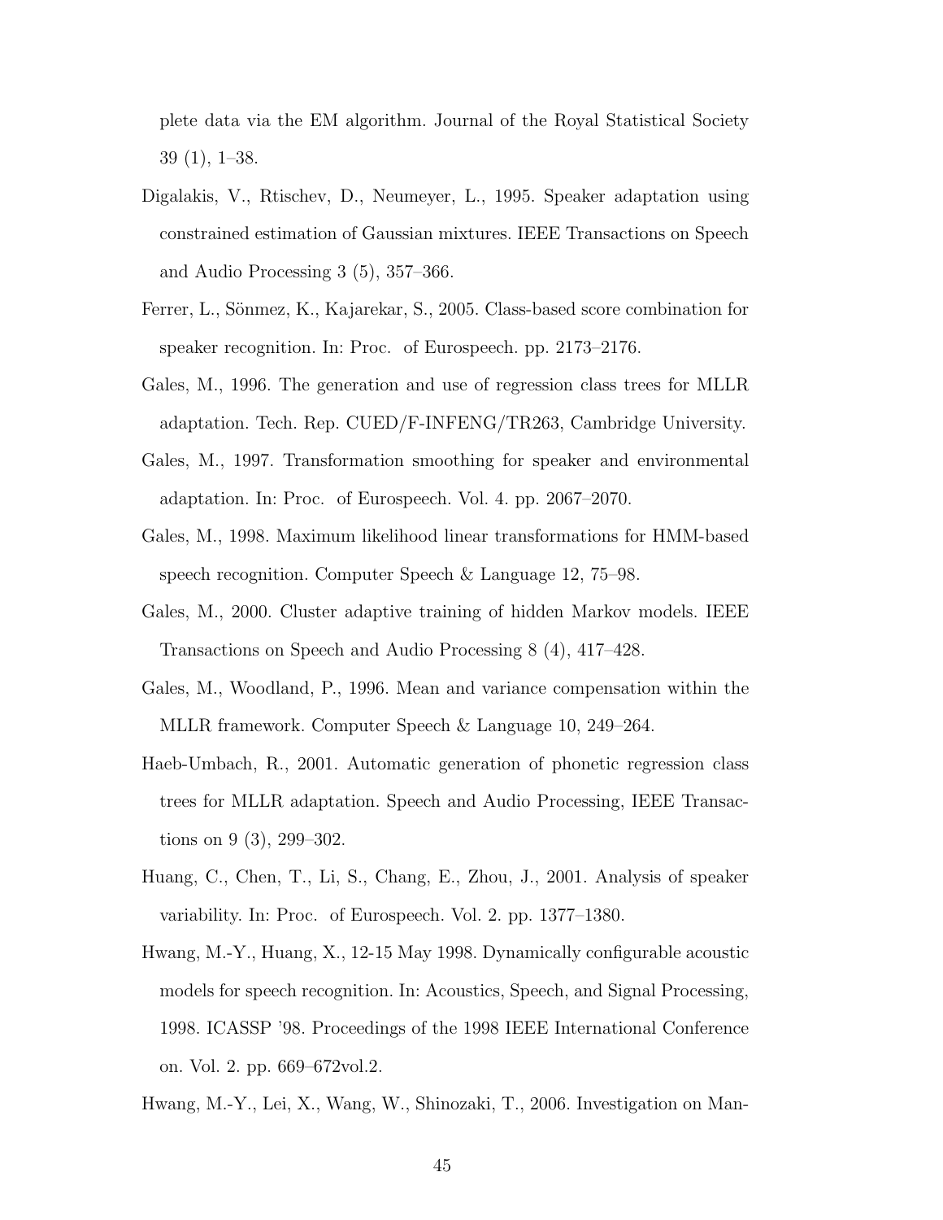plete data via the EM algorithm. Journal of the Royal Statistical Society 39 (1), 1–38.

Digalakis, V., Rtischev, D., Neumeyer, L., 1995. Speaker adaptation using constrained estimation of Gaussian mixtures. IEEE Transactions on Speech and Audio Processing 3 (5), 357–366.

Ferrer, L., Sönmez, K., Kajarekar, S., 2005. Class-based score combination for speaker recognition. In: Proc. of Eurospeech. pp. 2173–2176.

Gales, M., 1996. The generation and use of regression class trees for MLLR adaptation. Tech. Rep. CUED/F-INFENG/TR263, Cambridge University.

Gales, M., 1997. Transformation smoothing for speaker and environmental adaptation. In: Proc. of Eurospeech. Vol. 4. pp. 2067–2070.

Gales, M., 1998. Maximum likelihood linear transformations for HMM-based speech recognition. Computer Speech & Language 12, 75–98.

Gales, M., 2000. Cluster adaptive training of hidden Markov models. IEEE Transactions on Speech and Audio Processing 8 (4), 417–428.

Gales, M., Woodland, P., 1996. Mean and variance compensation within the MLLR framework. Computer Speech & Language 10, 249–264.

Haeb-Umbach, R., 2001. Automatic generation of phonetic regression class trees for MLLR adaptation. Speech and Audio Processing, IEEE Transactions on 9 (3), 299–302.

Huang, C., Chen, T., Li, S., Chang, E., Zhou, J., 2001. Analysis of speaker variability. In: Proc. of Eurospeech. Vol. 2. pp. 1377–1380.

Hwang, M.-Y., Huang, X., 12-15 May 1998. Dynamically configurable acoustic models for speech recognition. In: Acoustics, Speech, and Signal Processing, 1998. ICASSP '98. Proceedings of the 1998 IEEE International Conference on. Vol. 2. pp. 669–672vol.2.

Hwang, M.-Y., Lei, X., Wang, W., Shinozaki, T., 2006. Investigation on Man-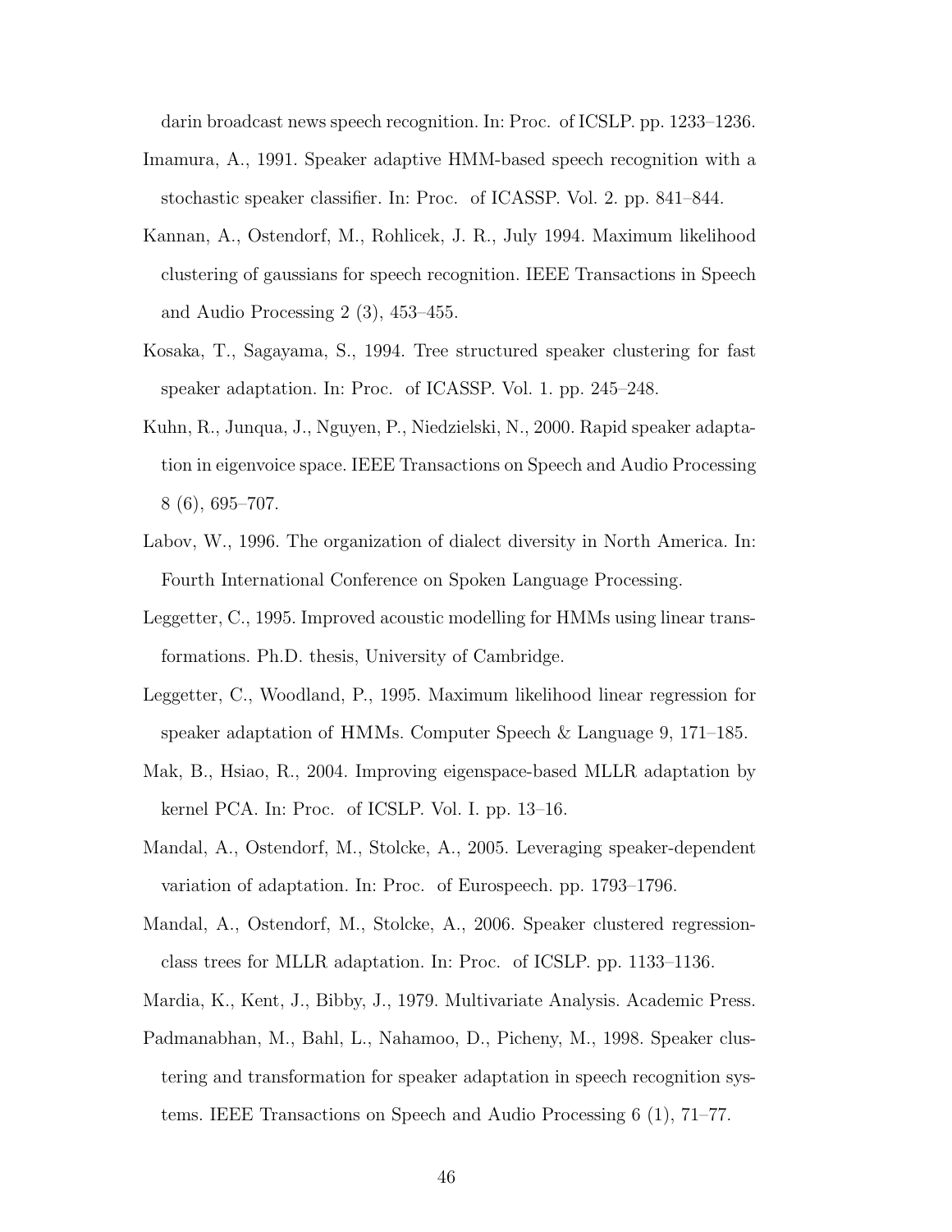darin broadcast news speech recognition. In: Proc. of ICSLP. pp. 1233–1236.

Imamura, A., 1991. Speaker adaptive HMM-based speech recognition with a stochastic speaker classifier. In: Proc. of ICASSP. Vol. 2. pp. 841–844.

Kannan, A., Ostendorf, M., Rohlicek, J. R., July 1994. Maximum likelihood clustering of gaussians for speech recognition. IEEE Transactions in Speech and Audio Processing 2 (3), 453–455.

Kosaka, T., Sagayama, S., 1994. Tree structured speaker clustering for fast speaker adaptation. In: Proc. of ICASSP. Vol. 1. pp. 245–248.

Kuhn, R., Junqua, J., Nguyen, P., Niedzielski, N., 2000. Rapid speaker adaptation in eigenvoice space. IEEE Transactions on Speech and Audio Processing 8 (6), 695–707.

Labov, W., 1996. The organization of dialect diversity in North America. In: Fourth International Conference on Spoken Language Processing.

Leggetter, C., 1995. Improved acoustic modelling for HMMs using linear transformations. Ph.D. thesis, University of Cambridge.

Leggetter, C., Woodland, P., 1995. Maximum likelihood linear regression for speaker adaptation of HMMs. Computer Speech & Language 9, 171–185.

Mak, B., Hsiao, R., 2004. Improving eigenspace-based MLLR adaptation by kernel PCA. In: Proc. of ICSLP. Vol. I. pp. 13–16.

Mandal, A., Ostendorf, M., Stolcke, A., 2005. Leveraging speaker-dependent variation of adaptation. In: Proc. of Eurospeech. pp. 1793–1796.

Mandal, A., Ostendorf, M., Stolcke, A., 2006. Speaker clustered regression-class trees for MLLR adaptation. In: Proc. of ICSLP. pp. 1133–1136.

Mardia, K., Kent, J., Bibby, J., 1979. Multivariate Analysis. Academic Press.

Padmanabhan, M., Bahl, L., Nahamoo, D., Picheny, M., 1998. Speaker clustering and transformation for speaker adaptation in speech recognition systems. IEEE Transactions on Speech and Audio Processing 6 (1), 71–77.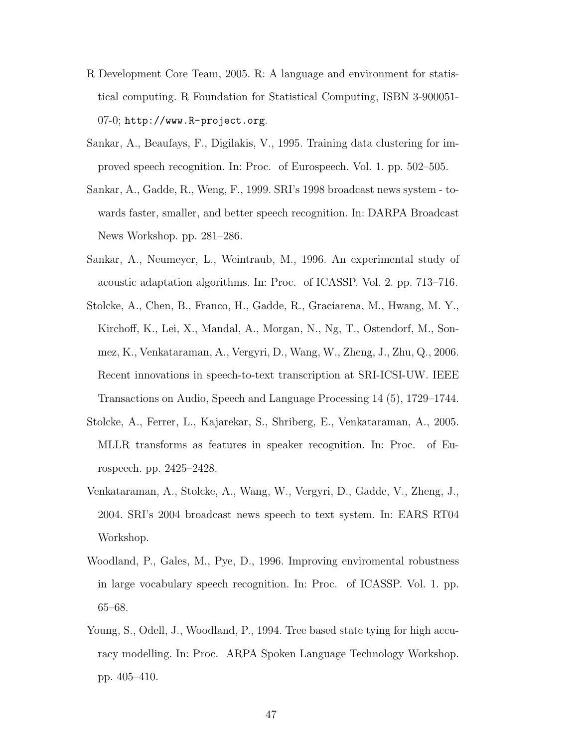R Development Core Team, 2005. R: A language and environment for statistical computing. R Foundation for Statistical Computing, ISBN 3-900051-07-0; http://www.R-project.org.

Sankar, A., Beaufays, F., Digilakis, V., 1995. Training data clustering for improved speech recognition. In: Proc. of Eurospeech. Vol. 1. pp. 502–505.

Sankar, A., Gadde, R., Weng, F., 1999. SRI's 1998 broadcast news system - towards faster, smaller, and better speech recognition. In: DARPA Broadcast News Workshop. pp. 281–286.

Sankar, A., Neumeyer, L., Weintraub, M., 1996. An experimental study of acoustic adaptation algorithms. In: Proc. of ICASSP. Vol. 2. pp. 713–716.

Stolcke, A., Chen, B., Franco, H., Gadde, R., Graciarena, M., Hwang, M. Y., Kirchoff, K., Lei, X., Mandal, A., Morgan, N., Ng, T., Ostendorf, M., Sonmez, K., Venkataraman, A., Vergyri, D., Wang, W., Zheng, J., Zhu, Q., 2006. Recent innovations in speech-to-text transcription at SRI-ICSI-UW. IEEE Transactions on Audio, Speech and Language Processing 14 (5), 1729–1744.

Stolcke, A., Ferrer, L., Kajarekar, S., Shriberg, E., Venkataraman, A., 2005. MLLR transforms as features in speaker recognition. In: Proc. of Eurospeech. pp. 2425–2428.

Venkataraman, A., Stolcke, A., Wang, W., Vergyri, D., Gadde, V., Zheng, J., 2004. SRI's 2004 broadcast news speech to text system. In: EARS RT04 Workshop.

Woodland, P., Gales, M., Pye, D., 1996. Improving enviromental robustness in large vocabulary speech recognition. In: Proc. of ICASSP. Vol. 1. pp. 65–68.

Young, S., Odell, J., Woodland, P., 1994. Tree based state tying for high accuracy modelling. In: Proc. ARPA Spoken Language Technology Workshop. pp. 405–410.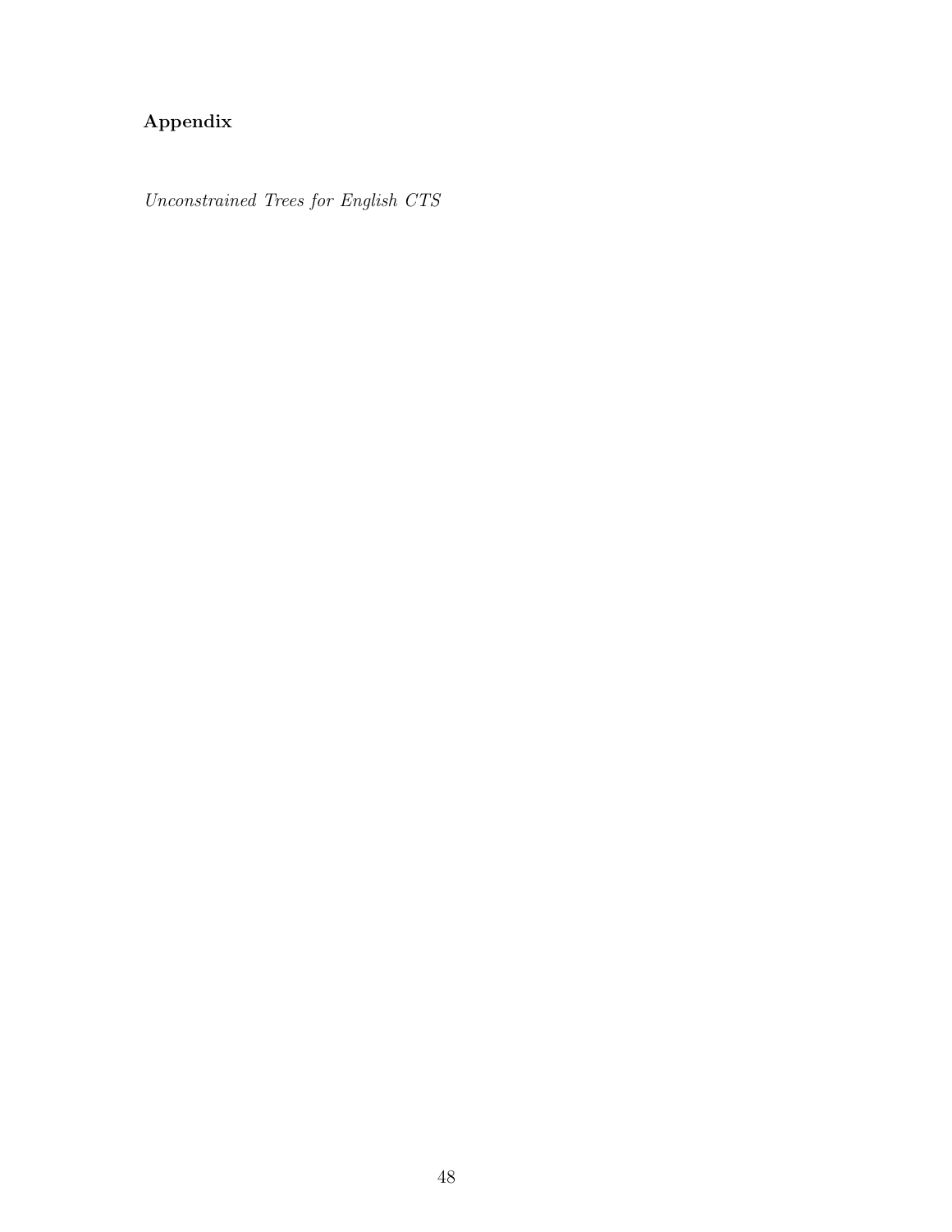## Appendix

*Unconstrained Trees for English CTS*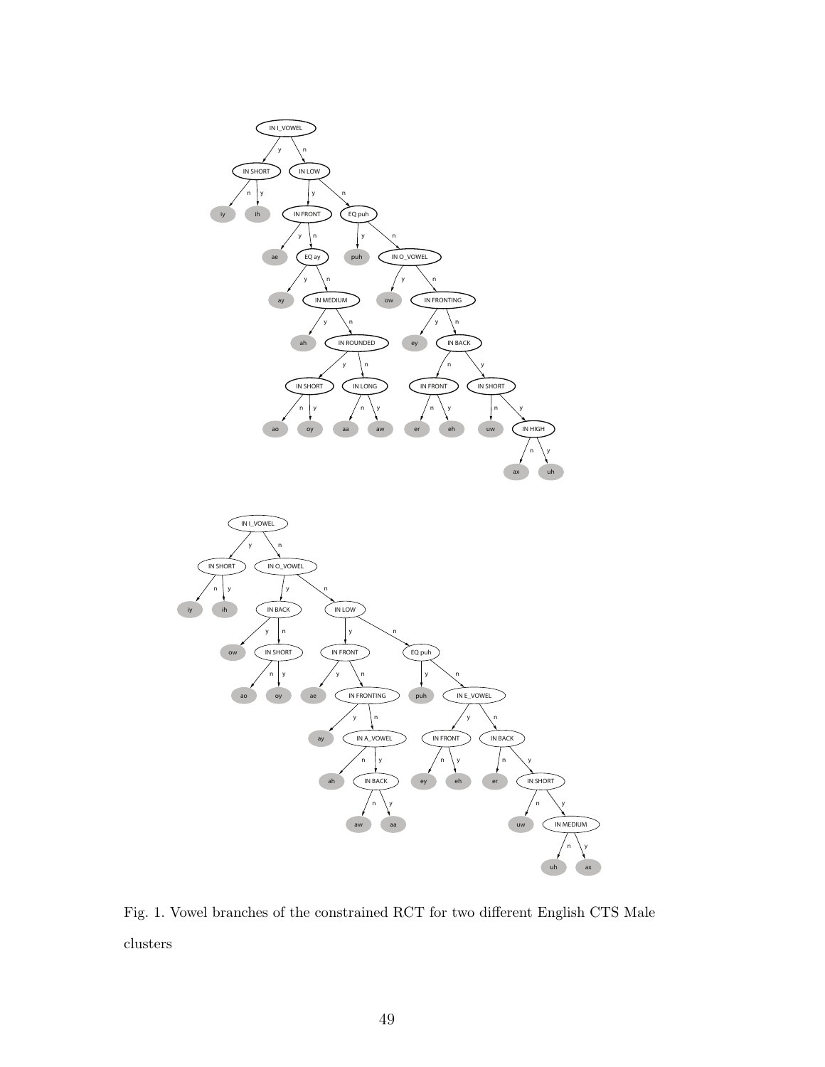Fig. 1. Vowel branches of the constrained RCT for two different English CTS Male clusters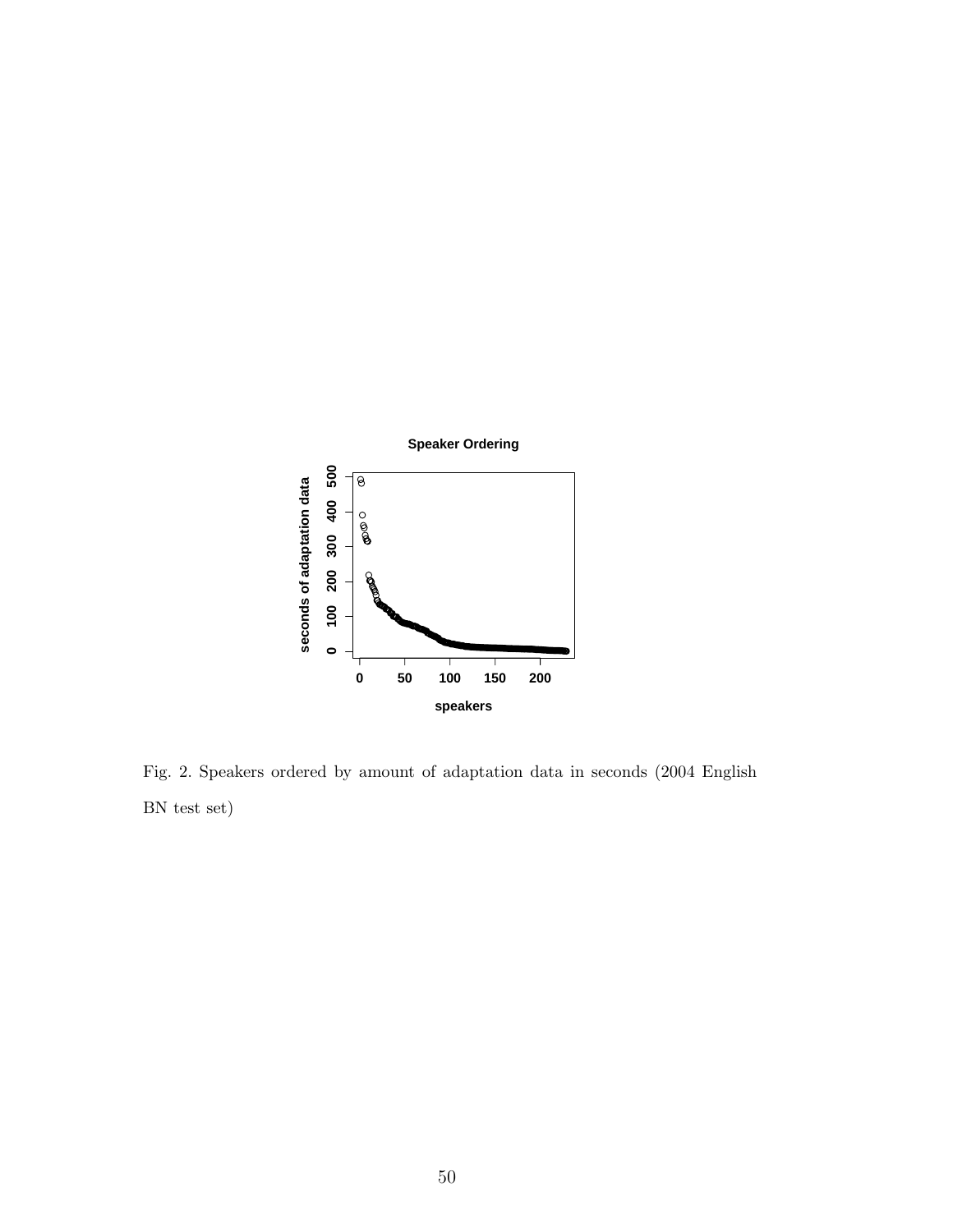Fig. 2. Speakers ordered by amount of adaptation data in seconds (2004 English BN test set)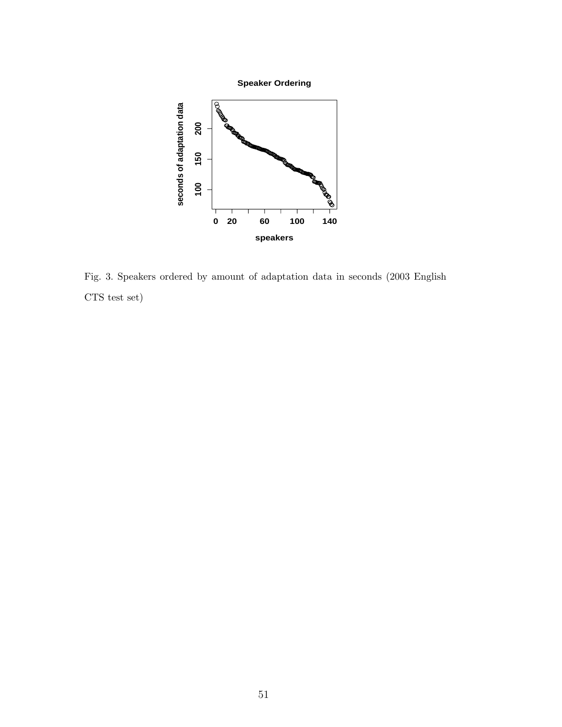Fig. 3. Speakers ordered by amount of adaptation data in seconds (2003 English CTS test set)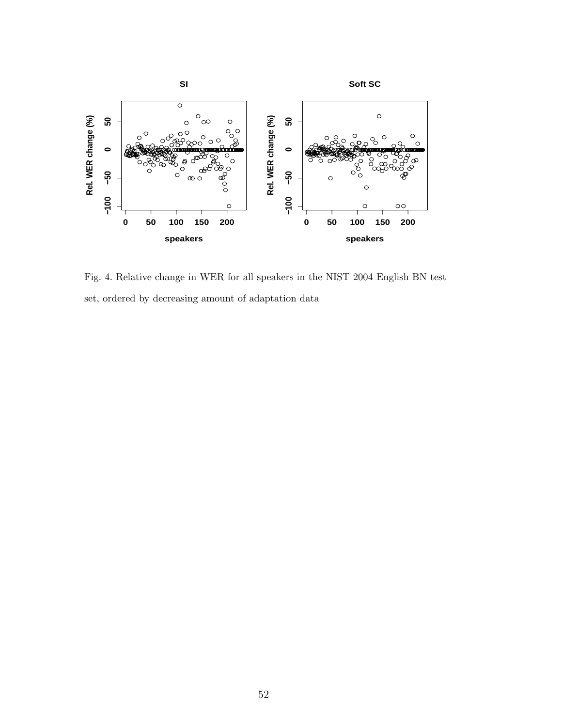Fig. 4. Relative change in WER for all speakers in the NIST 2004 English BN test set, ordered by decreasing amount of adaptation data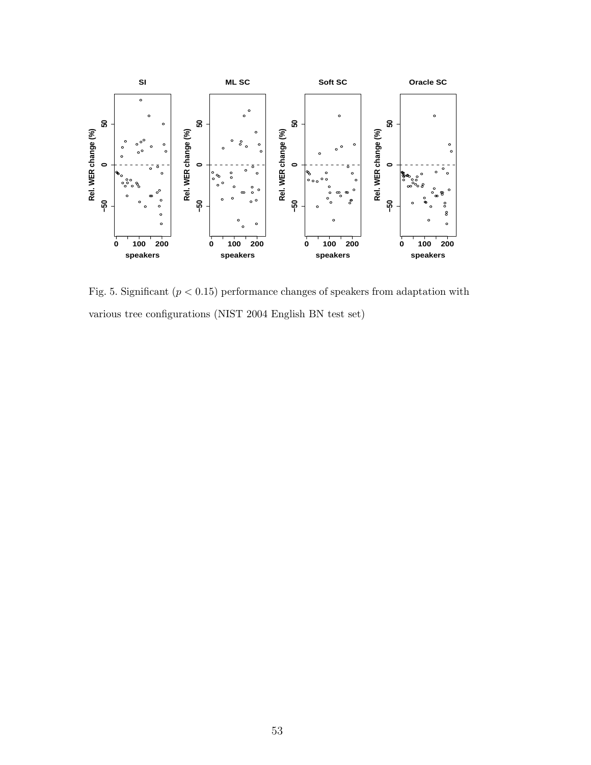Fig. 5. Significant ($p < 0.15$) performance changes of speakers from adaptation with various tree configurations (NIST 2004 English BN test set)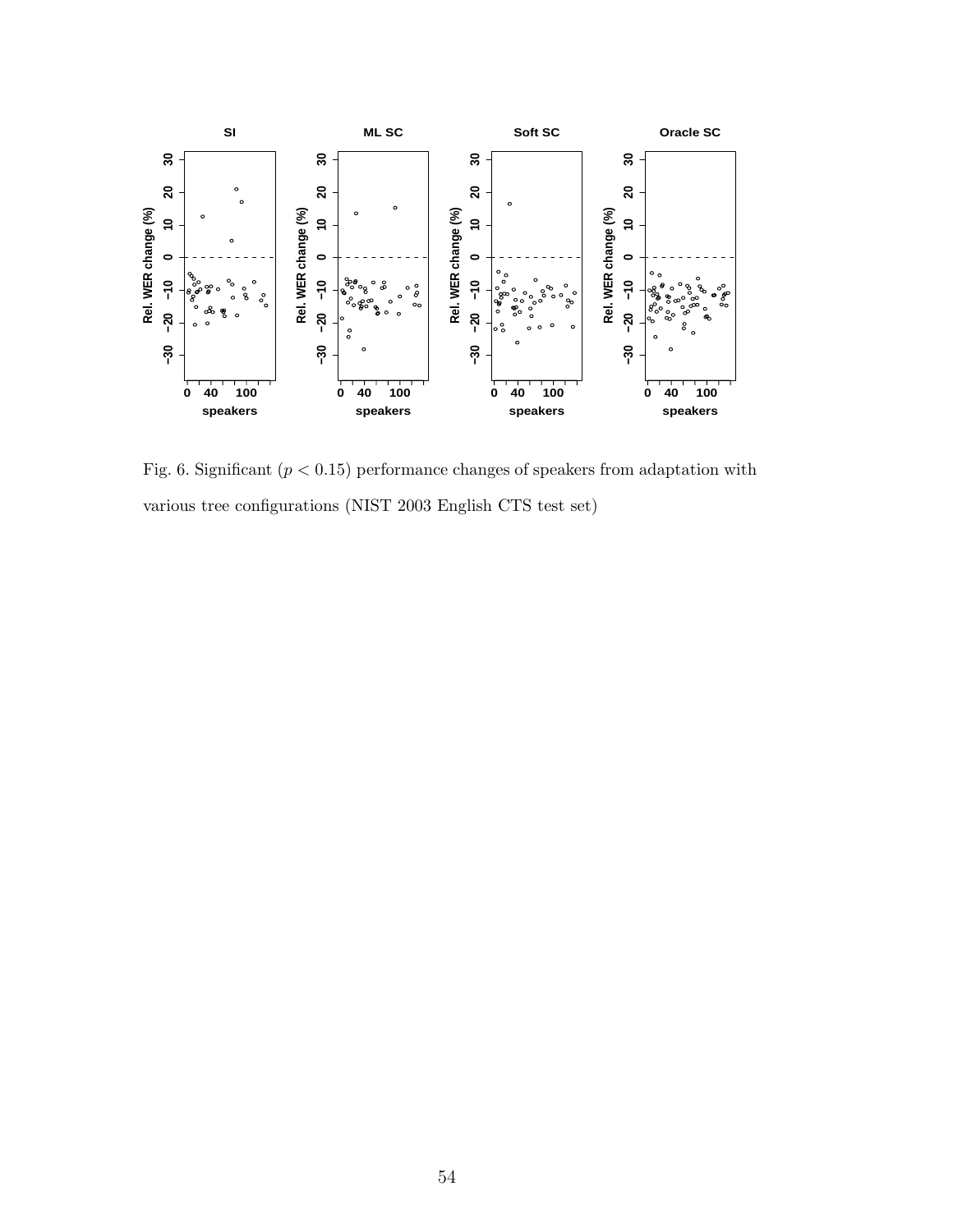Fig. 6. Significant ($p < 0.15$) performance changes of speakers from adaptation with various tree configurations (NIST 2003 English CTS test set)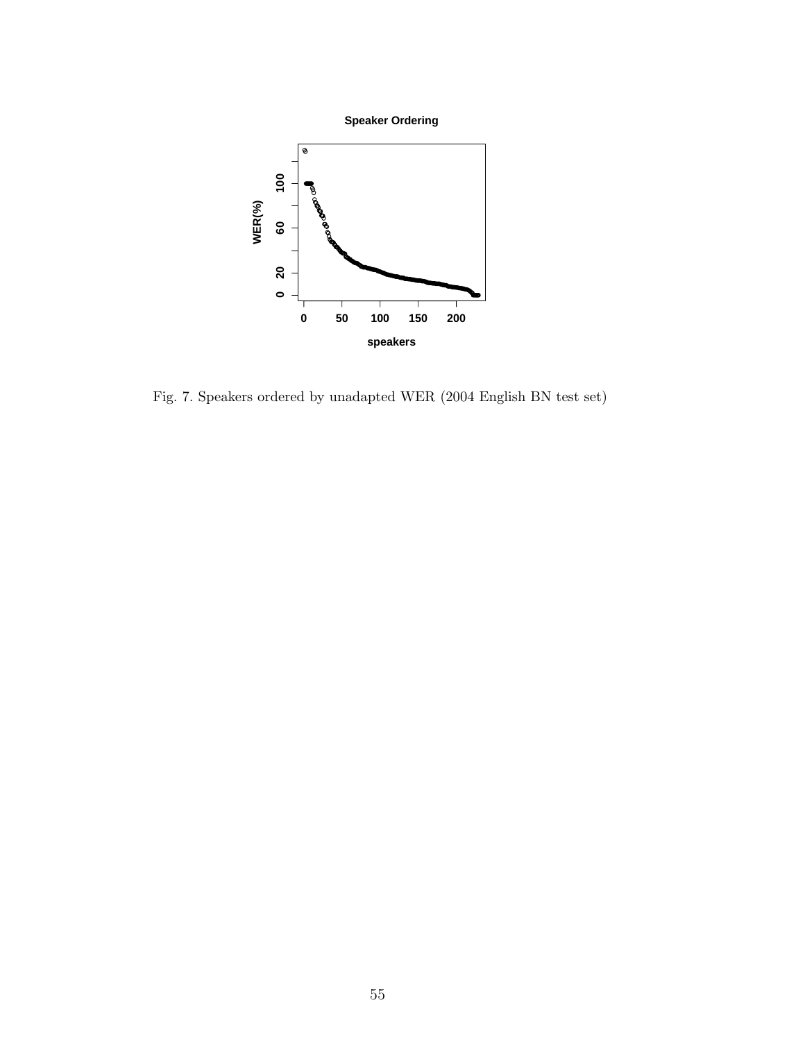Fig. 7. Speakers ordered by unadapted WER (2004 English BN test set)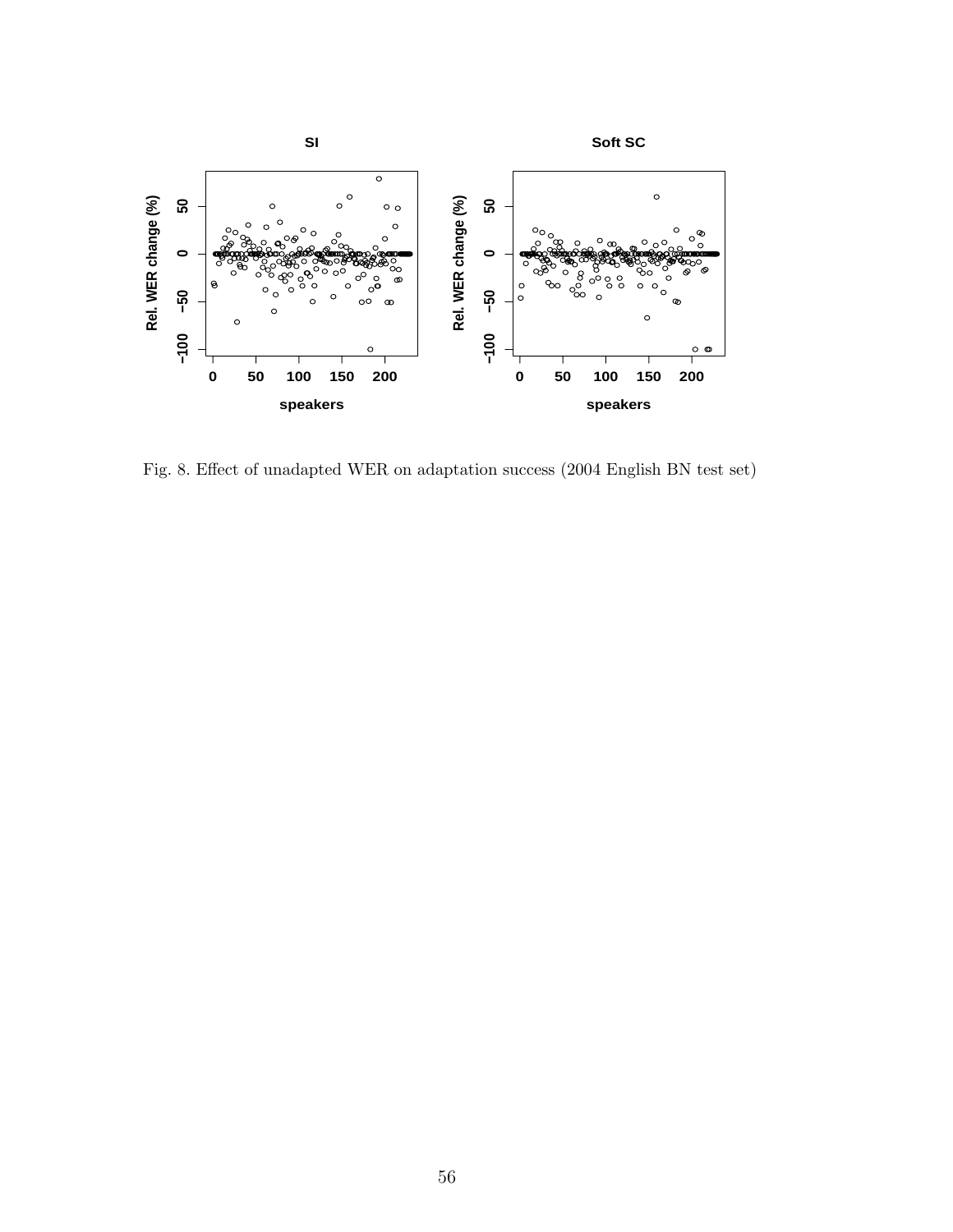Fig. 8. Effect of unadapted WER on adaptation success (2004 English BN test set)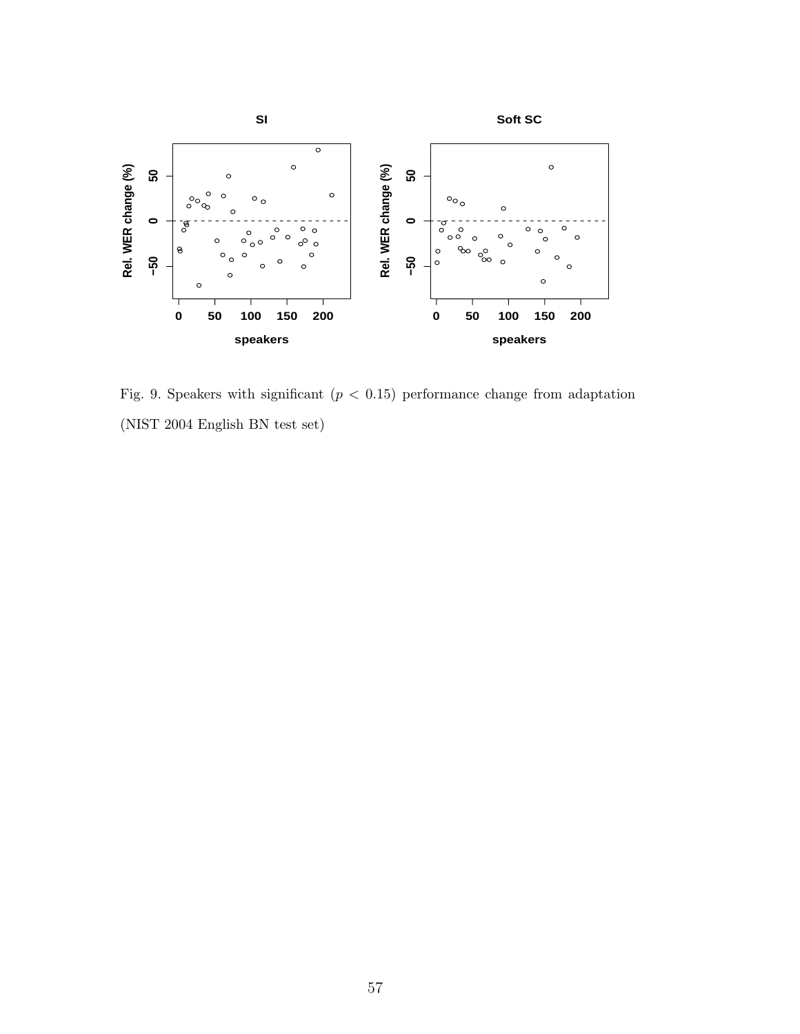Fig. 9. Speakers with significant ($p < 0.15$) performance change from adaptation (NIST 2004 English BN test set)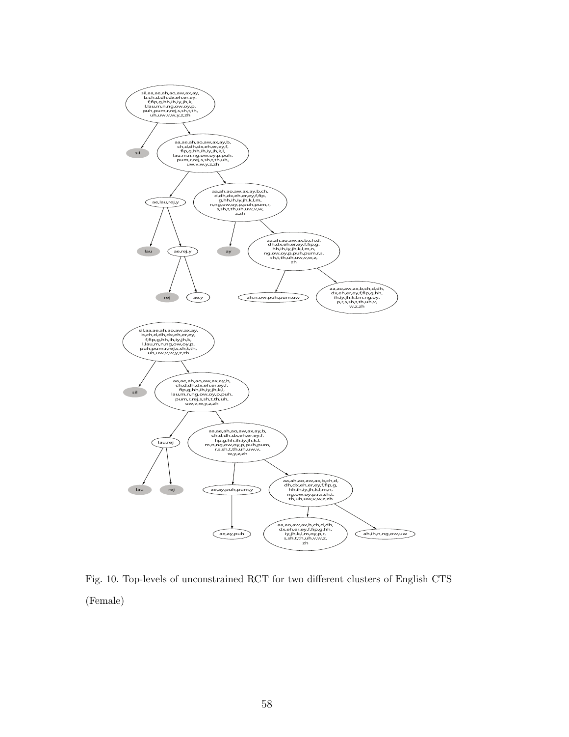sil,aa,ae,ah,ao,aw,ax,ay,
b,ch,d,dh,dx,eh,er,ey,
f,fip,g,hh,ih,iy,jh,k,
l,lau,m,n,ng,ow,oy,p,
puh,pum,r,rej,s,sh,t,th,
uh,uw,v,w,y,z,zh

sil

aa,ae,ah,ao,aw,ax,ay,b,
ch,d,dh,dx,eh,er,ey,f,
fip,g,hh,ih,iy,jh,k,l,
lau,m,n,ng,ow,oy,p,puh,
pum,r,rej,s,sh,t,th,uh,
uw,v,w,y,z,zh

ae,lau,rej,y

aa,ah,ao,aw,ax,ay,b,ch,
d,dh,dx,eh,er,ey,f,fip,
g,hh,ih,iy,jh,k,l,m,
n,ng,ow,oy,p,puh,pum,r,
s,sh,t,th,uh,uw,v,w,
z,zh

lau

ae,rej,y

ay

aa,ah,ao,aw,ax,b,ch,d,
dh,dx,eh,er,ey,f,fip,g,
hh,ih,iy,jh,k,l,m,n,
ng,ow,oy,p,puh,pum,r,s,
sh,t,th,uh,uw,v,w,z,
zh

rej

ae,y

ah,n,ow,puh,pum,uw

aa,ao,aw,ax,b,ch,d,dh,
dx,eh,er,ey,f,fip,g,hh,
ih,iy,jh,k,l,m,ng,oy,
p,r,s,sh,t,th,uh,v,
w,z,zh

sil,aa,ae,ah,ao,aw,ax,ay,
b,ch,d,dh,dx,eh,er,ey,
f,fip,g,hh,ih,iy,jh,k,
l,lau,m,n,ng,ow,oy,p,
puh,pum,r,rej,s,sh,t,th,
uh,uw,v,w,y,z,zh

sil

aa,ae,ah,ao,aw,ax,ay,b,
ch,d,dh,dx,eh,er,ey,f,
fip,g,hh,ih,iy,jh,k,l,
lau,m,n,ng,ow,oy,p,puh,
pum,r,rej,s,sh,t,th,uh,
uw,v,w,y,z,zh

lau,rej

aa,ae,ah,ao,aw,ax,ay,b,
ch,d,dh,dx,eh,er,ey,f,
fip,g,hh,ih,iy,jh,k,l,
m,n,ng,ow,oy,p,puh,pum,
r,s,sh,t,th,uh,uw,v,
w,y,z,zh

lau

rej

ae,ay,puh,pum,y

aa,ah,ao,aw,ax,b,ch,d,
dh,dx,eh,er,ey,f,fip,g,
hh,ih,iy,jh,k,l,m,n,
ng,ow,oy,p,r,s,sh,t,
th,uh,uw,v,w,z,zh

ae,ay,puh

aa,ao,aw,ax,b,ch,d,dh,
dx,eh,er,ey,f,fip,g,hh,
iy,jh,k,l,m,oy,p,r,
s,sh,t,th,uh,v,w,z,
zh

ah,ih,n,ng,ow,uw

Fig. 10. Top-levels of unconstrained RCT for two different clusters of English CTS (Female)